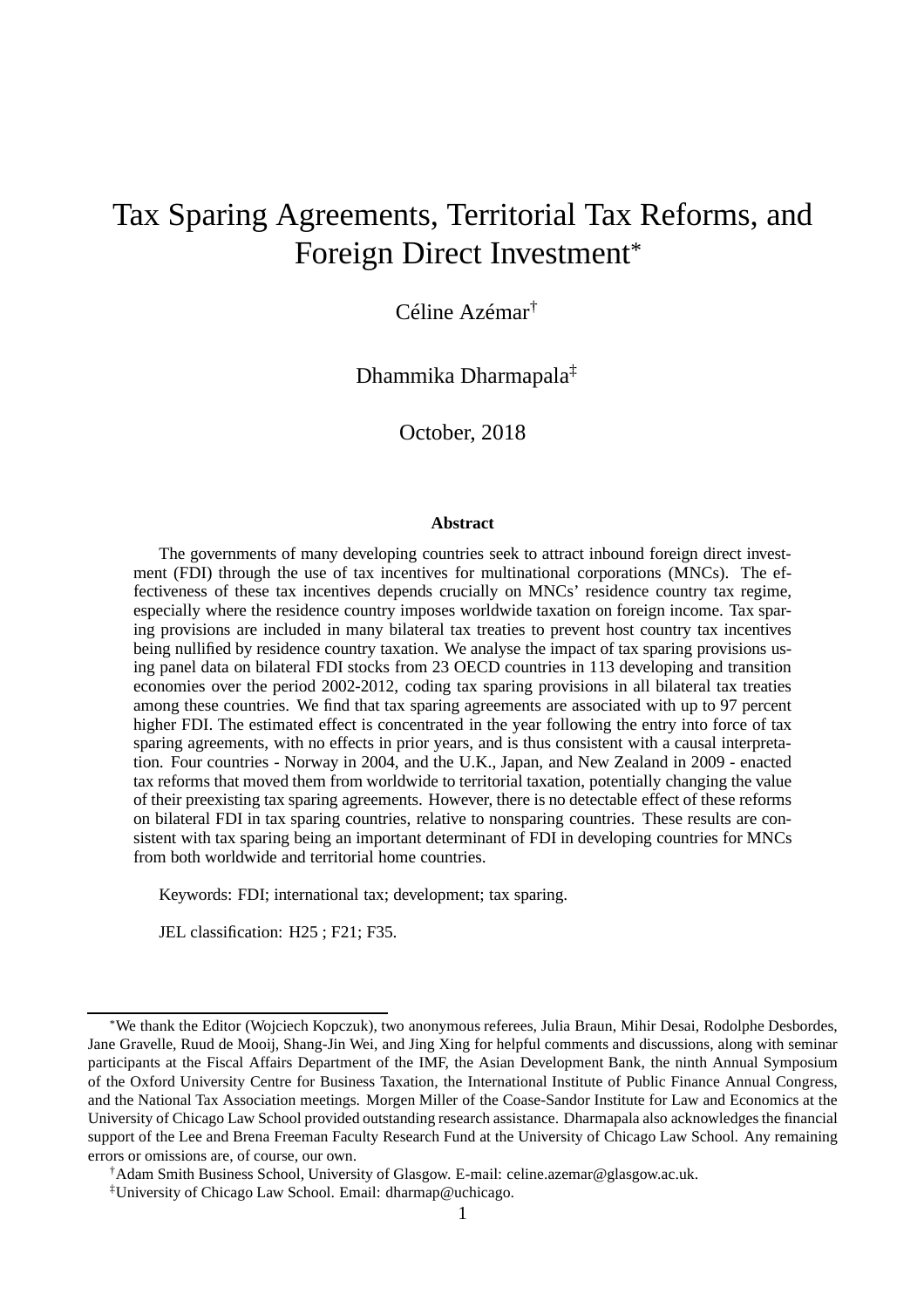# Tax Sparing Agreements, Territorial Tax Reforms, and Foreign Direct Investment*

Céline Azémar†

Dhammika Dharmapala‡

October, 2018

### Abstract

The governments of many developing countries seek to attract inbound foreign direct investment (FDI) through the use of tax incentives for multinational corporations (MNCs). The effectiveness of these tax incentives depends crucially on MNCs' residence country tax regime, especially where the residence country imposes worldwide taxation on foreign income. Tax sparing provisions are included in many bilateral tax treaties to prevent host country tax incentives being nullified by residence country taxation. We analyse the impact of tax sparing provisions using panel data on bilateral FDI stocks from 23 OECD countries in 113 developing and transition economies over the period 2002-2012, coding tax sparing provisions in all bilateral tax treaties among these countries. We find that tax sparing agreements are associated with up to 97 percent higher FDI. The estimated effect is concentrated in the year following the entry into force of tax sparing agreements, with no effects in prior years, and is thus consistent with a causal interpretation. Four countries - Norway in 2004, and the U.K., Japan, and New Zealand in 2009 - enacted tax reforms that moved them from worldwide to territorial taxation, potentially changing the value of their preexisting tax sparing agreements. However, there is no detectable effect of these reforms on bilateral FDI in tax sparing countries, relative to nonsparing countries. These results are consistent with tax sparing being an important determinant of FDI in developing countries for MNCs from both worldwide and territorial home countries.

Keywords: FDI; international tax; development; tax sparing.

JEL classification: H25 ; F21; F35.

---

*We thank the Editor (Wojciech Kopczuk), two anonymous referees, Julia Braun, Mihir Desai, Rodolphe Desbordes, Jane Gravelle, Ruud de Mooij, Shang-Jin Wei, and Jing Xing for helpful comments and discussions, along with seminar participants at the Fiscal Affairs Department of the IMF, the Asian Development Bank, the ninth Annual Symposium of the Oxford University Centre for Business Taxation, the International Institute of Public Finance Annual Congress, and the National Tax Association meetings. Morgen Miller of the Coase-Sandor Institute for Law and Economics at the University of Chicago Law School provided outstanding research assistance. Dharmapala also acknowledges the financial support of the Lee and Brena Freeman Faculty Research Fund at the University of Chicago Law School. Any remaining errors or omissions are, of course, our own.

†Adam Smith Business School, University of Glasgow. E-mail: celine.azemar@glasgow.ac.uk.

‡University of Chicago Law School. Email: dharmap@uchicago.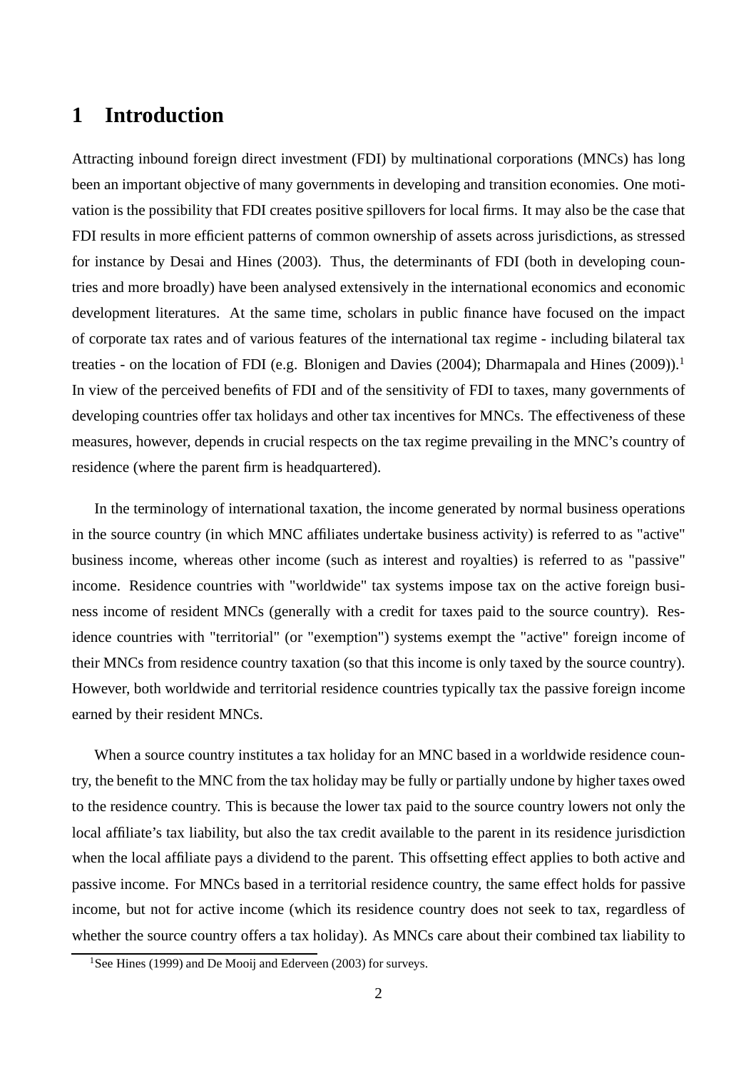# 1 Introduction

Attracting inbound foreign direct investment (FDI) by multinational corporations (MNCs) has long been an important objective of many governments in developing and transition economies. One motivation is the possibility that FDI creates positive spillovers for local firms. It may also be the case that FDI results in more efficient patterns of common ownership of assets across jurisdictions, as stressed for instance by Desai and Hines (2003). Thus, the determinants of FDI (both in developing countries and more broadly) have been analysed extensively in the international economics and economic development literatures. At the same time, scholars in public finance have focused on the impact of corporate tax rates and of various features of the international tax regime - including bilateral tax treaties - on the location of FDI (e.g. Blonigen and Davies (2004); Dharmapala and Hines (2009)).[1] In view of the perceived benefits of FDI and of the sensitivity of FDI to taxes, many governments of developing countries offer tax holidays and other tax incentives for MNCs. The effectiveness of these measures, however, depends in crucial respects on the tax regime prevailing in the MNC's country of residence (where the parent firm is headquartered).

In the terminology of international taxation, the income generated by normal business operations in the source country (in which MNC affiliates undertake business activity) is referred to as "active" business income, whereas other income (such as interest and royalties) is referred to as "passive" income. Residence countries with "worldwide" tax systems impose tax on the active foreign business income of resident MNCs (generally with a credit for taxes paid to the source country). Residence countries with "territorial" (or "exemption") systems exempt the "active" foreign income of their MNCs from residence country taxation (so that this income is only taxed by the source country). However, both worldwide and territorial residence countries typically tax the passive foreign income earned by their resident MNCs.

When a source country institutes a tax holiday for an MNC based in a worldwide residence country, the benefit to the MNC from the tax holiday may be fully or partially undone by higher taxes owed to the residence country. This is because the lower tax paid to the source country lowers not only the local affiliate's tax liability, but also the tax credit available to the parent in its residence jurisdiction when the local affiliate pays a dividend to the parent. This offsetting effect applies to both active and passive income. For MNCs based in a territorial residence country, the same effect holds for passive income, but not for active income (which its residence country does not seek to tax, regardless of whether the source country offers a tax holiday). As MNCs care about their combined tax liability to

[1] See Hines (1999) and De Mooij and Ederveen (2003) for surveys.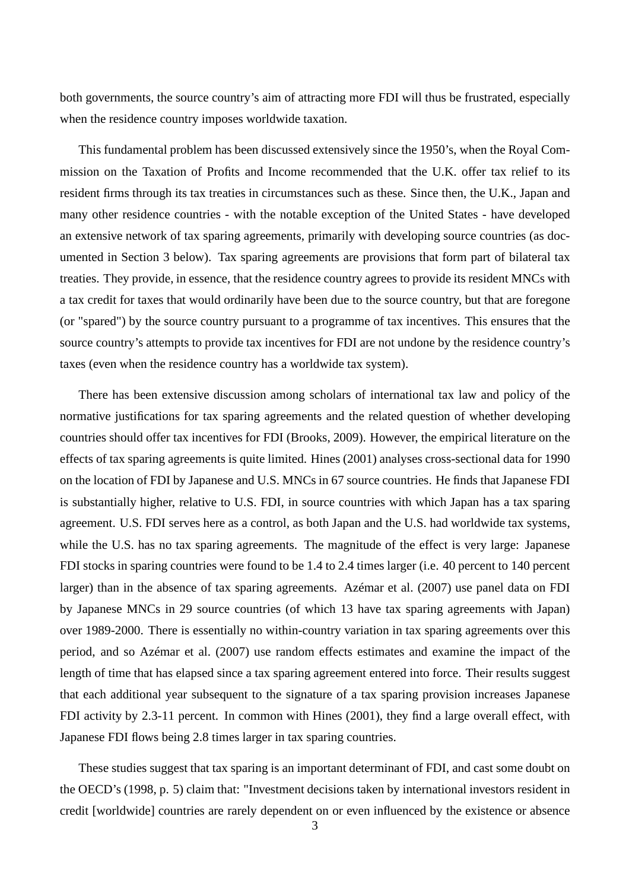both governments, the source country's aim of attracting more FDI will thus be frustrated, especially when the residence country imposes worldwide taxation.

This fundamental problem has been discussed extensively since the 1950's, when the Royal Commission on the Taxation of Profits and Income recommended that the U.K. offer tax relief to its resident firms through its tax treaties in circumstances such as these. Since then, the U.K., Japan and many other residence countries - with the notable exception of the United States - have developed an extensive network of tax sparing agreements, primarily with developing source countries (as documented in Section 3 below). Tax sparing agreements are provisions that form part of bilateral tax treaties. They provide, in essence, that the residence country agrees to provide its resident MNCs with a tax credit for taxes that would ordinarily have been due to the source country, but that are foregone (or "spared") by the source country pursuant to a programme of tax incentives. This ensures that the source country's attempts to provide tax incentives for FDI are not undone by the residence country's taxes (even when the residence country has a worldwide tax system).

There has been extensive discussion among scholars of international tax law and policy of the normative justifications for tax sparing agreements and the related question of whether developing countries should offer tax incentives for FDI (Brooks, 2009). However, the empirical literature on the effects of tax sparing agreements is quite limited. Hines (2001) analyses cross-sectional data for 1990 on the location of FDI by Japanese and U.S. MNCs in 67 source countries. He finds that Japanese FDI is substantially higher, relative to U.S. FDI, in source countries with which Japan has a tax sparing agreement. U.S. FDI serves here as a control, as both Japan and the U.S. had worldwide tax systems, while the U.S. has no tax sparing agreements. The magnitude of the effect is very large: Japanese FDI stocks in sparing countries were found to be 1.4 to 2.4 times larger (i.e. 40 percent to 140 percent larger) than in the absence of tax sparing agreements. Azémar et al. (2007) use panel data on FDI by Japanese MNCs in 29 source countries (of which 13 have tax sparing agreements with Japan) over 1989-2000. There is essentially no within-country variation in tax sparing agreements over this period, and so Azémar et al. (2007) use random effects estimates and examine the impact of the length of time that has elapsed since a tax sparing agreement entered into force. Their results suggest that each additional year subsequent to the signature of a tax sparing provision increases Japanese FDI activity by 2.3-11 percent. In common with Hines (2001), they find a large overall effect, with Japanese FDI flows being 2.8 times larger in tax sparing countries.

These studies suggest that tax sparing is an important determinant of FDI, and cast some doubt on the OECD's (1998, p. 5) claim that: "Investment decisions taken by international investors resident in credit [worldwide] countries are rarely dependent on or even influenced by the existence or absence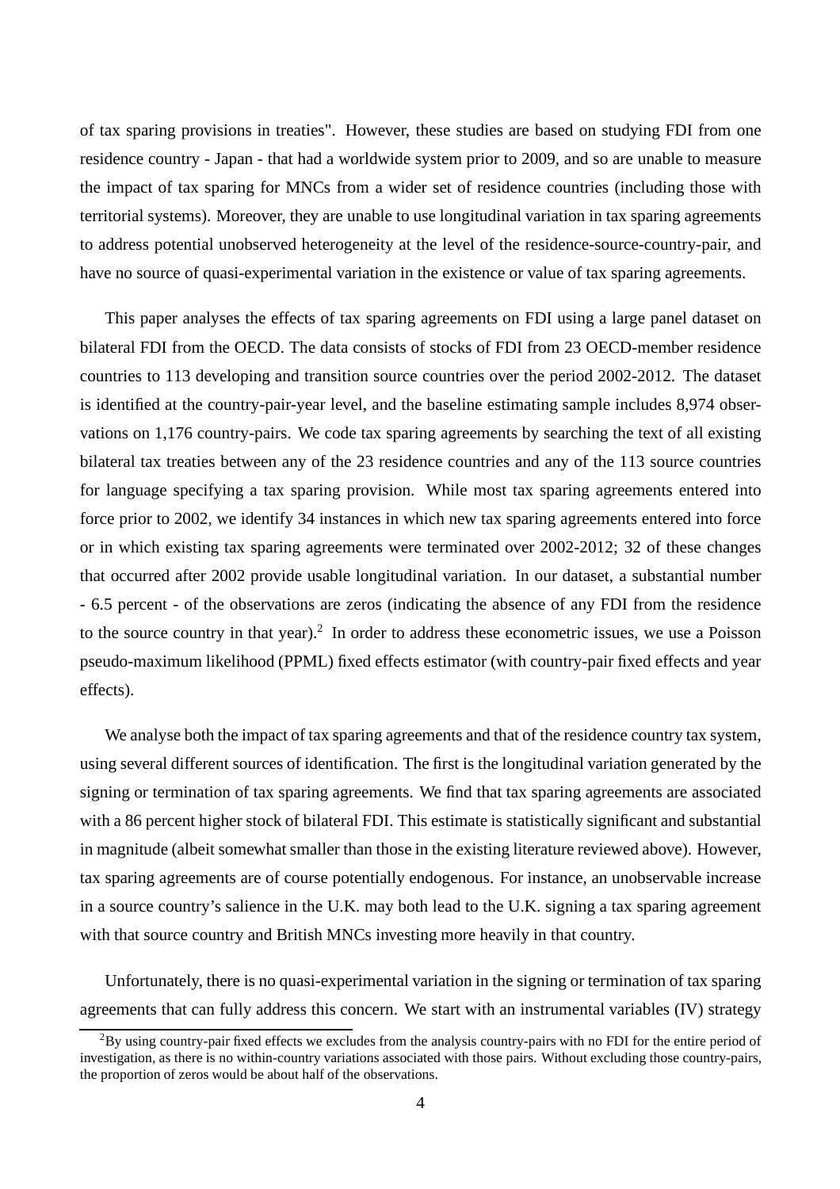of tax sparing provisions in treaties". However, these studies are based on studying FDI from one residence country - Japan - that had a worldwide system prior to 2009, and so are unable to measure the impact of tax sparing for MNCs from a wider set of residence countries (including those with territorial systems). Moreover, they are unable to use longitudinal variation in tax sparing agreements to address potential unobserved heterogeneity at the level of the residence-source-country-pair, and have no source of quasi-experimental variation in the existence or value of tax sparing agreements.

This paper analyses the effects of tax sparing agreements on FDI using a large panel dataset on bilateral FDI from the OECD. The data consists of stocks of FDI from 23 OECD-member residence countries to 113 developing and transition source countries over the period 2002-2012. The dataset is identified at the country-pair-year level, and the baseline estimating sample includes 8,974 observations on 1,176 country-pairs. We code tax sparing agreements by searching the text of all existing bilateral tax treaties between any of the 23 residence countries and any of the 113 source countries for language specifying a tax sparing provision. While most tax sparing agreements entered into force prior to 2002, we identify 34 instances in which new tax sparing agreements entered into force or in which existing tax sparing agreements were terminated over 2002-2012; 32 of these changes that occurred after 2002 provide usable longitudinal variation. In our dataset, a substantial number - 6.5 percent - of the observations are zeros (indicating the absence of any FDI from the residence to the source country in that year).[2] In order to address these econometric issues, we use a Poisson pseudo-maximum likelihood (PPML) fixed effects estimator (with country-pair fixed effects and year effects).

We analyse both the impact of tax sparing agreements and that of the residence country tax system, using several different sources of identification. The first is the longitudinal variation generated by the signing or termination of tax sparing agreements. We find that tax sparing agreements are associated with a 86 percent higher stock of bilateral FDI. This estimate is statistically significant and substantial in magnitude (albeit somewhat smaller than those in the existing literature reviewed above). However, tax sparing agreements are of course potentially endogenous. For instance, an unobservable increase in a source country's salience in the U.K. may both lead to the U.K. signing a tax sparing agreement with that source country and British MNCs investing more heavily in that country.

Unfortunately, there is no quasi-experimental variation in the signing or termination of tax sparing agreements that can fully address this concern. We start with an instrumental variables (IV) strategy

[2] By using country-pair fixed effects we excludes from the analysis country-pairs with no FDI for the entire period of investigation, as there is no within-country variations associated with those pairs. Without excluding those country-pairs, the proportion of zeros would be about half of the observations.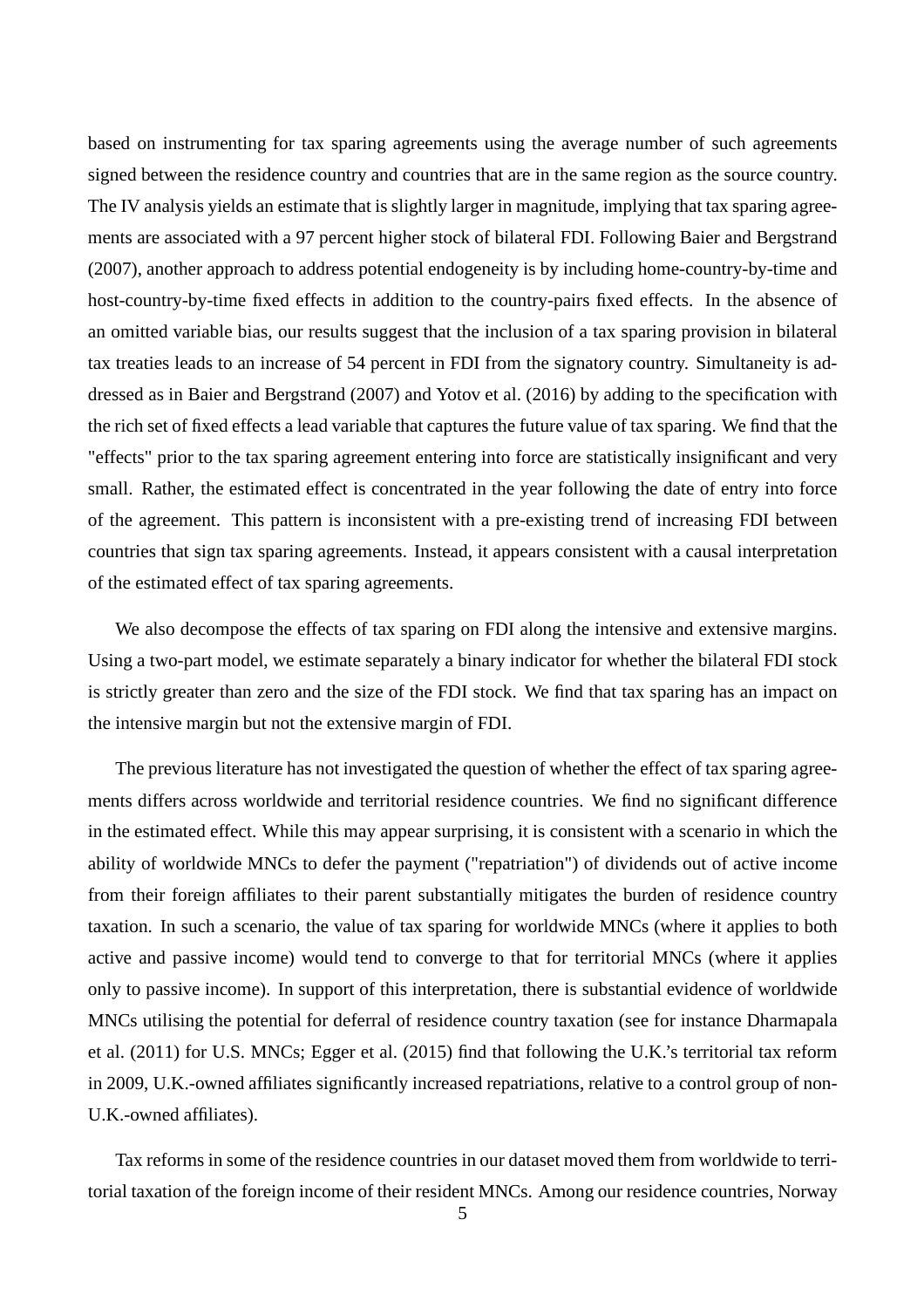based on instrumenting for tax sparing agreements using the average number of such agreements signed between the residence country and countries that are in the same region as the source country. The IV analysis yields an estimate that is slightly larger in magnitude, implying that tax sparing agreements are associated with a 97 percent higher stock of bilateral FDI. Following Baier and Bergstrand (2007), another approach to address potential endogeneity is by including home-country-by-time and host-country-by-time fixed effects in addition to the country-pairs fixed effects. In the absence of an omitted variable bias, our results suggest that the inclusion of a tax sparing provision in bilateral tax treaties leads to an increase of 54 percent in FDI from the signatory country. Simultaneity is addressed as in Baier and Bergstrand (2007) and Yotov et al. (2016) by adding to the specification with the rich set of fixed effects a lead variable that captures the future value of tax sparing. We find that the "effects" prior to the tax sparing agreement entering into force are statistically insignificant and very small. Rather, the estimated effect is concentrated in the year following the date of entry into force of the agreement. This pattern is inconsistent with a pre-existing trend of increasing FDI between countries that sign tax sparing agreements. Instead, it appears consistent with a causal interpretation of the estimated effect of tax sparing agreements.

We also decompose the effects of tax sparing on FDI along the intensive and extensive margins. Using a two-part model, we estimate separately a binary indicator for whether the bilateral FDI stock is strictly greater than zero and the size of the FDI stock. We find that tax sparing has an impact on the intensive margin but not the extensive margin of FDI.

The previous literature has not investigated the question of whether the effect of tax sparing agreements differs across worldwide and territorial residence countries. We find no significant difference in the estimated effect. While this may appear surprising, it is consistent with a scenario in which the ability of worldwide MNCs to defer the payment ("repatriation") of dividends out of active income from their foreign affiliates to their parent substantially mitigates the burden of residence country taxation. In such a scenario, the value of tax sparing for worldwide MNCs (where it applies to both active and passive income) would tend to converge to that for territorial MNCs (where it applies only to passive income). In support of this interpretation, there is substantial evidence of worldwide MNCs utilising the potential for deferral of residence country taxation (see for instance Dharmapala et al. (2011) for U.S. MNCs; Egger et al. (2015) find that following the U.K.'s territorial tax reform in 2009, U.K.-owned affiliates significantly increased repatriations, relative to a control group of non-U.K.-owned affiliates).

Tax reforms in some of the residence countries in our dataset moved them from worldwide to territorial taxation of the foreign income of their resident MNCs. Among our residence countries, Norway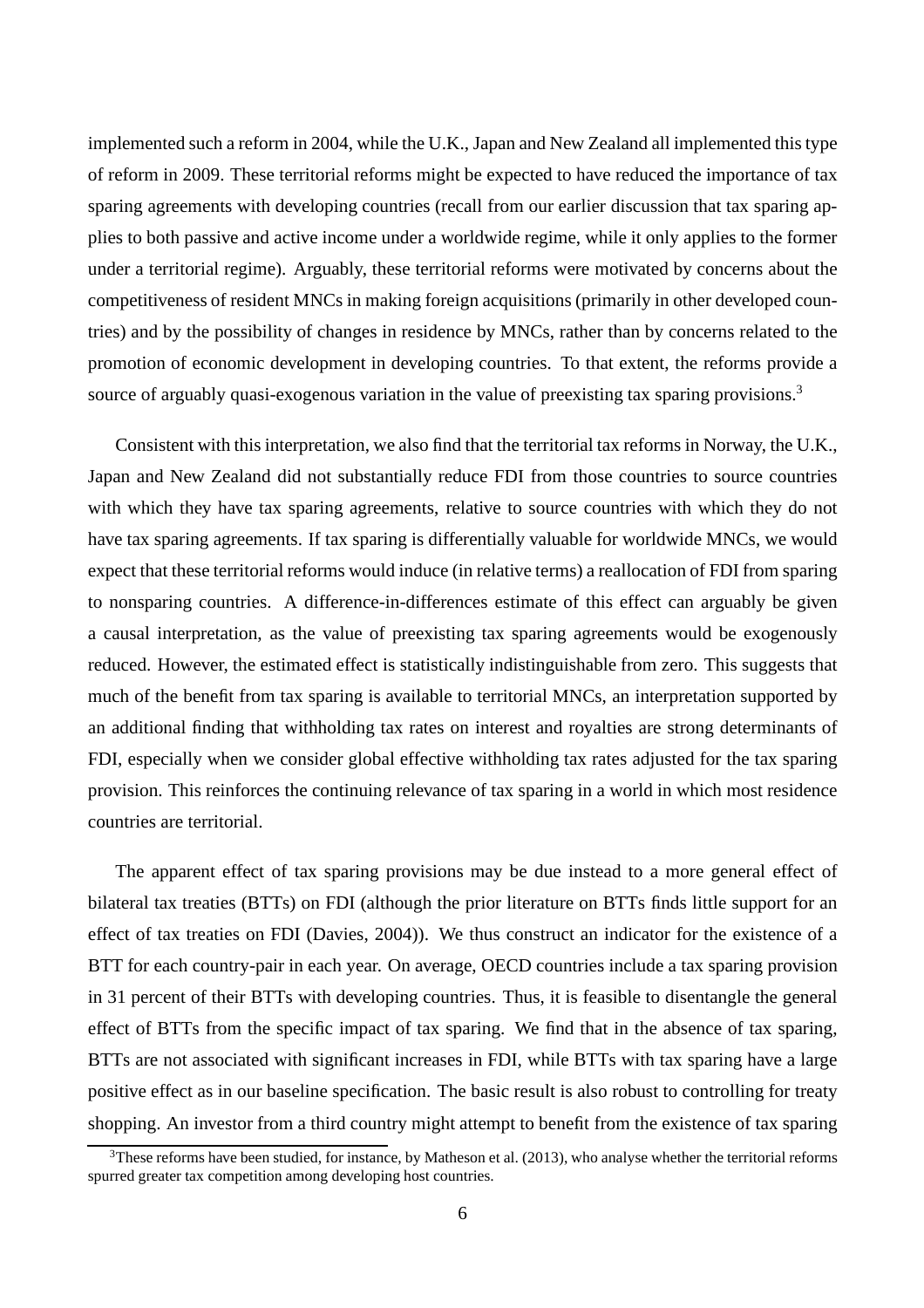implemented such a reform in 2004, while the U.K., Japan and New Zealand all implemented this type of reform in 2009. These territorial reforms might be expected to have reduced the importance of tax sparing agreements with developing countries (recall from our earlier discussion that tax sparing applies to both passive and active income under a worldwide regime, while it only applies to the former under a territorial regime). Arguably, these territorial reforms were motivated by concerns about the competitiveness of resident MNCs in making foreign acquisitions (primarily in other developed countries) and by the possibility of changes in residence by MNCs, rather than by concerns related to the promotion of economic development in developing countries. To that extent, the reforms provide a source of arguably quasi-exogenous variation in the value of preexisting tax sparing provisions.[3]

Consistent with this interpretation, we also find that the territorial tax reforms in Norway, the U.K., Japan and New Zealand did not substantially reduce FDI from those countries to source countries with which they have tax sparing agreements, relative to source countries with which they do not have tax sparing agreements. If tax sparing is differentially valuable for worldwide MNCs, we would expect that these territorial reforms would induce (in relative terms) a reallocation of FDI from sparing to nonsparing countries. A difference-in-differences estimate of this effect can arguably be given a causal interpretation, as the value of preexisting tax sparing agreements would be exogenously reduced. However, the estimated effect is statistically indistinguishable from zero. This suggests that much of the benefit from tax sparing is available to territorial MNCs, an interpretation supported by an additional finding that withholding tax rates on interest and royalties are strong determinants of FDI, especially when we consider global effective withholding tax rates adjusted for the tax sparing provision. This reinforces the continuing relevance of tax sparing in a world in which most residence countries are territorial.

The apparent effect of tax sparing provisions may be due instead to a more general effect of bilateral tax treaties (BTTs) on FDI (although the prior literature on BTTs finds little support for an effect of tax treaties on FDI (Davies, 2004)). We thus construct an indicator for the existence of a BTT for each country-pair in each year. On average, OECD countries include a tax sparing provision in 31 percent of their BTTs with developing countries. Thus, it is feasible to disentangle the general effect of BTTs from the specific impact of tax sparing. We find that in the absence of tax sparing, BTTs are not associated with significant increases in FDI, while BTTs with tax sparing have a large positive effect as in our baseline specification. The basic result is also robust to controlling for treaty shopping. An investor from a third country might attempt to benefit from the existence of tax sparing

[3] These reforms have been studied, for instance, by Matheson et al. (2013), who analyse whether the territorial reforms spurred greater tax competition among developing host countries.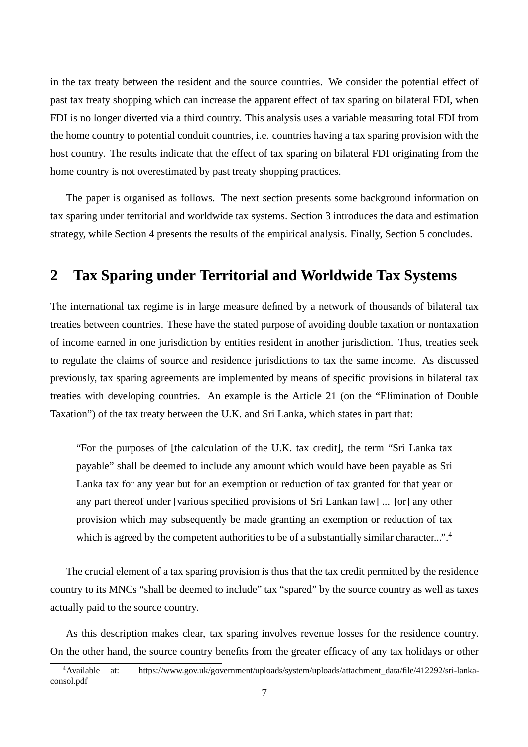in the tax treaty between the resident and the source countries. We consider the potential effect of past tax treaty shopping which can increase the apparent effect of tax sparing on bilateral FDI, when FDI is no longer diverted via a third country. This analysis uses a variable measuring total FDI from the home country to potential conduit countries, i.e. countries having a tax sparing provision with the host country. The results indicate that the effect of tax sparing on bilateral FDI originating from the home country is not overestimated by past treaty shopping practices.

The paper is organised as follows. The next section presents some background information on tax sparing under territorial and worldwide tax systems. Section 3 introduces the data and estimation strategy, while Section 4 presents the results of the empirical analysis. Finally, Section 5 concludes.

## 2 Tax Sparing under Territorial and Worldwide Tax Systems

The international tax regime is in large measure defined by a network of thousands of bilateral tax treaties between countries. These have the stated purpose of avoiding double taxation or nontaxation of income earned in one jurisdiction by entities resident in another jurisdiction. Thus, treaties seek to regulate the claims of source and residence jurisdictions to tax the same income. As discussed previously, tax sparing agreements are implemented by means of specific provisions in bilateral tax treaties with developing countries. An example is the Article 21 (on the "Elimination of Double Taxation") of the tax treaty between the U.K. and Sri Lanka, which states in part that:

> "For the purposes of [the calculation of the U.K. tax credit], the term "Sri Lanka tax payable" shall be deemed to include any amount which would have been payable as Sri Lanka tax for any year but for an exemption or reduction of tax granted for that year or any part thereof under [various specified provisions of Sri Lankan law] ... [or] any other provision which may subsequently be made granting an exemption or reduction of tax which is agreed by the competent authorities to be of a substantially similar character...".[4]

The crucial element of a tax sparing provision is thus that the tax credit permitted by the residence country to its MNCs "shall be deemed to include" tax "spared" by the source country as well as taxes actually paid to the source country.

As this description makes clear, tax sparing involves revenue losses for the residence country. On the other hand, the source country benefits from the greater efficacy of any tax holidays or other

[4] Available at: https://www.gov.uk/government/uploads/system/uploads/attachment_data/file/412292/sri-lanka-consol.pdf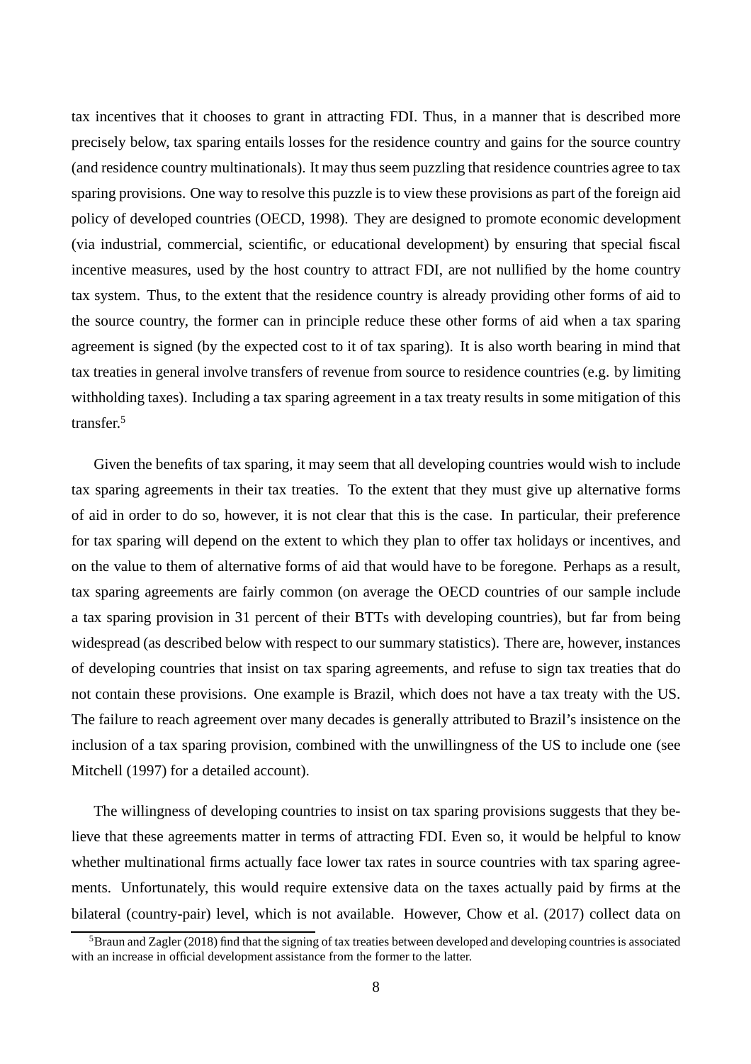tax incentives that it chooses to grant in attracting FDI. Thus, in a manner that is described more precisely below, tax sparing entails losses for the residence country and gains for the source country (and residence country multinationals). It may thus seem puzzling that residence countries agree to tax sparing provisions. One way to resolve this puzzle is to view these provisions as part of the foreign aid policy of developed countries (OECD, 1998). They are designed to promote economic development (via industrial, commercial, scientific, or educational development) by ensuring that special fiscal incentive measures, used by the host country to attract FDI, are not nullified by the home country tax system. Thus, to the extent that the residence country is already providing other forms of aid to the source country, the former can in principle reduce these other forms of aid when a tax sparing agreement is signed (by the expected cost to it of tax sparing). It is also worth bearing in mind that tax treaties in general involve transfers of revenue from source to residence countries (e.g. by limiting withholding taxes). Including a tax sparing agreement in a tax treaty results in some mitigation of this transfer.[5]

Given the benefits of tax sparing, it may seem that all developing countries would wish to include tax sparing agreements in their tax treaties. To the extent that they must give up alternative forms of aid in order to do so, however, it is not clear that this is the case. In particular, their preference for tax sparing will depend on the extent to which they plan to offer tax holidays or incentives, and on the value to them of alternative forms of aid that would have to be foregone. Perhaps as a result, tax sparing agreements are fairly common (on average the OECD countries of our sample include a tax sparing provision in 31 percent of their BTTs with developing countries), but far from being widespread (as described below with respect to our summary statistics). There are, however, instances of developing countries that insist on tax sparing agreements, and refuse to sign tax treaties that do not contain these provisions. One example is Brazil, which does not have a tax treaty with the US. The failure to reach agreement over many decades is generally attributed to Brazil's insistence on the inclusion of a tax sparing provision, combined with the unwillingness of the US to include one (see Mitchell (1997) for a detailed account).

The willingness of developing countries to insist on tax sparing provisions suggests that they believe that these agreements matter in terms of attracting FDI. Even so, it would be helpful to know whether multinational firms actually face lower tax rates in source countries with tax sparing agreements. Unfortunately, this would require extensive data on the taxes actually paid by firms at the bilateral (country-pair) level, which is not available. However, Chow et al. (2017) collect data on

[5] Braun and Zagler (2018) find that the signing of tax treaties between developed and developing countries is associated with an increase in official development assistance from the former to the latter.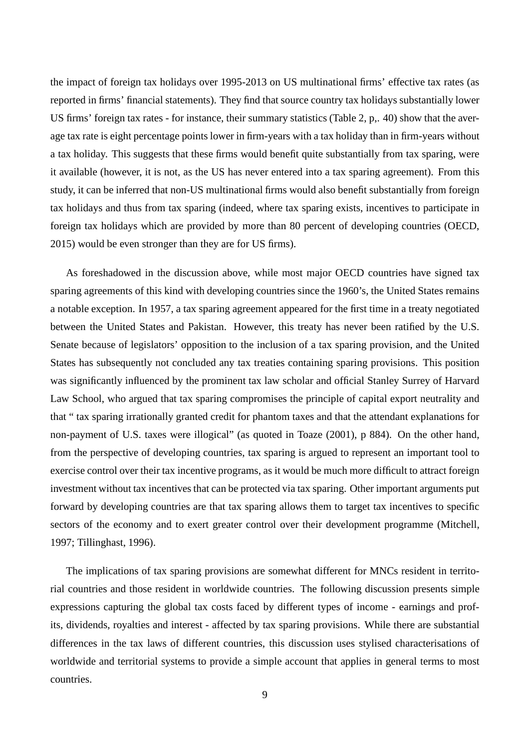the impact of foreign tax holidays over 1995-2013 on US multinational firms' effective tax rates (as reported in firms' financial statements). They find that source country tax holidays substantially lower US firms' foreign tax rates - for instance, their summary statistics (Table 2, p,. 40) show that the average tax rate is eight percentage points lower in firm-years with a tax holiday than in firm-years without a tax holiday. This suggests that these firms would benefit quite substantially from tax sparing, were it available (however, it is not, as the US has never entered into a tax sparing agreement). From this study, it can be inferred that non-US multinational firms would also benefit substantially from foreign tax holidays and thus from tax sparing (indeed, where tax sparing exists, incentives to participate in foreign tax holidays which are provided by more than 80 percent of developing countries (OECD, 2015) would be even stronger than they are for US firms).

As foreshadowed in the discussion above, while most major OECD countries have signed tax sparing agreements of this kind with developing countries since the 1960's, the United States remains a notable exception. In 1957, a tax sparing agreement appeared for the first time in a treaty negotiated between the United States and Pakistan. However, this treaty has never been ratified by the U.S. Senate because of legislators' opposition to the inclusion of a tax sparing provision, and the United States has subsequently not concluded any tax treaties containing sparing provisions. This position was significantly influenced by the prominent tax law scholar and official Stanley Surrey of Harvard Law School, who argued that tax sparing compromises the principle of capital export neutrality and that " tax sparing irrationally granted credit for phantom taxes and that the attendant explanations for non-payment of U.S. taxes were illogical" (as quoted in Toaze (2001), p 884). On the other hand, from the perspective of developing countries, tax sparing is argued to represent an important tool to exercise control over their tax incentive programs, as it would be much more difficult to attract foreign investment without tax incentives that can be protected via tax sparing. Other important arguments put forward by developing countries are that tax sparing allows them to target tax incentives to specific sectors of the economy and to exert greater control over their development programme (Mitchell, 1997; Tillinghast, 1996).

The implications of tax sparing provisions are somewhat different for MNCs resident in territorial countries and those resident in worldwide countries. The following discussion presents simple expressions capturing the global tax costs faced by different types of income - earnings and profits, dividends, royalties and interest - affected by tax sparing provisions. While there are substantial differences in the tax laws of different countries, this discussion uses stylised characterisations of worldwide and territorial systems to provide a simple account that applies in general terms to most countries.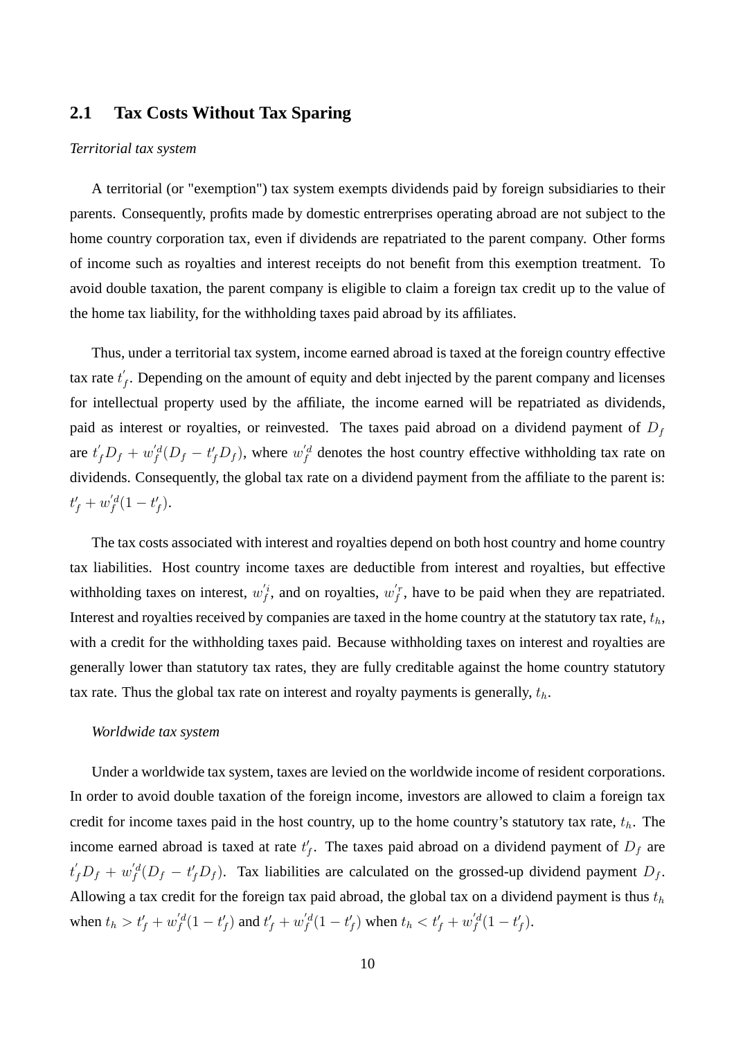## 2.1 Tax Costs Without Tax Sparing

*Territorial tax system*

A territorial (or "exemption") tax system exempts dividends paid by foreign subsidiaries to their parents. Consequently, profits made by domestic entrerprises operating abroad are not subject to the home country corporation tax, even if dividends are repatriated to the parent company. Other forms of income such as royalties and interest receipts do not benefit from this exemption treatment. To avoid double taxation, the parent company is eligible to claim a foreign tax credit up to the value of the home tax liability, for the withholding taxes paid abroad by its affiliates.

Thus, under a territorial tax system, income earned abroad is taxed at the foreign country effective tax rate $t^{'}_{f}$. Depending on the amount of equity and debt injected by the parent company and licenses for intellectual property used by the affiliate, the income earned will be repatriated as dividends, paid as interest or royalties, or reinvested. The taxes paid abroad on a dividend payment of $D_f$ are $t^{'}_{f}D_f + w^{'d}_{f}(D_f - t'_f D_f)$, where $w^{'d}_{f}$ denotes the host country effective withholding tax rate on dividends. Consequently, the global tax rate on a dividend payment from the affiliate to the parent is: $t'_f + w^{'d}_{f}(1 - t'_f)$.

The tax costs associated with interest and royalties depend on both host country and home country tax liabilities. Host country income taxes are deductible from interest and royalties, but effective withholding taxes on interest, $w^{'i}_{f}$, and on royalties, $w^{'r}_{f}$, have to be paid when they are repatriated. Interest and royalties received by companies are taxed in the home country at the statutory tax rate, $t_h$, with a credit for the withholding taxes paid. Because withholding taxes on interest and royalties are generally lower than statutory tax rates, they are fully creditable against the home country statutory tax rate. Thus the global tax rate on interest and royalty payments is generally, $t_h$.

*Worldwide tax system*

Under a worldwide tax system, taxes are levied on the worldwide income of resident corporations. In order to avoid double taxation of the foreign income, investors are allowed to claim a foreign tax credit for income taxes paid in the host country, up to the home country's statutory tax rate, $t_h$. The income earned abroad is taxed at rate $t'_f$. The taxes paid abroad on a dividend payment of $D_f$ are $t^{'}_{f}D_f + w^{'d}_{f}(D_f - t'_f D_f)$. Tax liabilities are calculated on the grossed-up dividend payment $D_f$. Allowing a tax credit for the foreign tax paid abroad, the global tax on a dividend payment is thus $t_h$ when $t_h > t'_f + w^{'d}_{f}(1 - t'_f)$ and $t'_f + w^{'d}_{f}(1 - t'_f)$ when $t_h < t'_f + w^{'d}_{f}(1 - t'_f)$.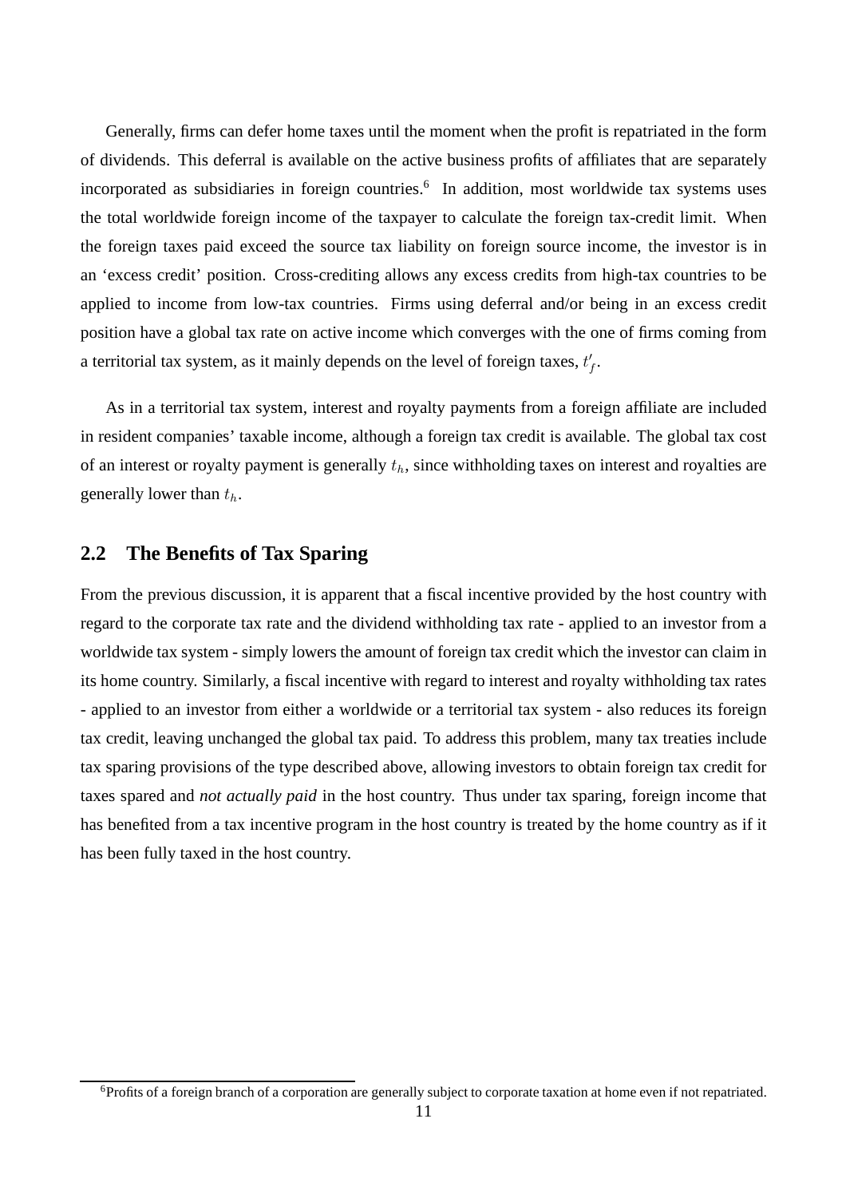Generally, firms can defer home taxes until the moment when the profit is repatriated in the form of dividends. This deferral is available on the active business profits of affiliates that are separately incorporated as subsidiaries in foreign countries.[6] In addition, most worldwide tax systems uses the total worldwide foreign income of the taxpayer to calculate the foreign tax-credit limit. When the foreign taxes paid exceed the source tax liability on foreign source income, the investor is in an 'excess credit' position. Cross-crediting allows any excess credits from high-tax countries to be applied to income from low-tax countries. Firms using deferral and/or being in an excess credit position have a global tax rate on active income which converges with the one of firms coming from a territorial tax system, as it mainly depends on the level of foreign taxes, $t'_f$.

As in a territorial tax system, interest and royalty payments from a foreign affiliate are included in resident companies' taxable income, although a foreign tax credit is available. The global tax cost of an interest or royalty payment is generally $t_h$, since withholding taxes on interest and royalties are generally lower than $t_h$.

## 2.2 The Benefits of Tax Sparing

From the previous discussion, it is apparent that a fiscal incentive provided by the host country with regard to the corporate tax rate and the dividend withholding tax rate - applied to an investor from a worldwide tax system - simply lowers the amount of foreign tax credit which the investor can claim in its home country. Similarly, a fiscal incentive with regard to interest and royalty withholding tax rates - applied to an investor from either a worldwide or a territorial tax system - also reduces its foreign tax credit, leaving unchanged the global tax paid. To address this problem, many tax treaties include tax sparing provisions of the type described above, allowing investors to obtain foreign tax credit for taxes spared and *not actually paid* in the host country. Thus under tax sparing, foreign income that has benefited from a tax incentive program in the host country is treated by the home country as if it has been fully taxed in the host country.

[6] Profits of a foreign branch of a corporation are generally subject to corporate taxation at home even if not repatriated.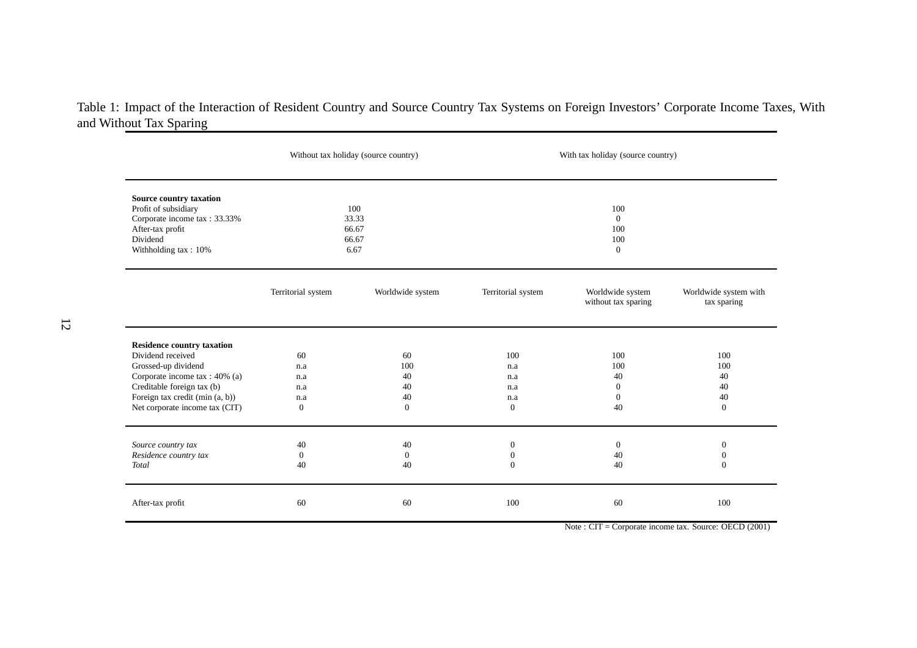Table 1: Impact of the Interaction of Resident Country and Source Country Tax Systems on Foreign Investors' Corporate Income Taxes, With and Without Tax Sparing

| | Without tax holiday (source country) | | With tax holiday (source country) | | |
|---|---|---|---|---|---|
| **Source country taxation** | | | | | |
| Profit of subsidiary | 100 | | 100 | | |
| Corporate income tax : 33.33% | 33.33 | | 0 | | |
| After-tax profit | 66.67 | | 100 | | |
| Dividend | 66.67 | | 100 | | |
| Withholding tax : 10% | 6.67 | | 0 | | |
| | Territorial system | Worldwide system | Territorial system | Worldwide system without tax sparing | Worldwide system with tax sparing |
| **Residence country taxation** | | | | | |
| Dividend received | 60 | 60 | 100 | 100 | 100 |
| Grossed-up dividend | n.a | 100 | n.a | 100 | 100 |
| Corporate income tax : 40% (a) | n.a | 40 | n.a | 40 | 40 |
| Creditable foreign tax (b) | n.a | 40 | n.a | 0 | 40 |
| Foreign tax credit (min (a, b)) | n.a | 40 | n.a | 0 | 40 |
| Net corporate income tax (CIT) | 0 | 0 | 0 | 40 | 0 |
| *Source country tax* | 40 | 40 | 0 | 0 | 0 |
| *Residence country tax* | 0 | 0 | 0 | 40 | 0 |
| *Total* | 40 | 40 | 0 | 40 | 0 |
| After-tax profit | 60 | 60 | 100 | 60 | 100 |

Note : CIT = Corporate income tax. Source: OECD (2001)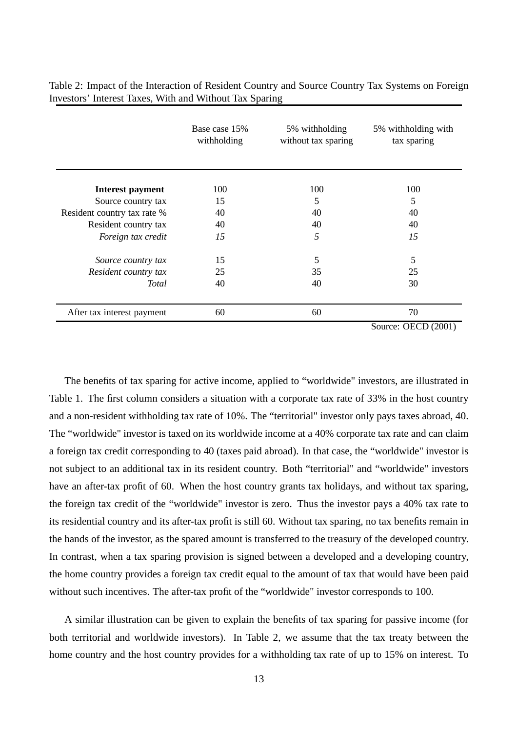Table 2: Impact of the Interaction of Resident Country and Source Country Tax Systems on Foreign Investors' Interest Taxes, With and Without Tax Sparing

| | Base case 15% withholding | 5% withholding without tax sparing | 5% withholding with tax sparing |
|---|---|---|---|
| **Interest payment** | 100 | 100 | 100 |
| Source country tax | 15 | 5 | 5 |
| Resident country tax rate % | 40 | 40 | 40 |
| Resident country tax | 40 | 40 | 40 |
| *Foreign tax credit* | *15* | *5* | *15* |
| *Source country tax* | 15 | 5 | 5 |
| *Resident country tax* | 25 | 35 | 25 |
| *Total* | 40 | 40 | 30 |
| After tax interest payment | 60 | 60 | 70 |

Source: OECD (2001)

The benefits of tax sparing for active income, applied to "worldwide" investors, are illustrated in Table 1. The first column considers a situation with a corporate tax rate of 33% in the host country and a non-resident withholding tax rate of 10%. The "territorial" investor only pays taxes abroad, 40. The "worldwide" investor is taxed on its worldwide income at a 40% corporate tax rate and can claim a foreign tax credit corresponding to 40 (taxes paid abroad). In that case, the "worldwide" investor is not subject to an additional tax in its resident country. Both "territorial" and "worldwide" investors have an after-tax profit of 60. When the host country grants tax holidays, and without tax sparing, the foreign tax credit of the "worldwide" investor is zero. Thus the investor pays a 40% tax rate to its residential country and its after-tax profit is still 60. Without tax sparing, no tax benefits remain in the hands of the investor, as the spared amount is transferred to the treasury of the developed country. In contrast, when a tax sparing provision is signed between a developed and a developing country, the home country provides a foreign tax credit equal to the amount of tax that would have been paid without such incentives. The after-tax profit of the "worldwide" investor corresponds to 100.

A similar illustration can be given to explain the benefits of tax sparing for passive income (for both territorial and worldwide investors). In Table 2, we assume that the tax treaty between the home country and the host country provides for a withholding tax rate of up to 15% on interest. To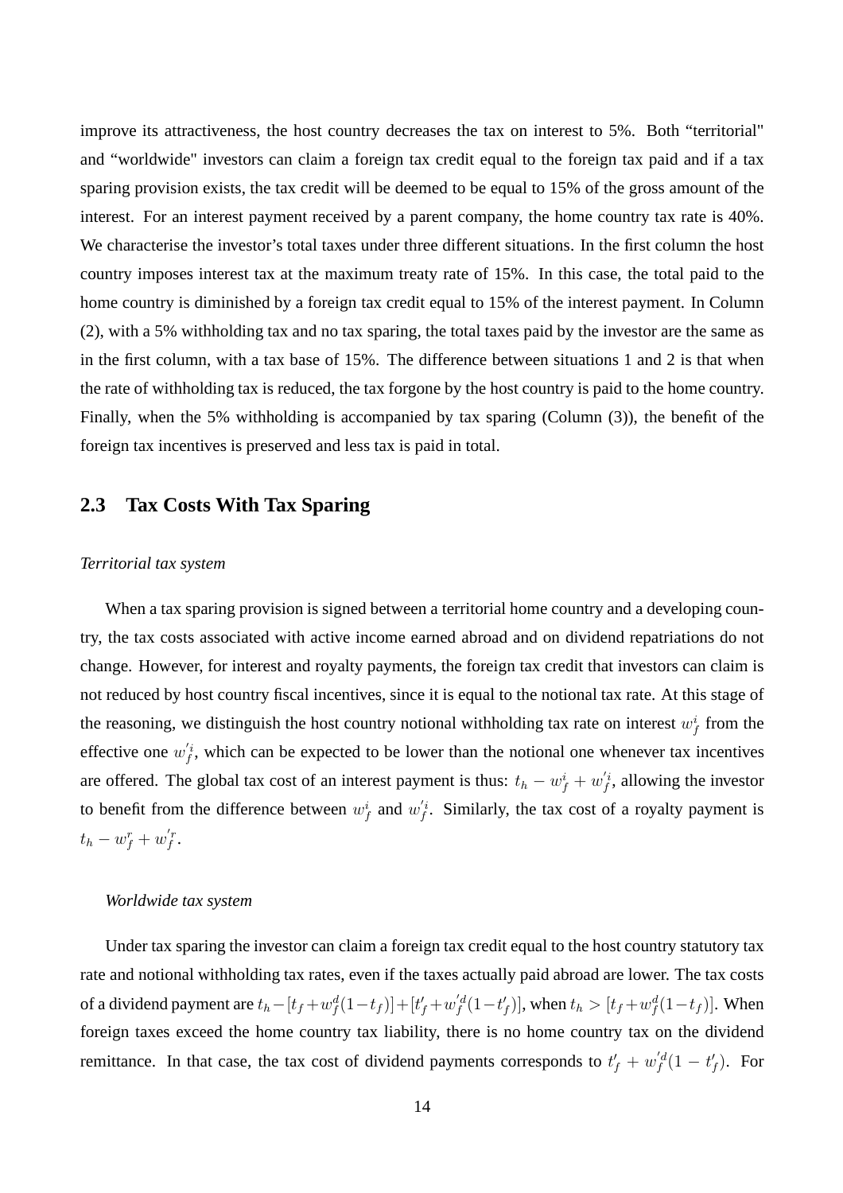improve its attractiveness, the host country decreases the tax on interest to 5%. Both "territorial" and "worldwide" investors can claim a foreign tax credit equal to the foreign tax paid and if a tax sparing provision exists, the tax credit will be deemed to be equal to 15% of the gross amount of the interest. For an interest payment received by a parent company, the home country tax rate is 40%. We characterise the investor's total taxes under three different situations. In the first column the host country imposes interest tax at the maximum treaty rate of 15%. In this case, the total paid to the home country is diminished by a foreign tax credit equal to 15% of the interest payment. In Column (2), with a 5% withholding tax and no tax sparing, the total taxes paid by the investor are the same as in the first column, with a tax base of 15%. The difference between situations 1 and 2 is that when the rate of withholding tax is reduced, the tax forgone by the host country is paid to the home country. Finally, when the 5% withholding is accompanied by tax sparing (Column (3)), the benefit of the foreign tax incentives is preserved and less tax is paid in total.

## 2.3 Tax Costs With Tax Sparing

*Territorial tax system*

When a tax sparing provision is signed between a territorial home country and a developing country, the tax costs associated with active income earned abroad and on dividend repatriations do not change. However, for interest and royalty payments, the foreign tax credit that investors can claim is not reduced by host country fiscal incentives, since it is equal to the notional tax rate. At this stage of the reasoning, we distinguish the host country notional withholding tax rate on interest $w_f^i$ from the effective one $w_f^{\prime i}$, which can be expected to be lower than the notional one whenever tax incentives are offered. The global tax cost of an interest payment is thus: $t_h - w_f^i + w_f^{\prime i}$, allowing the investor to benefit from the difference between $w_f^i$ and $w_f^{\prime i}$. Similarly, the tax cost of a royalty payment is $t_h - w_f^r + w_f^{\prime r}$.

*Worldwide tax system*

Under tax sparing the investor can claim a foreign tax credit equal to the host country statutory tax rate and notional withholding tax rates, even if the taxes actually paid abroad are lower. The tax costs of a dividend payment are $t_h - [t_f + w_f^d(1-t_f)] + [t_f^{\prime} + w_f^{\prime d}(1-t_f^{\prime})]$, when $t_h > [t_f + w_f^d(1-t_f)]$. When foreign taxes exceed the home country tax liability, there is no home country tax on the dividend remittance. In that case, the tax cost of dividend payments corresponds to $t_f^{\prime} + w_f^{\prime d}(1-t_f^{\prime})$. For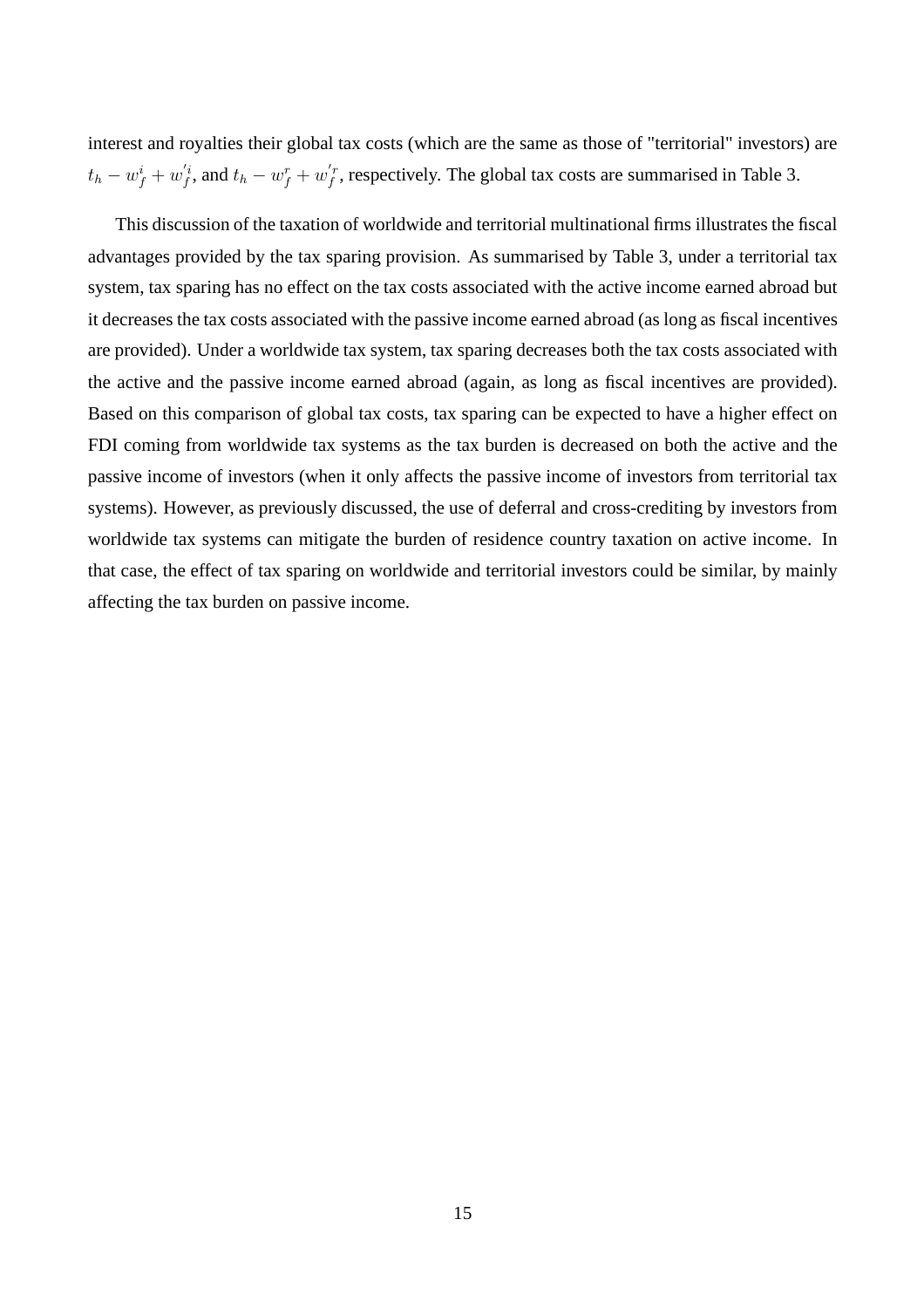interest and royalties their global tax costs (which are the same as those of "territorial" investors) are $t_h - w_f^i + w_f^{'i}$, and $t_h - w_f^r + w_f^{'r}$, respectively. The global tax costs are summarised in Table 3.

This discussion of the taxation of worldwide and territorial multinational firms illustrates the fiscal advantages provided by the tax sparing provision. As summarised by Table 3, under a territorial tax system, tax sparing has no effect on the tax costs associated with the active income earned abroad but it decreases the tax costs associated with the passive income earned abroad (as long as fiscal incentives are provided). Under a worldwide tax system, tax sparing decreases both the tax costs associated with the active and the passive income earned abroad (again, as long as fiscal incentives are provided). Based on this comparison of global tax costs, tax sparing can be expected to have a higher effect on FDI coming from worldwide tax systems as the tax burden is decreased on both the active and the passive income of investors (when it only affects the passive income of investors from territorial tax systems). However, as previously discussed, the use of deferral and cross-crediting by investors from worldwide tax systems can mitigate the burden of residence country taxation on active income. In that case, the effect of tax sparing on worldwide and territorial investors could be similar, by mainly affecting the tax burden on passive income.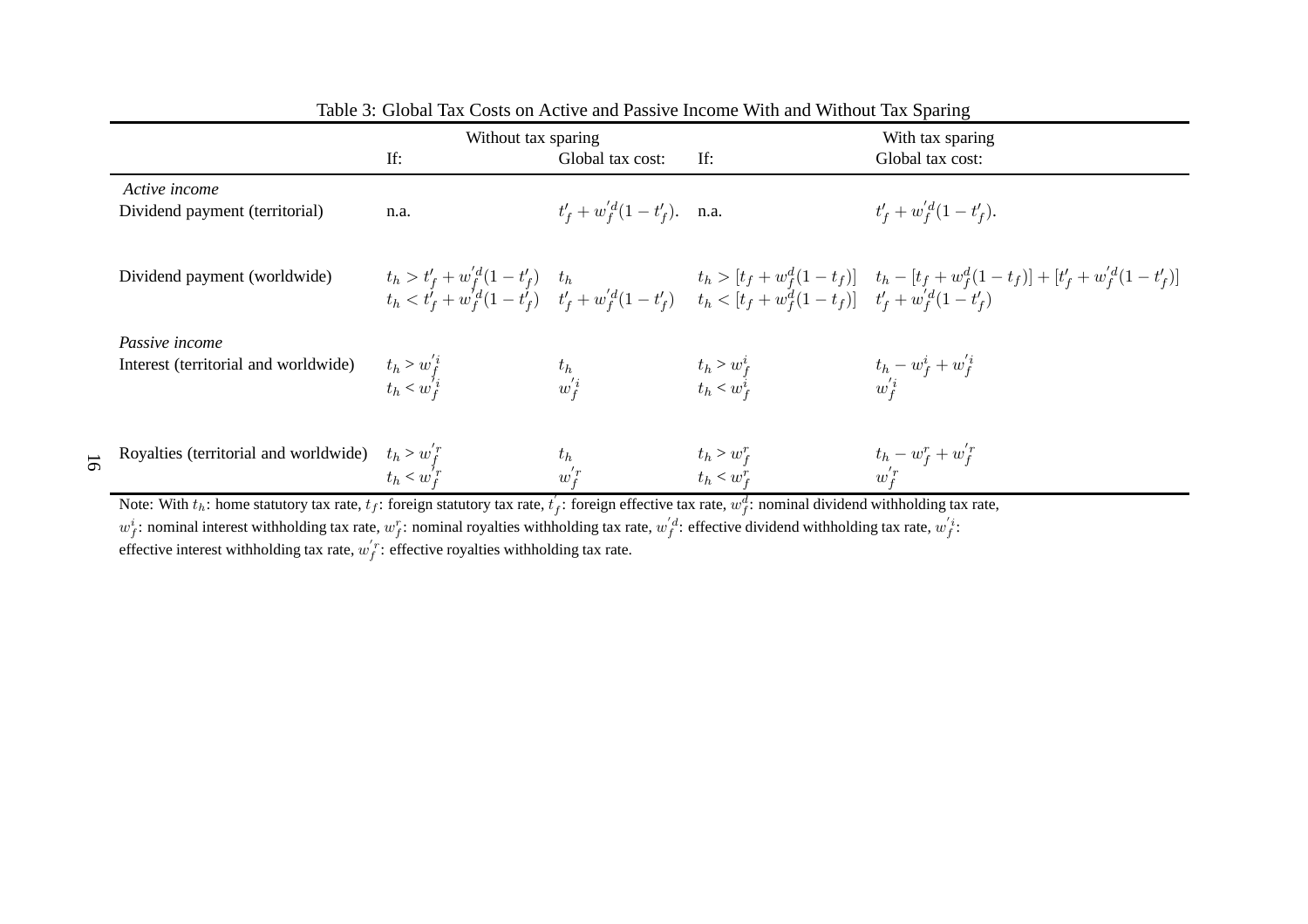Table 3: Global Tax Costs on Active and Passive Income With and Without Tax Sparing

| | Without tax sparing | | With tax sparing | |
|---|---|---|---|---|
| | If: | Global tax cost: | If: | Global tax cost: |
| *Active income* | | | | |
| Dividend payment (territorial) | n.a. | $t'_f + w'^d_f(1-t'_f)$. | n.a. | $t'_f + w'^d_f(1-t'_f)$. |
| Dividend payment (worldwide) | $t_h > t'_f + w'^d_f(1-t'_f)$ | $t_h$ | $t_h > [t_f + w^d_f(1-t_f)]$ | $t_h - [t_f + w^d_f(1-t_f)] + [t'_f + w'^d_f(1-t'_f)]$ |
| | $t_h < t'_f + w'^d_f(1-t'_f)$ | $t'_f + w'^d_f(1-t'_f)$ | $t_h < [t_f + w^d_f(1-t_f)]$ | $t'_f + w'^d_f(1-t'_f)$ |
| *Passive income* | | | | |
| Interest (territorial and worldwide) | $t_h > w'^i_f$ | $t_h$ | $t_h > w^i_f$ | $t_h - w^i_f + w'^i_f$ |
| | $t_h < w'^i_f$ | $w'^i_f$ | $t_h < w^i_f$ | $w'^i_f$ |
| Royalties (territorial and worldwide) | $t_h > w'^r_f$ | $t_h$ | $t_h > w^r_f$ | $t_h - w^r_f + w'^r_f$ |
| | $t_h < w'^r_f$ | $w'^r_f$ | $t_h < w^r_f$ | $w'^r_f$ |

Note: With $t_h$: home statutory tax rate, $t_f$: foreign statutory tax rate, $t'_f$: foreign effective tax rate, $w^d_f$: nominal dividend withholding tax rate, $w^i_f$: nominal interest withholding tax rate, $w^r_f$: nominal royalties withholding tax rate, $w'^d_f$: effective dividend withholding tax rate, $w'^i_f$: effective interest withholding tax rate, $w'^r_f$: effective royalties withholding tax rate.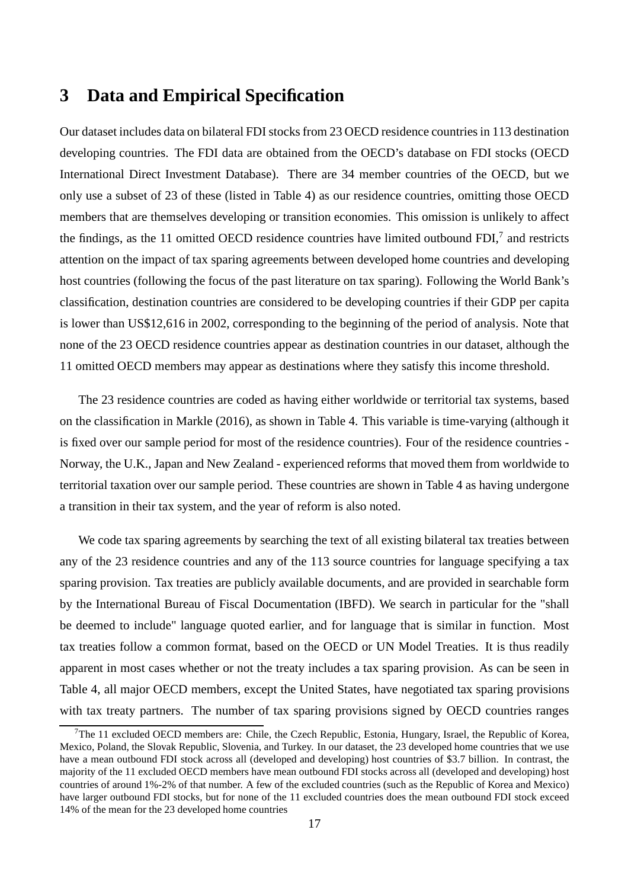## 3 Data and Empirical Specification

Our dataset includes data on bilateral FDI stocks from 23 OECD residence countries in 113 destination developing countries. The FDI data are obtained from the OECD's database on FDI stocks (OECD International Direct Investment Database). There are 34 member countries of the OECD, but we only use a subset of 23 of these (listed in Table 4) as our residence countries, omitting those OECD members that are themselves developing or transition economies. This omission is unlikely to affect the findings, as the 11 omitted OECD residence countries have limited outbound FDI,[7] and restricts attention on the impact of tax sparing agreements between developed home countries and developing host countries (following the focus of the past literature on tax sparing). Following the World Bank's classification, destination countries are considered to be developing countries if their GDP per capita is lower than US$12,616 in 2002, corresponding to the beginning of the period of analysis. Note that none of the 23 OECD residence countries appear as destination countries in our dataset, although the 11 omitted OECD members may appear as destinations where they satisfy this income threshold.

The 23 residence countries are coded as having either worldwide or territorial tax systems, based on the classification in Markle (2016), as shown in Table 4. This variable is time-varying (although it is fixed over our sample period for most of the residence countries). Four of the residence countries - Norway, the U.K., Japan and New Zealand - experienced reforms that moved them from worldwide to territorial taxation over our sample period. These countries are shown in Table 4 as having undergone a transition in their tax system, and the year of reform is also noted.

We code tax sparing agreements by searching the text of all existing bilateral tax treaties between any of the 23 residence countries and any of the 113 source countries for language specifying a tax sparing provision. Tax treaties are publicly available documents, and are provided in searchable form by the International Bureau of Fiscal Documentation (IBFD). We search in particular for the "shall be deemed to include" language quoted earlier, and for language that is similar in function. Most tax treaties follow a common format, based on the OECD or UN Model Treaties. It is thus readily apparent in most cases whether or not the treaty includes a tax sparing provision. As can be seen in Table 4, all major OECD members, except the United States, have negotiated tax sparing provisions with tax treaty partners. The number of tax sparing provisions signed by OECD countries ranges

[7] The 11 excluded OECD members are: Chile, the Czech Republic, Estonia, Hungary, Israel, the Republic of Korea, Mexico, Poland, the Slovak Republic, Slovenia, and Turkey. In our dataset, the 23 developed home countries that we use have a mean outbound FDI stock across all (developed and developing) host countries of $3.7 billion. In contrast, the majority of the 11 excluded OECD members have mean outbound FDI stocks across all (developed and developing) host countries of around 1%-2% of that number. A few of the excluded countries (such as the Republic of Korea and Mexico) have larger outbound FDI stocks, but for none of the 11 excluded countries does the mean outbound FDI stock exceed 14% of the mean for the 23 developed home countries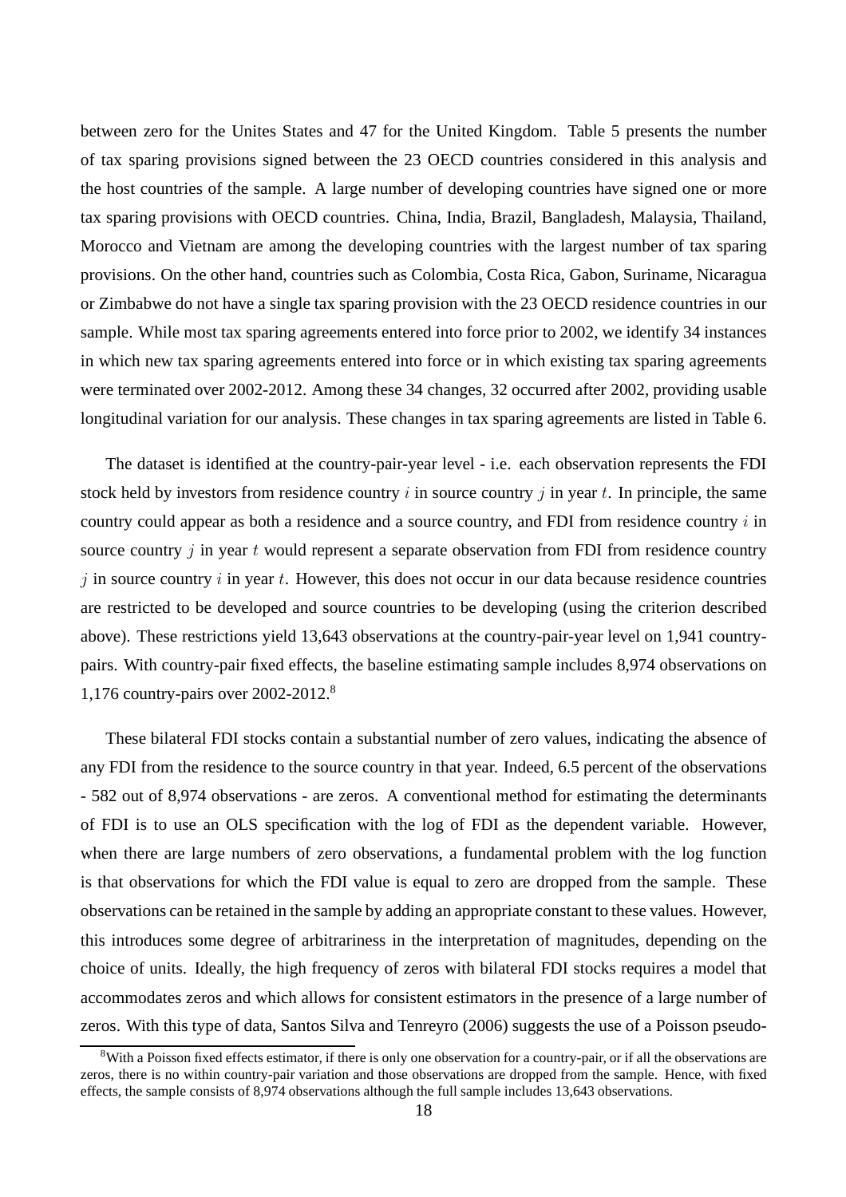between zero for the Unites States and 47 for the United Kingdom. Table 5 presents the number of tax sparing provisions signed between the 23 OECD countries considered in this analysis and the host countries of the sample. A large number of developing countries have signed one or more tax sparing provisions with OECD countries. China, India, Brazil, Bangladesh, Malaysia, Thailand, Morocco and Vietnam are among the developing countries with the largest number of tax sparing provisions. On the other hand, countries such as Colombia, Costa Rica, Gabon, Suriname, Nicaragua or Zimbabwe do not have a single tax sparing provision with the 23 OECD residence countries in our sample. While most tax sparing agreements entered into force prior to 2002, we identify 34 instances in which new tax sparing agreements entered into force or in which existing tax sparing agreements were terminated over 2002-2012. Among these 34 changes, 32 occurred after 2002, providing usable longitudinal variation for our analysis. These changes in tax sparing agreements are listed in Table 6.

The dataset is identified at the country-pair-year level - i.e. each observation represents the FDI stock held by investors from residence country $i$ in source country $j$ in year $t$. In principle, the same country could appear as both a residence and a source country, and FDI from residence country $i$ in source country $j$ in year $t$ would represent a separate observation from FDI from residence country $j$ in source country $i$ in year $t$. However, this does not occur in our data because residence countries are restricted to be developed and source countries to be developing (using the criterion described above). These restrictions yield 13,643 observations at the country-pair-year level on 1,941 country-pairs. With country-pair fixed effects, the baseline estimating sample includes 8,974 observations on 1,176 country-pairs over 2002-2012.[8]

These bilateral FDI stocks contain a substantial number of zero values, indicating the absence of any FDI from the residence to the source country in that year. Indeed, 6.5 percent of the observations - 582 out of 8,974 observations - are zeros. A conventional method for estimating the determinants of FDI is to use an OLS specification with the log of FDI as the dependent variable. However, when there are large numbers of zero observations, a fundamental problem with the log function is that observations for which the FDI value is equal to zero are dropped from the sample. These observations can be retained in the sample by adding an appropriate constant to these values. However, this introduces some degree of arbitrariness in the interpretation of magnitudes, depending on the choice of units. Ideally, the high frequency of zeros with bilateral FDI stocks requires a model that accommodates zeros and which allows for consistent estimators in the presence of a large number of zeros. With this type of data, Santos Silva and Tenreyro (2006) suggests the use of a Poisson pseudo-

[8]With a Poisson fixed effects estimator, if there is only one observation for a country-pair, or if all the observations are zeros, there is no within country-pair variation and those observations are dropped from the sample. Hence, with fixed effects, the sample consists of 8,974 observations although the full sample includes 13,643 observations.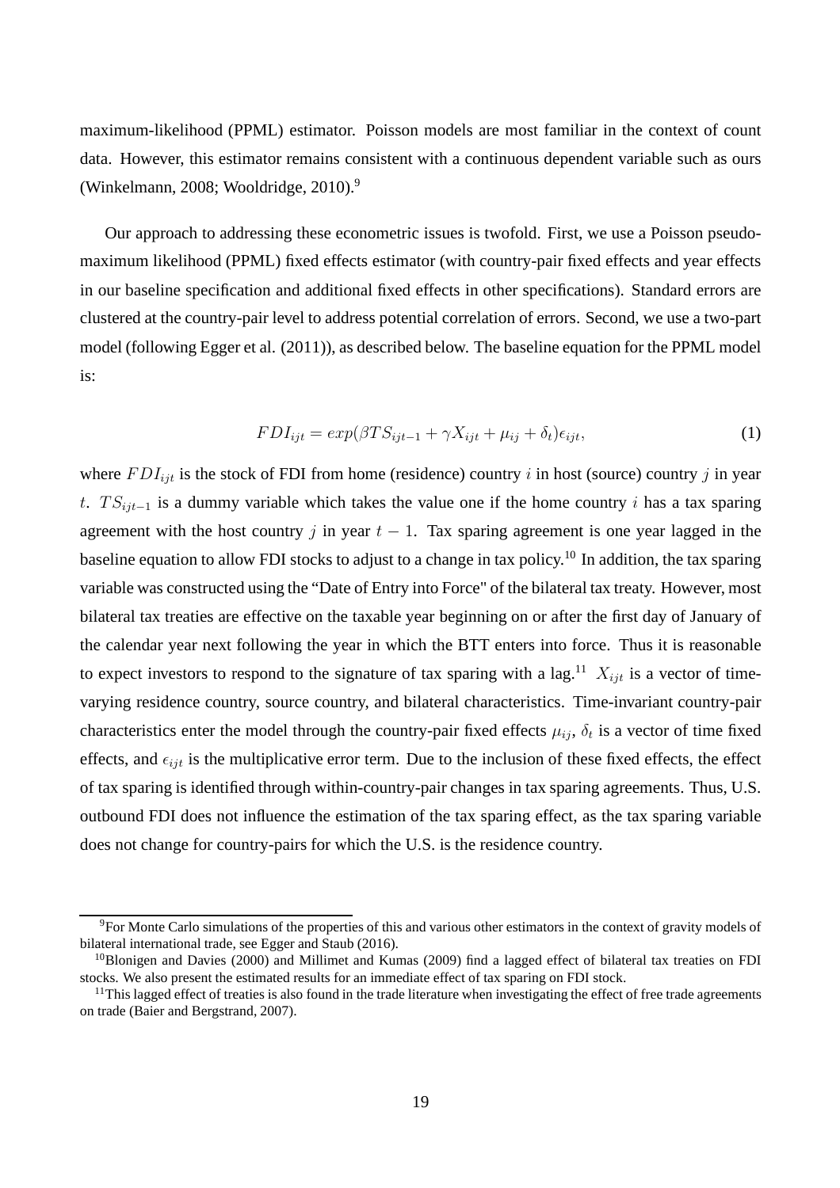maximum-likelihood (PPML) estimator. Poisson models are most familiar in the context of count data. However, this estimator remains consistent with a continuous dependent variable such as ours (Winkelmann, 2008; Wooldridge, 2010).[9]

Our approach to addressing these econometric issues is twofold. First, we use a Poisson pseudo-maximum likelihood (PPML) fixed effects estimator (with country-pair fixed effects and year effects in our baseline specification and additional fixed effects in other specifications). Standard errors are clustered at the country-pair level to address potential correlation of errors. Second, we use a two-part model (following Egger et al. (2011)), as described below. The baseline equation for the PPML model is:

$$FDI_{ijt} = exp(\beta TS_{ijt-1} + \gamma X_{ijt} + \mu_{ij} + \delta_t)\epsilon_{ijt}, \tag{1}$$

where $FDI_{ijt}$ is the stock of FDI from home (residence) country $i$ in host (source) country $j$ in year $t$. $TS_{ijt-1}$ is a dummy variable which takes the value one if the home country $i$ has a tax sparing agreement with the host country $j$ in year $t-1$. Tax sparing agreement is one year lagged in the baseline equation to allow FDI stocks to adjust to a change in tax policy.[10] In addition, the tax sparing variable was constructed using the "Date of Entry into Force" of the bilateral tax treaty. However, most bilateral tax treaties are effective on the taxable year beginning on or after the first day of January of the calendar year next following the year in which the BTT enters into force. Thus it is reasonable to expect investors to respond to the signature of tax sparing with a lag.[11] $X_{ijt}$ is a vector of time-varying residence country, source country, and bilateral characteristics. Time-invariant country-pair characteristics enter the model through the country-pair fixed effects $\mu_{ij}$, $\delta_t$ is a vector of time fixed effects, and $\epsilon_{ijt}$ is the multiplicative error term. Due to the inclusion of these fixed effects, the effect of tax sparing is identified through within-country-pair changes in tax sparing agreements. Thus, U.S. outbound FDI does not influence the estimation of the tax sparing effect, as the tax sparing variable does not change for country-pairs for which the U.S. is the residence country.

[9] For Monte Carlo simulations of the properties of this and various other estimators in the context of gravity models of bilateral international trade, see Egger and Staub (2016).

[10] Blonigen and Davies (2000) and Millimet and Kumas (2009) find a lagged effect of bilateral tax treaties on FDI stocks. We also present the estimated results for an immediate effect of tax sparing on FDI stock.

[11] This lagged effect of treaties is also found in the trade literature when investigating the effect of free trade agreements on trade (Baier and Bergstrand, 2007).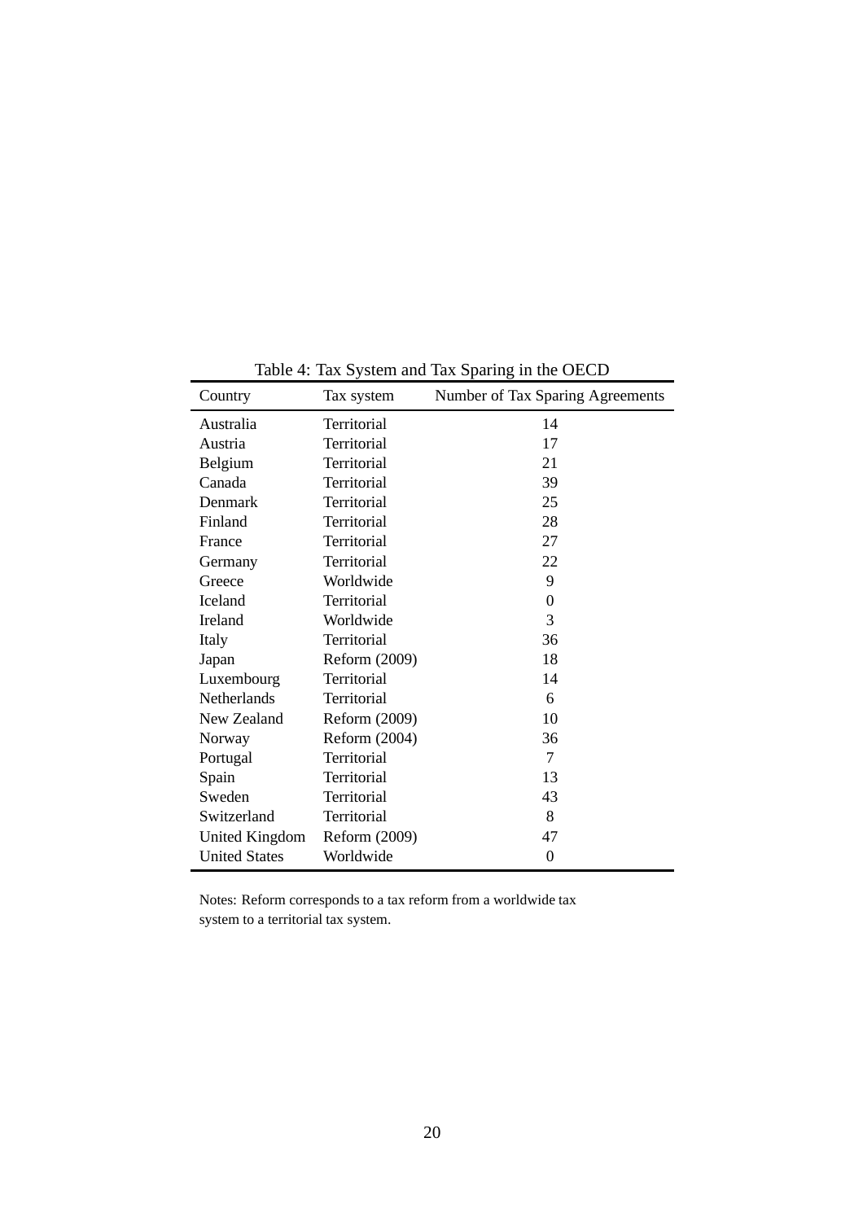Table 4: Tax System and Tax Sparing in the OECD

| Country | Tax system | Number of Tax Sparing Agreements |
|---|---|---|
| Australia | Territorial | 14 |
| Austria | Territorial | 17 |
| Belgium | Territorial | 21 |
| Canada | Territorial | 39 |
| Denmark | Territorial | 25 |
| Finland | Territorial | 28 |
| France | Territorial | 27 |
| Germany | Territorial | 22 |
| Greece | Worldwide | 9 |
| Iceland | Territorial | 0 |
| Ireland | Worldwide | 3 |
| Italy | Territorial | 36 |
| Japan | Reform (2009) | 18 |
| Luxembourg | Territorial | 14 |
| Netherlands | Territorial | 6 |
| New Zealand | Reform (2009) | 10 |
| Norway | Reform (2004) | 36 |
| Portugal | Territorial | 7 |
| Spain | Territorial | 13 |
| Sweden | Territorial | 43 |
| Switzerland | Territorial | 8 |
| United Kingdom | Reform (2009) | 47 |
| United States | Worldwide | 0 |

Notes: Reform corresponds to a tax reform from a worldwide tax system to a territorial tax system.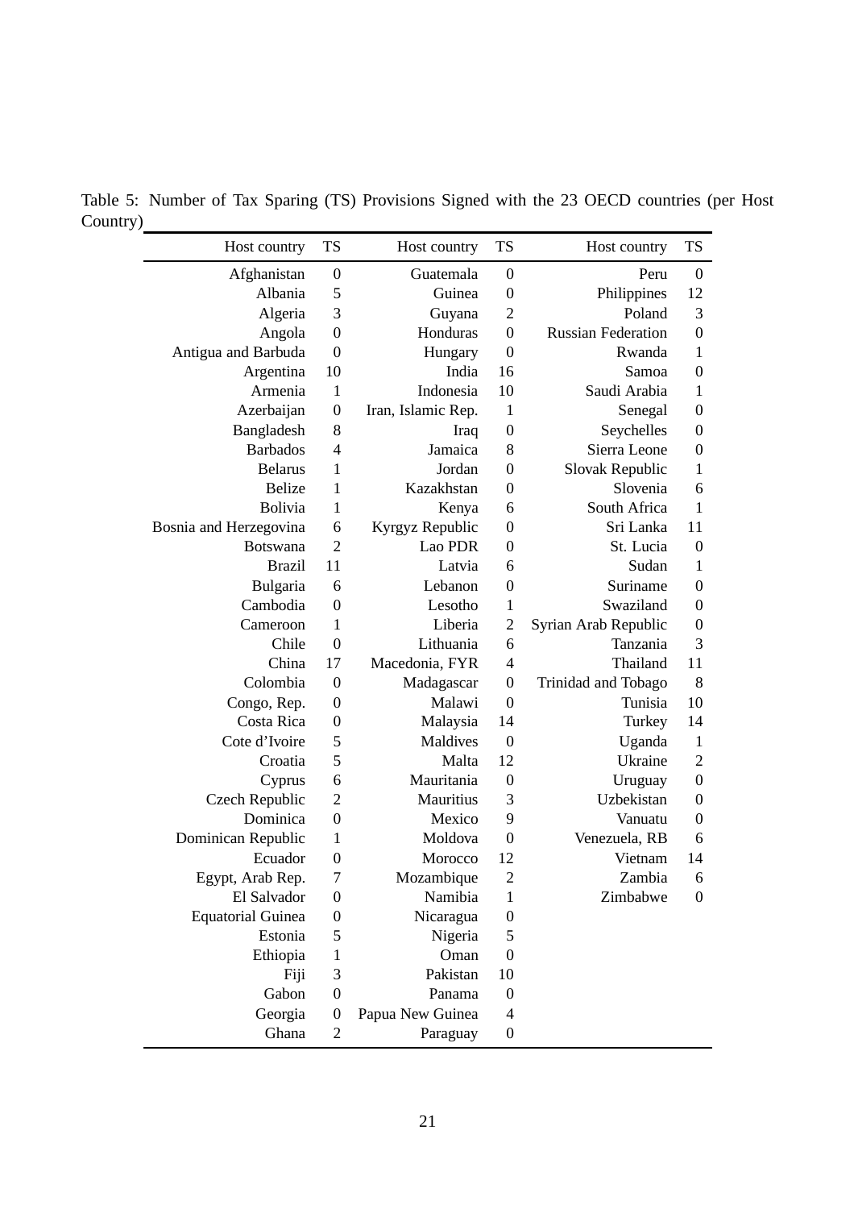Table 5: Number of Tax Sparing (TS) Provisions Signed with the 23 OECD countries (per Host Country)

| Host country | TS | Host country | TS | Host country | TS |
|---|---|---|---|---|---|
| Afghanistan | 0 | Guatemala | 0 | Peru | 0 |
| Albania | 5 | Guinea | 0 | Philippines | 12 |
| Algeria | 3 | Guyana | 2 | Poland | 3 |
| Angola | 0 | Honduras | 0 | Russian Federation | 0 |
| Antigua and Barbuda | 0 | Hungary | 0 | Rwanda | 1 |
| Argentina | 10 | India | 16 | Samoa | 0 |
| Armenia | 1 | Indonesia | 10 | Saudi Arabia | 1 |
| Azerbaijan | 0 | Iran, Islamic Rep. | 1 | Senegal | 0 |
| Bangladesh | 8 | Iraq | 0 | Seychelles | 0 |
| Barbados | 4 | Jamaica | 8 | Sierra Leone | 0 |
| Belarus | 1 | Jordan | 0 | Slovak Republic | 1 |
| Belize | 1 | Kazakhstan | 0 | Slovenia | 6 |
| Bolivia | 1 | Kenya | 6 | South Africa | 1 |
| Bosnia and Herzegovina | 6 | Kyrgyz Republic | 0 | Sri Lanka | 11 |
| Botswana | 2 | Lao PDR | 0 | St. Lucia | 0 |
| Brazil | 11 | Latvia | 6 | Sudan | 1 |
| Bulgaria | 6 | Lebanon | 0 | Suriname | 0 |
| Cambodia | 0 | Lesotho | 1 | Swaziland | 0 |
| Cameroon | 1 | Liberia | 2 | Syrian Arab Republic | 0 |
| Chile | 0 | Lithuania | 6 | Tanzania | 3 |
| China | 17 | Macedonia, FYR | 4 | Thailand | 11 |
| Colombia | 0 | Madagascar | 0 | Trinidad and Tobago | 8 |
| Congo, Rep. | 0 | Malawi | 0 | Tunisia | 10 |
| Costa Rica | 0 | Malaysia | 14 | Turkey | 14 |
| Cote d'Ivoire | 5 | Maldives | 0 | Uganda | 1 |
| Croatia | 5 | Malta | 12 | Ukraine | 2 |
| Cyprus | 6 | Mauritania | 0 | Uruguay | 0 |
| Czech Republic | 2 | Mauritius | 3 | Uzbekistan | 0 |
| Dominica | 0 | Mexico | 9 | Vanuatu | 0 |
| Dominican Republic | 1 | Moldova | 0 | Venezuela, RB | 6 |
| Ecuador | 0 | Morocco | 12 | Vietnam | 14 |
| Egypt, Arab Rep. | 7 | Mozambique | 2 | Zambia | 6 |
| El Salvador | 0 | Namibia | 1 | Zimbabwe | 0 |
| Equatorial Guinea | 0 | Nicaragua | 0 | | |
| Estonia | 5 | Nigeria | 5 | | |
| Ethiopia | 1 | Oman | 0 | | |
| Fiji | 3 | Pakistan | 10 | | |
| Gabon | 0 | Panama | 0 | | |
| Georgia | 0 | Papua New Guinea | 4 | | |
| Ghana | 2 | Paraguay | 0 | | |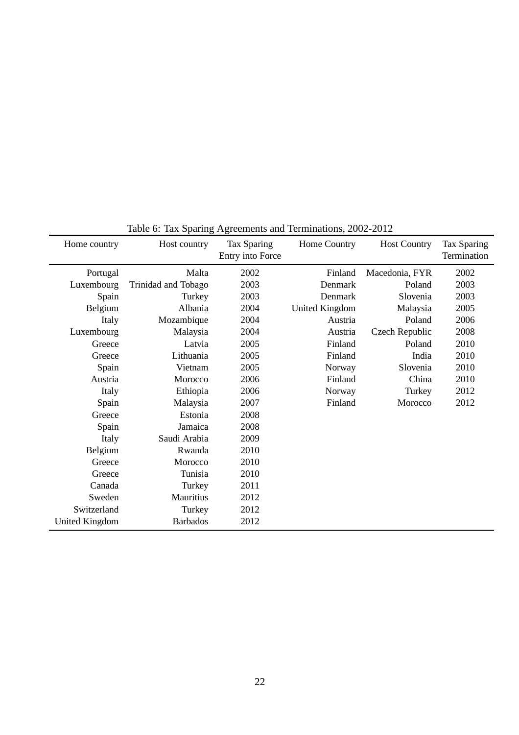Table 6: Tax Sparing Agreements and Terminations, 2002-2012

| Home country | Host country | Tax Sparing Entry into Force | Home Country | Host Country | Tax Sparing Termination |
|---|---|---|---|---|---|
| Portugal | Malta | 2002 | Finland | Macedonia, FYR | 2002 |
| Luxembourg | Trinidad and Tobago | 2003 | Denmark | Poland | 2003 |
| Spain | Turkey | 2003 | Denmark | Slovenia | 2003 |
| Belgium | Albania | 2004 | United Kingdom | Malaysia | 2005 |
| Italy | Mozambique | 2004 | Austria | Poland | 2006 |
| Luxembourg | Malaysia | 2004 | Austria | Czech Republic | 2008 |
| Greece | Latvia | 2005 | Finland | Poland | 2010 |
| Greece | Lithuania | 2005 | Finland | India | 2010 |
| Spain | Vietnam | 2005 | Norway | Slovenia | 2010 |
| Austria | Morocco | 2006 | Finland | China | 2010 |
| Italy | Ethiopia | 2006 | Norway | Turkey | 2012 |
| Spain | Malaysia | 2007 | Finland | Morocco | 2012 |
| Greece | Estonia | 2008 | | | |
| Spain | Jamaica | 2008 | | | |
| Italy | Saudi Arabia | 2009 | | | |
| Belgium | Rwanda | 2010 | | | |
| Greece | Morocco | 2010 | | | |
| Greece | Tunisia | 2010 | | | |
| Canada | Turkey | 2011 | | | |
| Sweden | Mauritius | 2012 | | | |
| Switzerland | Turkey | 2012 | | | |
| United Kingdom | Barbados | 2012 | | | |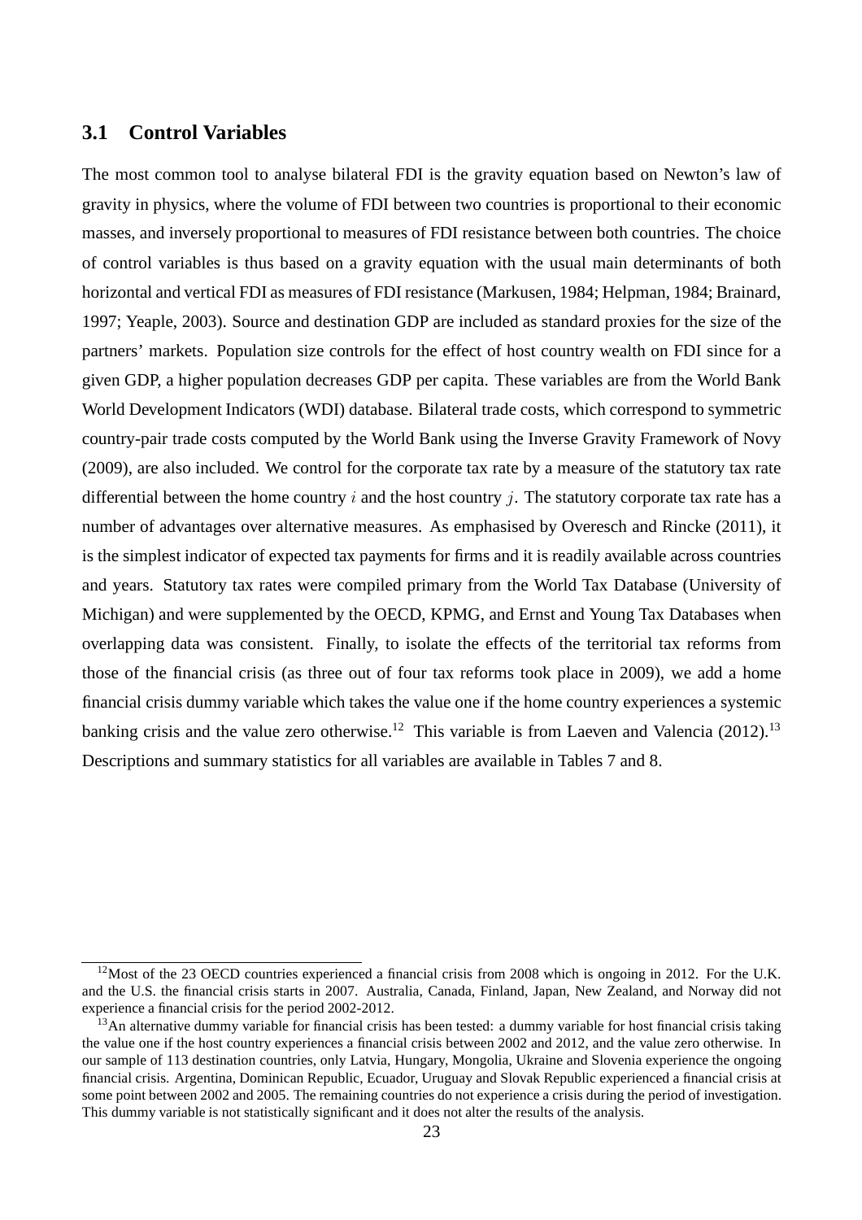### 3.1 Control Variables

The most common tool to analyse bilateral FDI is the gravity equation based on Newton's law of gravity in physics, where the volume of FDI between two countries is proportional to their economic masses, and inversely proportional to measures of FDI resistance between both countries. The choice of control variables is thus based on a gravity equation with the usual main determinants of both horizontal and vertical FDI as measures of FDI resistance (Markusen, 1984; Helpman, 1984; Brainard, 1997; Yeaple, 2003). Source and destination GDP are included as standard proxies for the size of the partners' markets. Population size controls for the effect of host country wealth on FDI since for a given GDP, a higher population decreases GDP per capita. These variables are from the World Bank World Development Indicators (WDI) database. Bilateral trade costs, which correspond to symmetric country-pair trade costs computed by the World Bank using the Inverse Gravity Framework of Novy (2009), are also included. We control for the corporate tax rate by a measure of the statutory tax rate differential between the home country $i$ and the host country $j$. The statutory corporate tax rate has a number of advantages over alternative measures. As emphasised by Overesch and Rincke (2011), it is the simplest indicator of expected tax payments for firms and it is readily available across countries and years. Statutory tax rates were compiled primary from the World Tax Database (University of Michigan) and were supplemented by the OECD, KPMG, and Ernst and Young Tax Databases when overlapping data was consistent. Finally, to isolate the effects of the territorial tax reforms from those of the financial crisis (as three out of four tax reforms took place in 2009), we add a home financial crisis dummy variable which takes the value one if the home country experiences a systemic banking crisis and the value zero otherwise.[12] This variable is from Laeven and Valencia (2012).[13] Descriptions and summary statistics for all variables are available in Tables 7 and 8.

[12] Most of the 23 OECD countries experienced a financial crisis from 2008 which is ongoing in 2012. For the U.K. and the U.S. the financial crisis starts in 2007. Australia, Canada, Finland, Japan, New Zealand, and Norway did not experience a financial crisis for the period 2002-2012.

[13] An alternative dummy variable for financial crisis has been tested: a dummy variable for host financial crisis taking the value one if the host country experiences a financial crisis between 2002 and 2012, and the value zero otherwise. In our sample of 113 destination countries, only Latvia, Hungary, Mongolia, Ukraine and Slovenia experience the ongoing financial crisis. Argentina, Dominican Republic, Ecuador, Uruguay and Slovak Republic experienced a financial crisis at some point between 2002 and 2005. The remaining countries do not experience a crisis during the period of investigation. This dummy variable is not statistically significant and it does not alter the results of the analysis.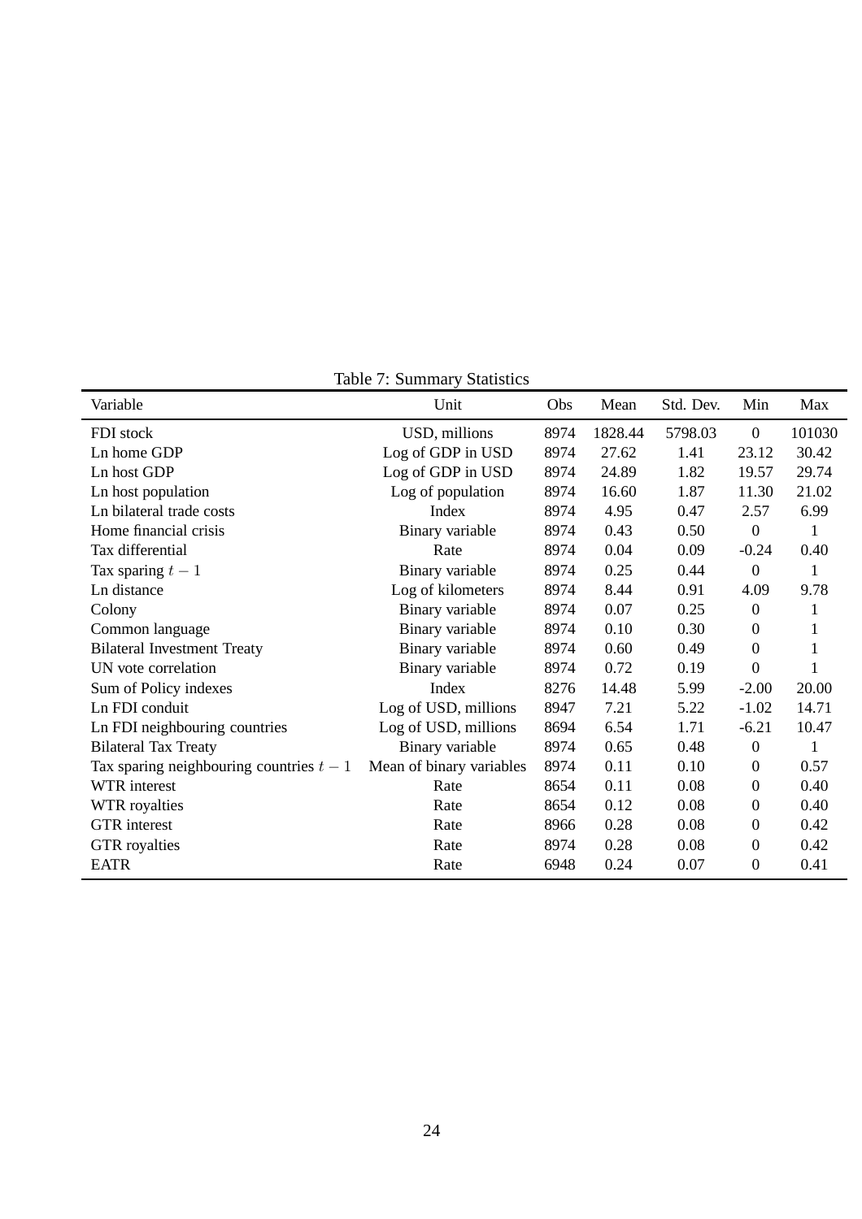Table 7: Summary Statistics

| Variable | Unit | Obs | Mean | Std. Dev. | Min | Max |
|---|---|---|---|---|---|---|
| FDI stock | USD, millions | 8974 | 1828.44 | 5798.03 | 0 | 101030 |
| Ln home GDP | Log of GDP in USD | 8974 | 27.62 | 1.41 | 23.12 | 30.42 |
| Ln host GDP | Log of GDP in USD | 8974 | 24.89 | 1.82 | 19.57 | 29.74 |
| Ln host population | Log of population | 8974 | 16.60 | 1.87 | 11.30 | 21.02 |
| Ln bilateral trade costs | Index | 8974 | 4.95 | 0.47 | 2.57 | 6.99 |
| Home financial crisis | Binary variable | 8974 | 0.43 | 0.50 | 0 | 1 |
| Tax differential | Rate | 8974 | 0.04 | 0.09 | -0.24 | 0.40 |
| Tax sparing $t-1$ | Binary variable | 8974 | 0.25 | 0.44 | 0 | 1 |
| Ln distance | Log of kilometers | 8974 | 8.44 | 0.91 | 4.09 | 9.78 |
| Colony | Binary variable | 8974 | 0.07 | 0.25 | 0 | 1 |
| Common language | Binary variable | 8974 | 0.10 | 0.30 | 0 | 1 |
| Bilateral Investment Treaty | Binary variable | 8974 | 0.60 | 0.49 | 0 | 1 |
| UN vote correlation | Binary variable | 8974 | 0.72 | 0.19 | 0 | 1 |
| Sum of Policy indexes | Index | 8276 | 14.48 | 5.99 | -2.00 | 20.00 |
| Ln FDI conduit | Log of USD, millions | 8947 | 7.21 | 5.22 | -1.02 | 14.71 |
| Ln FDI neighbouring countries | Log of USD, millions | 8694 | 6.54 | 1.71 | -6.21 | 10.47 |
| Bilateral Tax Treaty | Binary variable | 8974 | 0.65 | 0.48 | 0 | 1 |
| Tax sparing neighbouring countries $t-1$ | Mean of binary variables | 8974 | 0.11 | 0.10 | 0 | 0.57 |
| WTR interest | Rate | 8654 | 0.11 | 0.08 | 0 | 0.40 |
| WTR royalties | Rate | 8654 | 0.12 | 0.08 | 0 | 0.40 |
| GTR interest | Rate | 8966 | 0.28 | 0.08 | 0 | 0.42 |
| GTR royalties | Rate | 8974 | 0.28 | 0.08 | 0 | 0.42 |
| EATR | Rate | 6948 | 0.24 | 0.07 | 0 | 0.41 |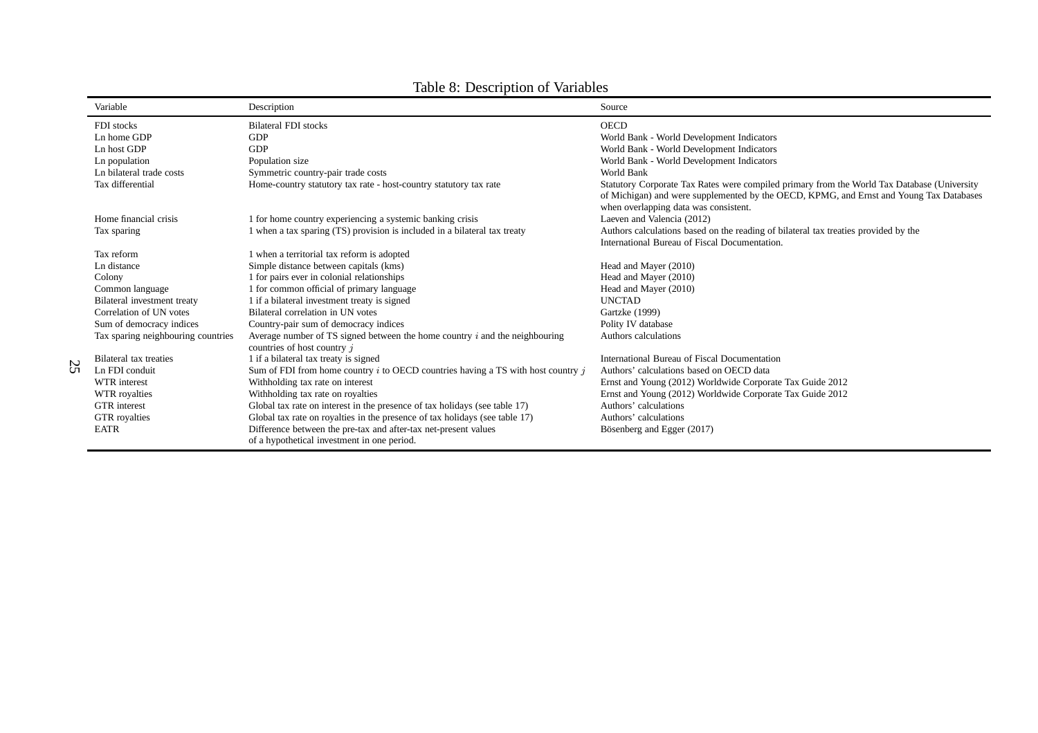Table 8: Description of Variables

| Variable | Description | Source |
|---|---|---|
| FDI stocks | Bilateral FDI stocks | OECD |
| Ln home GDP | GDP | World Bank - World Development Indicators |
| Ln host GDP | GDP | World Bank - World Development Indicators |
| Ln population | Population size | World Bank - World Development Indicators |
| Ln bilateral trade costs | Symmetric country-pair trade costs | World Bank |
| Tax differential | Home-country statutory tax rate - host-country statutory tax rate | Statutory Corporate Tax Rates were compiled primary from the World Tax Database (University of Michigan) and were supplemented by the OECD, KPMG, and Ernst and Young Tax Databases when overlapping data was consistent. |
| Home financial crisis | 1 for home country experiencing a systemic banking crisis | Laeven and Valencia (2012) |
| Tax sparing | 1 when a tax sparing (TS) provision is included in a bilateral tax treaty | Authors calculations based on the reading of bilateral tax treaties provided by the International Bureau of Fiscal Documentation. |
| Tax reform | 1 when a territorial tax reform is adopted | |
| Ln distance | Simple distance between capitals (kms) | Head and Mayer (2010) |
| Colony | 1 for pairs ever in colonial relationships | Head and Mayer (2010) |
| Common language | 1 for common official of primary language | Head and Mayer (2010) |
| Bilateral investment treaty | 1 if a bilateral investment treaty is signed | UNCTAD |
| Correlation of UN votes | Bilateral correlation in UN votes | Gartzke (1999) |
| Sum of democracy indices | Country-pair sum of democracy indices | Polity IV database |
| Tax sparing neighbouring countries | Average number of TS signed between the home country $i$ and the neighbouring countries of host country $j$ | Authors calculations |
| Bilateral tax treaties | 1 if a bilateral tax treaty is signed | International Bureau of Fiscal Documentation |
| Ln FDI conduit | Sum of FDI from home country $i$ to OECD countries having a TS with host country $j$ | Authors' calculations based on OECD data |
| WTR interest | Withholding tax rate on interest | Ernst and Young (2012) Worldwide Corporate Tax Guide 2012 |
| WTR royalties | Withholding tax rate on royalties | Ernst and Young (2012) Worldwide Corporate Tax Guide 2012 |
| GTR interest | Global tax rate on interest in the presence of tax holidays (see table 17) | Authors' calculations |
| GTR royalties | Global tax rate on royalties in the presence of tax holidays (see table 17) | Authors' calculations |
| EATR | Difference between the pre-tax and after-tax net-present values of a hypothetical investment in one period. | Bösenberg and Egger (2017) |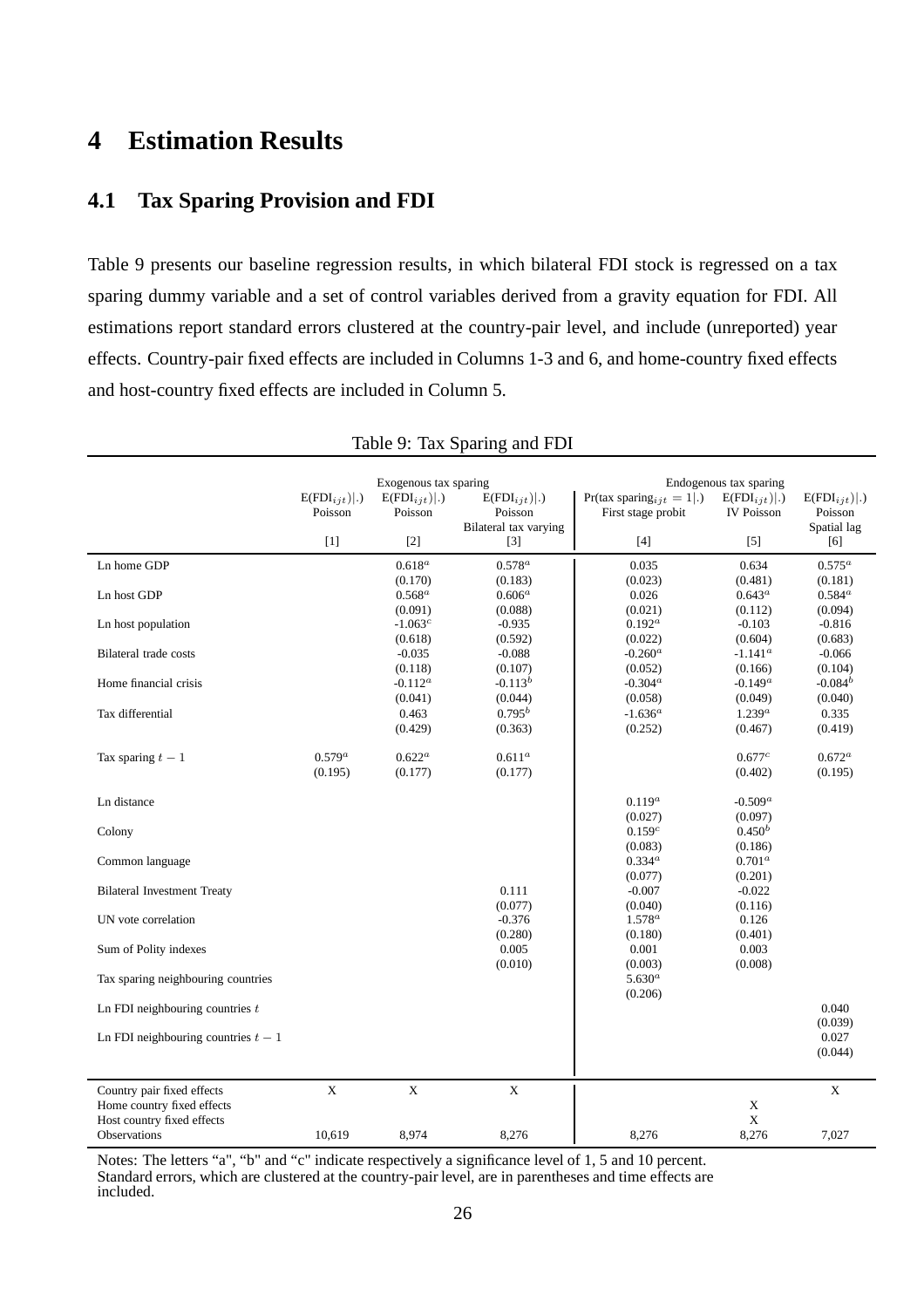# 4 Estimation Results

## 4.1 Tax Sparing Provision and FDI

Table 9 presents our baseline regression results, in which bilateral FDI stock is regressed on a tax sparing dummy variable and a set of control variables derived from a gravity equation for FDI. All estimations report standard errors clustered at the country-pair level, and include (unreported) year effects. Country-pair fixed effects are included in Columns 1-3 and 6, and home-country fixed effects and host-country fixed effects are included in Column 5.

Table 9: Tax Sparing and FDI

| | Exogenous tax sparing | | | Endogenous tax sparing | | |
|---|---|---|---|---|---|---|
| | $E(FDI_{ijt})\|.)$ Poisson | $E(FDI_{ijt})\|.)$ Poisson | $E(FDI_{ijt})\|.)$ Poisson Bilateral tax varying | $Pr(\text{tax sparing}_{ijt} = 1\|.)$ First stage probit | $E(FDI_{ijt})\|.)$ IV Poisson | $E(FDI_{ijt})\|.)$ Poisson Spatial lag |
| | [1] | [2] | [3] | [4] | [5] | [6] |
| Ln home GDP | | $0.618^a$ | $0.578^a$ | 0.035 | 0.634 | $0.575^a$ |
| | | (0.170) | (0.183) | (0.023) | (0.481) | (0.181) |
| Ln host GDP | | $0.568^a$ | $0.606^a$ | 0.026 | $0.643^a$ | $0.584^a$ |
| | | (0.091) | (0.088) | (0.021) | (0.112) | (0.094) |
| Ln host population | | $-1.063^c$ | -0.935 | $0.192^a$ | -0.103 | -0.816 |
| | | (0.618) | (0.592) | (0.022) | (0.604) | (0.683) |
| Bilateral trade costs | | -0.035 | -0.088 | $-0.260^a$ | $-1.141^a$ | -0.066 |
| | | (0.118) | (0.107) | (0.052) | (0.166) | (0.104) |
| Home financial crisis | | $-0.112^a$ | $-0.113^b$ | $-0.304^a$ | $-0.149^a$ | $-0.084^b$ |
| | | (0.041) | (0.044) | (0.058) | (0.049) | (0.040) |
| Tax differential | | 0.463 | $0.795^b$ | $-1.636^a$ | $1.239^a$ | 0.335 |
| | | (0.429) | (0.363) | (0.252) | (0.467) | (0.419) |
| Tax sparing $t-1$ | $0.579^a$ | $0.622^a$ | $0.611^a$ | | $0.677^c$ | $0.672^a$ |
| | (0.195) | (0.177) | (0.177) | | (0.402) | (0.195) |
| Ln distance | | | | $0.119^a$ | $-0.509^a$ | |
| | | | | (0.027) | (0.097) | |
| Colony | | | | $0.159^c$ | $0.450^b$ | |
| | | | | (0.083) | (0.186) | |
| Common language | | | | $0.334^a$ | $0.701^a$ | |
| | | | | (0.077) | (0.201) | |
| Bilateral Investment Treaty | | | 0.111 | -0.007 | -0.022 | |
| | | | (0.077) | (0.040) | (0.116) | |
| UN vote correlation | | | -0.376 | $1.578^a$ | 0.126 | |
| | | | (0.280) | (0.180) | (0.401) | |
| Sum of Polity indexes | | | 0.005 | 0.001 | 0.003 | |
| | | | (0.010) | (0.003) | (0.008) | |
| Tax sparing neighbouring countries | | | | $5.630^a$ | | |
| | | | | (0.206) | | |
| Ln FDI neighbouring countries $t$ | | | | | | 0.040 |
| | | | | | | (0.039) |
| Ln FDI neighbouring countries $t-1$ | | | | | | 0.027 |
| | | | | | | (0.044) |
| Country pair fixed effects | X | X | X | | | X |
| Home country fixed effects | | | | | X | |
| Host country fixed effects | | | | | X | |
| Observations | 10,619 | 8,974 | 8,276 | 8,276 | 8,276 | 7,027 |

Notes: The letters "a", "b" and "c" indicate respectively a significance level of 1, 5 and 10 percent. Standard errors, which are clustered at the country-pair level, are in parentheses and time effects are included.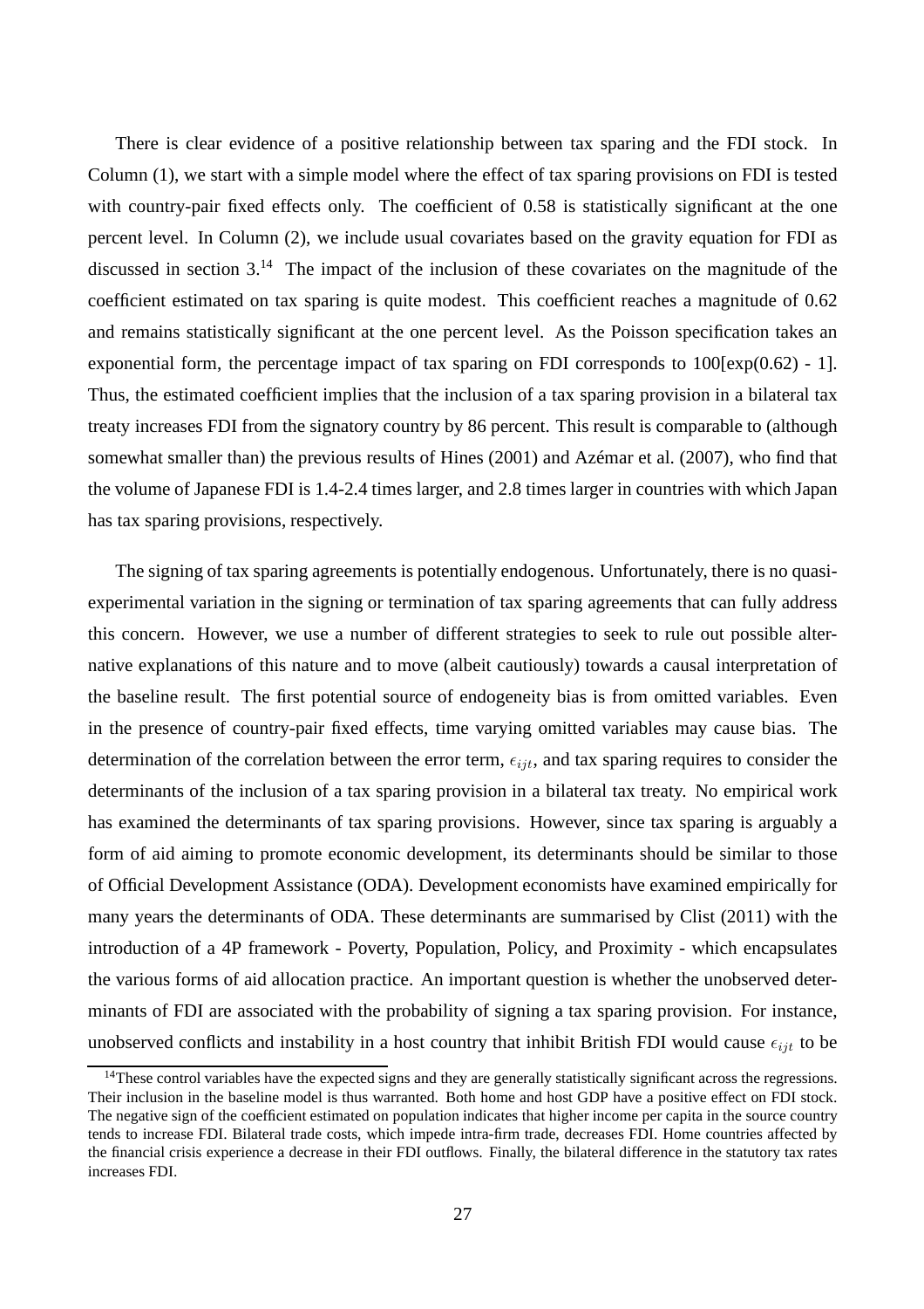There is clear evidence of a positive relationship between tax sparing and the FDI stock. In Column (1), we start with a simple model where the effect of tax sparing provisions on FDI is tested with country-pair fixed effects only. The coefficient of 0.58 is statistically significant at the one percent level. In Column (2), we include usual covariates based on the gravity equation for FDI as discussed in section 3.[14] The impact of the inclusion of these covariates on the magnitude of the coefficient estimated on tax sparing is quite modest. This coefficient reaches a magnitude of 0.62 and remains statistically significant at the one percent level. As the Poisson specification takes an exponential form, the percentage impact of tax sparing on FDI corresponds to 100[exp(0.62) - 1]. Thus, the estimated coefficient implies that the inclusion of a tax sparing provision in a bilateral tax treaty increases FDI from the signatory country by 86 percent. This result is comparable to (although somewhat smaller than) the previous results of Hines (2001) and Azémar et al. (2007), who find that the volume of Japanese FDI is 1.4-2.4 times larger, and 2.8 times larger in countries with which Japan has tax sparing provisions, respectively.

The signing of tax sparing agreements is potentially endogenous. Unfortunately, there is no quasi-experimental variation in the signing or termination of tax sparing agreements that can fully address this concern. However, we use a number of different strategies to seek to rule out possible alternative explanations of this nature and to move (albeit cautiously) towards a causal interpretation of the baseline result. The first potential source of endogeneity bias is from omitted variables. Even in the presence of country-pair fixed effects, time varying omitted variables may cause bias. The determination of the correlation between the error term, $\epsilon_{ijt}$, and tax sparing requires to consider the determinants of the inclusion of a tax sparing provision in a bilateral tax treaty. No empirical work has examined the determinants of tax sparing provisions. However, since tax sparing is arguably a form of aid aiming to promote economic development, its determinants should be similar to those of Official Development Assistance (ODA). Development economists have examined empirically for many years the determinants of ODA. These determinants are summarised by Clist (2011) with the introduction of a 4P framework - Poverty, Population, Policy, and Proximity - which encapsulates the various forms of aid allocation practice. An important question is whether the unobserved determinants of FDI are associated with the probability of signing a tax sparing provision. For instance, unobserved conflicts and instability in a host country that inhibit British FDI would cause $\epsilon_{ijt}$ to be

[14] These control variables have the expected signs and they are generally statistically significant across the regressions. Their inclusion in the baseline model is thus warranted. Both home and host GDP have a positive effect on FDI stock. The negative sign of the coefficient estimated on population indicates that higher income per capita in the source country tends to increase FDI. Bilateral trade costs, which impede intra-firm trade, decreases FDI. Home countries affected by the financial crisis experience a decrease in their FDI outflows. Finally, the bilateral difference in the statutory tax rates increases FDI.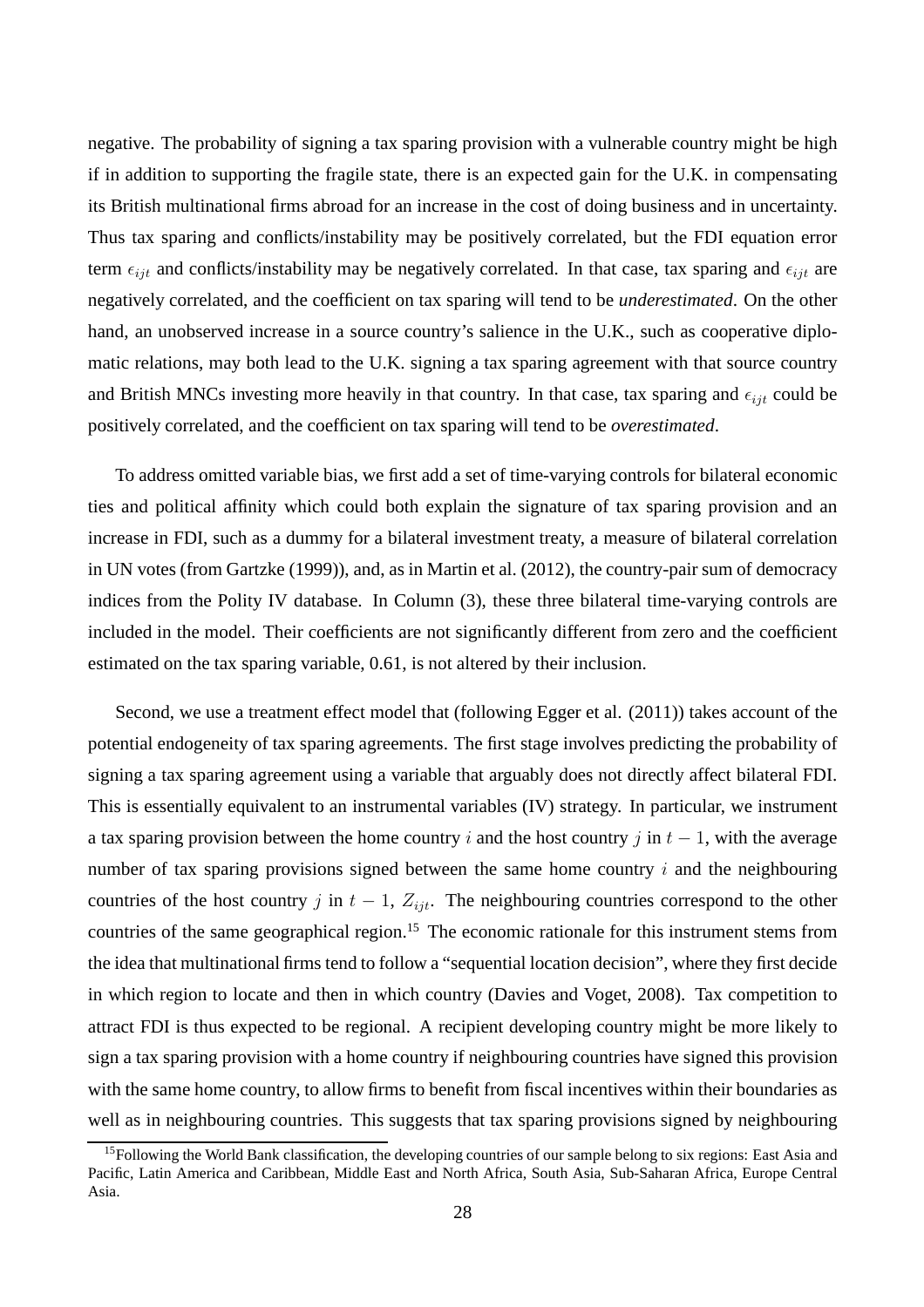negative. The probability of signing a tax sparing provision with a vulnerable country might be high if in addition to supporting the fragile state, there is an expected gain for the U.K. in compensating its British multinational firms abroad for an increase in the cost of doing business and in uncertainty. Thus tax sparing and conflicts/instability may be positively correlated, but the FDI equation error term $\epsilon_{ijt}$ and conflicts/instability may be negatively correlated. In that case, tax sparing and $\epsilon_{ijt}$ are negatively correlated, and the coefficient on tax sparing will tend to be *underestimated*. On the other hand, an unobserved increase in a source country's salience in the U.K., such as cooperative diplomatic relations, may both lead to the U.K. signing a tax sparing agreement with that source country and British MNCs investing more heavily in that country. In that case, tax sparing and $\epsilon_{ijt}$ could be positively correlated, and the coefficient on tax sparing will tend to be *overestimated*.

To address omitted variable bias, we first add a set of time-varying controls for bilateral economic ties and political affinity which could both explain the signature of tax sparing provision and an increase in FDI, such as a dummy for a bilateral investment treaty, a measure of bilateral correlation in UN votes (from Gartzke (1999)), and, as in Martin et al. (2012), the country-pair sum of democracy indices from the Polity IV database. In Column (3), these three bilateral time-varying controls are included in the model. Their coefficients are not significantly different from zero and the coefficient estimated on the tax sparing variable, 0.61, is not altered by their inclusion.

Second, we use a treatment effect model that (following Egger et al. (2011)) takes account of the potential endogeneity of tax sparing agreements. The first stage involves predicting the probability of signing a tax sparing agreement using a variable that arguably does not directly affect bilateral FDI. This is essentially equivalent to an instrumental variables (IV) strategy. In particular, we instrument a tax sparing provision between the home country $i$ and the host country $j$ in $t-1$, with the average number of tax sparing provisions signed between the same home country $i$ and the neighbouring countries of the host country $j$ in $t-1$, $Z_{ijt}$. The neighbouring countries correspond to the other countries of the same geographical region.[15] The economic rationale for this instrument stems from the idea that multinational firms tend to follow a "sequential location decision", where they first decide in which region to locate and then in which country (Davies and Voget, 2008). Tax competition to attract FDI is thus expected to be regional. A recipient developing country might be more likely to sign a tax sparing provision with a home country if neighbouring countries have signed this provision with the same home country, to allow firms to benefit from fiscal incentives within their boundaries as well as in neighbouring countries. This suggests that tax sparing provisions signed by neighbouring

[15] Following the World Bank classification, the developing countries of our sample belong to six regions: East Asia and Pacific, Latin America and Caribbean, Middle East and North Africa, South Asia, Sub-Saharan Africa, Europe Central Asia.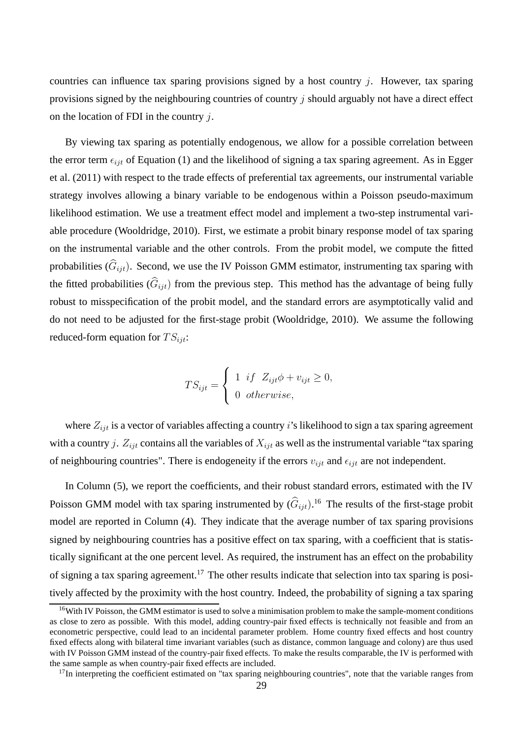countries can influence tax sparing provisions signed by a host country $j$. However, tax sparing provisions signed by the neighbouring countries of country $j$ should arguably not have a direct effect on the location of FDI in the country $j$.

By viewing tax sparing as potentially endogenous, we allow for a possible correlation between the error term $\epsilon_{ijt}$ of Equation (1) and the likelihood of signing a tax sparing agreement. As in Egger et al. (2011) with respect to the trade effects of preferential tax agreements, our instrumental variable strategy involves allowing a binary variable to be endogenous within a Poisson pseudo-maximum likelihood estimation. We use a treatment effect model and implement a two-step instrumental variable procedure (Wooldridge, 2010). First, we estimate a probit binary response model of tax sparing on the instrumental variable and the other controls. From the probit model, we compute the fitted probabilities ($\widehat{G}_{ijt}$). Second, we use the IV Poisson GMM estimator, instrumenting tax sparing with the fitted probabilities ($\widehat{G}_{ijt}$) from the previous step. This method has the advantage of being fully robust to misspecification of the probit model, and the standard errors are asymptotically valid and do not need to be adjusted for the first-stage probit (Wooldridge, 2010). We assume the following reduced-form equation for $TS_{ijt}$:

$$TS_{ijt} = \begin{cases} 1 \;\; if \;\; Z_{ijt}\phi + v_{ijt} \geq 0, \\ 0 \;\; otherwise, \end{cases}$$

where $Z_{ijt}$ is a vector of variables affecting a country $i$'s likelihood to sign a tax sparing agreement with a country $j$. $Z_{ijt}$ contains all the variables of $X_{ijt}$ as well as the instrumental variable "tax sparing of neighbouring countries". There is endogeneity if the errors $v_{ijt}$ and $\epsilon_{ijt}$ are not independent.

In Column (5), we report the coefficients, and their robust standard errors, estimated with the IV Poisson GMM model with tax sparing instrumented by ($\widehat{G}_{ijt}$).[16] The results of the first-stage probit model are reported in Column (4). They indicate that the average number of tax sparing provisions signed by neighbouring countries has a positive effect on tax sparing, with a coefficient that is statistically significant at the one percent level. As required, the instrument has an effect on the probability of signing a tax sparing agreement.[17] The other results indicate that selection into tax sparing is positively affected by the proximity with the host country. Indeed, the probability of signing a tax sparing

[16] With IV Poisson, the GMM estimator is used to solve a minimisation problem to make the sample-moment conditions as close to zero as possible. With this model, adding country-pair fixed effects is technically not feasible and from an econometric perspective, could lead to an incidental parameter problem. Home country fixed effects and host country fixed effects along with bilateral time invariant variables (such as distance, common language and colony) are thus used with IV Poisson GMM instead of the country-pair fixed effects. To make the results comparable, the IV is performed with the same sample as when country-pair fixed effects are included.

[17] In interpreting the coefficient estimated on "tax sparing neighbouring countries", note that the variable ranges from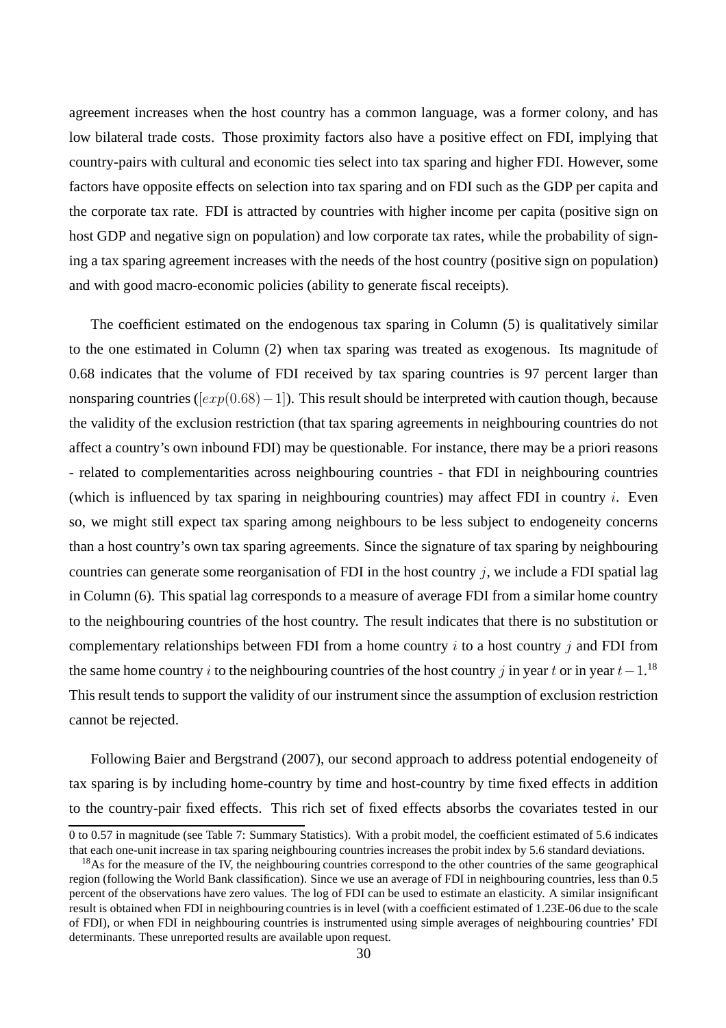agreement increases when the host country has a common language, was a former colony, and has low bilateral trade costs. Those proximity factors also have a positive effect on FDI, implying that country-pairs with cultural and economic ties select into tax sparing and higher FDI. However, some factors have opposite effects on selection into tax sparing and on FDI such as the GDP per capita and the corporate tax rate. FDI is attracted by countries with higher income per capita (positive sign on host GDP and negative sign on population) and low corporate tax rates, while the probability of signing a tax sparing agreement increases with the needs of the host country (positive sign on population) and with good macro-economic policies (ability to generate fiscal receipts).

The coefficient estimated on the endogenous tax sparing in Column (5) is qualitatively similar to the one estimated in Column (2) when tax sparing was treated as exogenous. Its magnitude of 0.68 indicates that the volume of FDI received by tax sparing countries is 97 percent larger than nonsparing countries ($[exp(0.68) - 1]$). This result should be interpreted with caution though, because the validity of the exclusion restriction (that tax sparing agreements in neighbouring countries do not affect a country's own inbound FDI) may be questionable. For instance, there may be a priori reasons - related to complementarities across neighbouring countries - that FDI in neighbouring countries (which is influenced by tax sparing in neighbouring countries) may affect FDI in country $i$. Even so, we might still expect tax sparing among neighbours to be less subject to endogeneity concerns than a host country's own tax sparing agreements. Since the signature of tax sparing by neighbouring countries can generate some reorganisation of FDI in the host country $j$, we include a FDI spatial lag in Column (6). This spatial lag corresponds to a measure of average FDI from a similar home country to the neighbouring countries of the host country. The result indicates that there is no substitution or complementary relationships between FDI from a home country $i$ to a host country $j$ and FDI from the same home country $i$ to the neighbouring countries of the host country $j$ in year $t$ or in year $t-1$.[18] This result tends to support the validity of our instrument since the assumption of exclusion restriction cannot be rejected.

Following Baier and Bergstrand (2007), our second approach to address potential endogeneity of tax sparing is by including home-country by time and host-country by time fixed effects in addition to the country-pair fixed effects. This rich set of fixed effects absorbs the covariates tested in our

0 to 0.57 in magnitude (see Table 7: Summary Statistics). With a probit model, the coefficient estimated of 5.6 indicates that each one-unit increase in tax sparing neighbouring countries increases the probit index by 5.6 standard deviations.

[18] As for the measure of the IV, the neighbouring countries correspond to the other countries of the same geographical region (following the World Bank classification). Since we use an average of FDI in neighbouring countries, less than 0.5 percent of the observations have zero values. The log of FDI can be used to estimate an elasticity. A similar insignificant result is obtained when FDI in neighbouring countries is in level (with a coefficient estimated of 1.23E-06 due to the scale of FDI), or when FDI in neighbouring countries is instrumented using simple averages of neighbouring countries' FDI determinants. These unreported results are available upon request.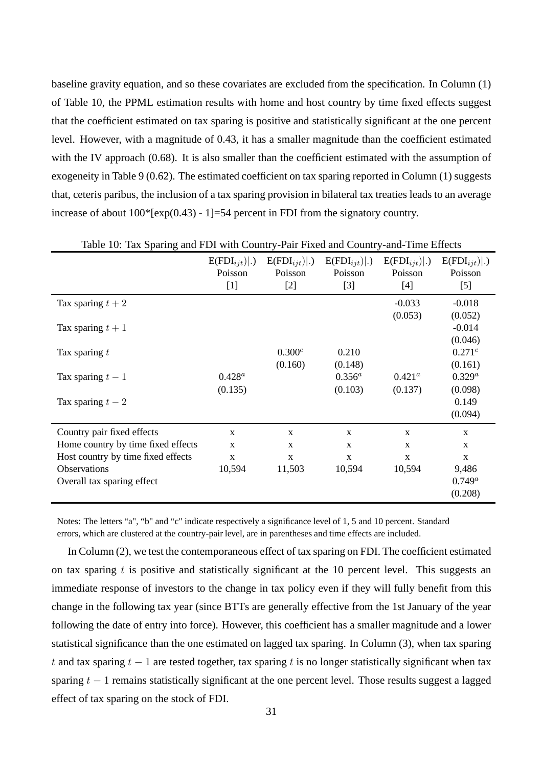baseline gravity equation, and so these covariates are excluded from the specification. In Column (1) of Table 10, the PPML estimation results with home and host country by time fixed effects suggest that the coefficient estimated on tax sparing is positive and statistically significant at the one percent level. However, with a magnitude of 0.43, it has a smaller magnitude than the coefficient estimated with the IV approach (0.68). It is also smaller than the coefficient estimated with the assumption of exogeneity in Table 9 (0.62). The estimated coefficient on tax sparing reported in Column (1) suggests that, ceteris paribus, the inclusion of a tax sparing provision in bilateral tax treaties leads to an average increase of about 100*[exp(0.43) - 1]=54 percent in FDI from the signatory country.

Table 10: Tax Sparing and FDI with Country-Pair Fixed and Country-and-Time Effects

| | $E(FDI_{ijt})\|.)$ Poisson [1] | $E(FDI_{ijt})\|.)$ Poisson [2] | $E(FDI_{ijt})\|.)$ Poisson [3] | $E(FDI_{ijt})\|.)$ Poisson [4] | $E(FDI_{ijt})\|.)$ Poisson [5] |
|---|---|---|---|---|---|
| Tax sparing $t+2$ | | | | -0.033 | -0.018 |
| | | | | (0.053) | (0.052) |
| Tax sparing $t+1$ | | | | | -0.014 |
| | | | | | (0.046) |
| Tax sparing $t$ | | $0.300^c$ | 0.210 | | $0.271^c$ |
| | | (0.160) | (0.148) | | (0.161) |
| Tax sparing $t-1$ | $0.428^a$ | | $0.356^a$ | $0.421^a$ | $0.329^a$ |
| | (0.135) | | (0.103) | (0.137) | (0.098) |
| Tax sparing $t-2$ | | | | | 0.149 |
| | | | | | (0.094) |
| Country pair fixed effects | x | x | x | x | x |
| Home country by time fixed effects | x | x | x | x | x |
| Host country by time fixed effects | x | x | x | x | x |
| Observations | 10,594 | 11,503 | 10,594 | 10,594 | 9,486 |
| Overall tax sparing effect | | | | | $0.749^a$ |
| | | | | | (0.208) |

Notes: The letters "a", "b" and "c" indicate respectively a significance level of 1, 5 and 10 percent. Standard errors, which are clustered at the country-pair level, are in parentheses and time effects are included.

In Column (2), we test the contemporaneous effect of tax sparing on FDI. The coefficient estimated on tax sparing $t$ is positive and statistically significant at the 10 percent level. This suggests an immediate response of investors to the change in tax policy even if they will fully benefit from this change in the following tax year (since BTTs are generally effective from the 1st January of the year following the date of entry into force). However, this coefficient has a smaller magnitude and a lower statistical significance than the one estimated on lagged tax sparing. In Column (3), when tax sparing $t$ and tax sparing $t-1$ are tested together, tax sparing $t$ is no longer statistically significant when tax sparing $t-1$ remains statistically significant at the one percent level. Those results suggest a lagged effect of tax sparing on the stock of FDI.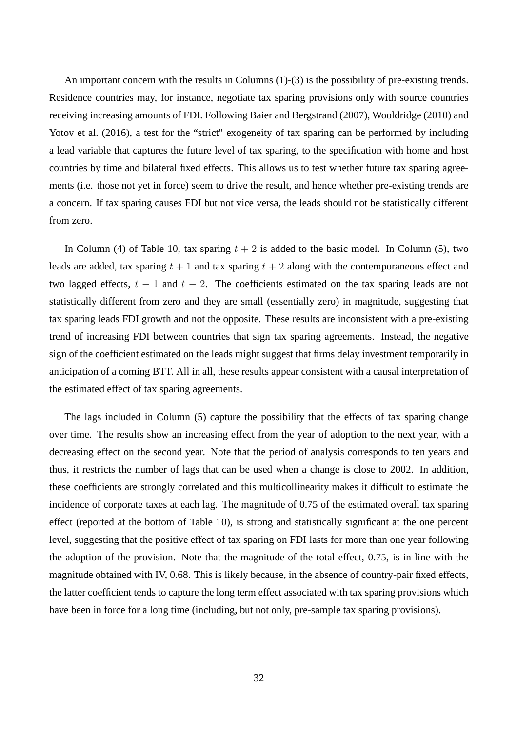An important concern with the results in Columns (1)-(3) is the possibility of pre-existing trends. Residence countries may, for instance, negotiate tax sparing provisions only with source countries receiving increasing amounts of FDI. Following Baier and Bergstrand (2007), Wooldridge (2010) and Yotov et al. (2016), a test for the "strict" exogeneity of tax sparing can be performed by including a lead variable that captures the future level of tax sparing, to the specification with home and host countries by time and bilateral fixed effects. This allows us to test whether future tax sparing agreements (i.e. those not yet in force) seem to drive the result, and hence whether pre-existing trends are a concern. If tax sparing causes FDI but not vice versa, the leads should not be statistically different from zero.

In Column (4) of Table 10, tax sparing $t + 2$ is added to the basic model. In Column (5), two leads are added, tax sparing $t + 1$ and tax sparing $t + 2$ along with the contemporaneous effect and two lagged effects, $t - 1$ and $t - 2$. The coefficients estimated on the tax sparing leads are not statistically different from zero and they are small (essentially zero) in magnitude, suggesting that tax sparing leads FDI growth and not the opposite. These results are inconsistent with a pre-existing trend of increasing FDI between countries that sign tax sparing agreements. Instead, the negative sign of the coefficient estimated on the leads might suggest that firms delay investment temporarily in anticipation of a coming BTT. All in all, these results appear consistent with a causal interpretation of the estimated effect of tax sparing agreements.

The lags included in Column (5) capture the possibility that the effects of tax sparing change over time. The results show an increasing effect from the year of adoption to the next year, with a decreasing effect on the second year. Note that the period of analysis corresponds to ten years and thus, it restricts the number of lags that can be used when a change is close to 2002. In addition, these coefficients are strongly correlated and this multicollinearity makes it difficult to estimate the incidence of corporate taxes at each lag. The magnitude of 0.75 of the estimated overall tax sparing effect (reported at the bottom of Table 10), is strong and statistically significant at the one percent level, suggesting that the positive effect of tax sparing on FDI lasts for more than one year following the adoption of the provision. Note that the magnitude of the total effect, 0.75, is in line with the magnitude obtained with IV, 0.68. This is likely because, in the absence of country-pair fixed effects, the latter coefficient tends to capture the long term effect associated with tax sparing provisions which have been in force for a long time (including, but not only, pre-sample tax sparing provisions).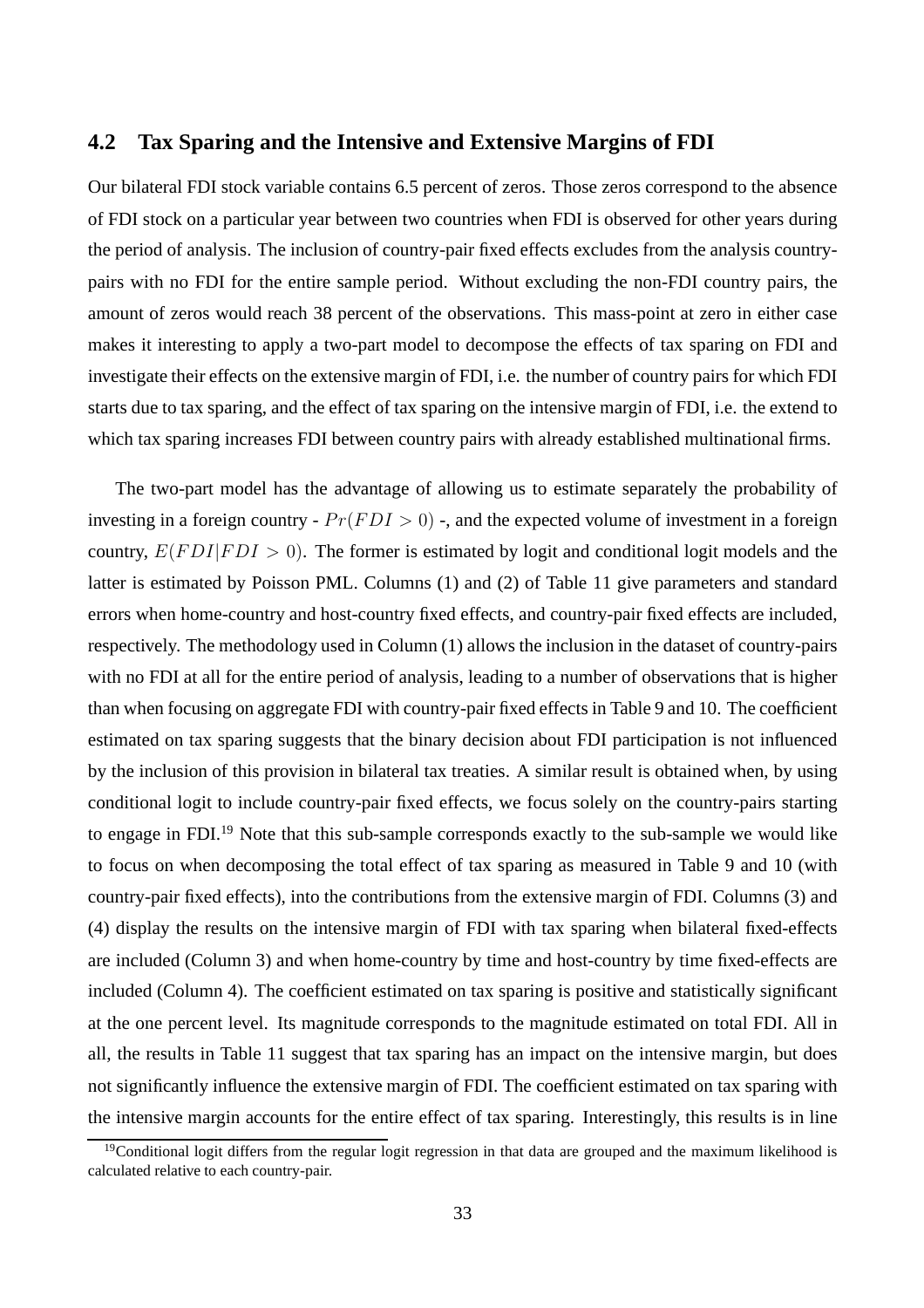## 4.2 Tax Sparing and the Intensive and Extensive Margins of FDI

Our bilateral FDI stock variable contains 6.5 percent of zeros. Those zeros correspond to the absence of FDI stock on a particular year between two countries when FDI is observed for other years during the period of analysis. The inclusion of country-pair fixed effects excludes from the analysis country-pairs with no FDI for the entire sample period. Without excluding the non-FDI country pairs, the amount of zeros would reach 38 percent of the observations. This mass-point at zero in either case makes it interesting to apply a two-part model to decompose the effects of tax sparing on FDI and investigate their effects on the extensive margin of FDI, i.e. the number of country pairs for which FDI starts due to tax sparing, and the effect of tax sparing on the intensive margin of FDI, i.e. the extend to which tax sparing increases FDI between country pairs with already established multinational firms.

The two-part model has the advantage of allowing us to estimate separately the probability of investing in a foreign country - $Pr(FDI > 0)$ -, and the expected volume of investment in a foreign country, $E(FDI|FDI > 0)$. The former is estimated by logit and conditional logit models and the latter is estimated by Poisson PML. Columns (1) and (2) of Table 11 give parameters and standard errors when home-country and host-country fixed effects, and country-pair fixed effects are included, respectively. The methodology used in Column (1) allows the inclusion in the dataset of country-pairs with no FDI at all for the entire period of analysis, leading to a number of observations that is higher than when focusing on aggregate FDI with country-pair fixed effects in Table 9 and 10. The coefficient estimated on tax sparing suggests that the binary decision about FDI participation is not influenced by the inclusion of this provision in bilateral tax treaties. A similar result is obtained when, by using conditional logit to include country-pair fixed effects, we focus solely on the country-pairs starting to engage in FDI.[19] Note that this sub-sample corresponds exactly to the sub-sample we would like to focus on when decomposing the total effect of tax sparing as measured in Table 9 and 10 (with country-pair fixed effects), into the contributions from the extensive margin of FDI. Columns (3) and (4) display the results on the intensive margin of FDI with tax sparing when bilateral fixed-effects are included (Column 3) and when home-country by time and host-country by time fixed-effects are included (Column 4). The coefficient estimated on tax sparing is positive and statistically significant at the one percent level. Its magnitude corresponds to the magnitude estimated on total FDI. All in all, the results in Table 11 suggest that tax sparing has an impact on the intensive margin, but does not significantly influence the extensive margin of FDI. The coefficient estimated on tax sparing with the intensive margin accounts for the entire effect of tax sparing. Interestingly, this results is in line

[19] Conditional logit differs from the regular logit regression in that data are grouped and the maximum likelihood is calculated relative to each country-pair.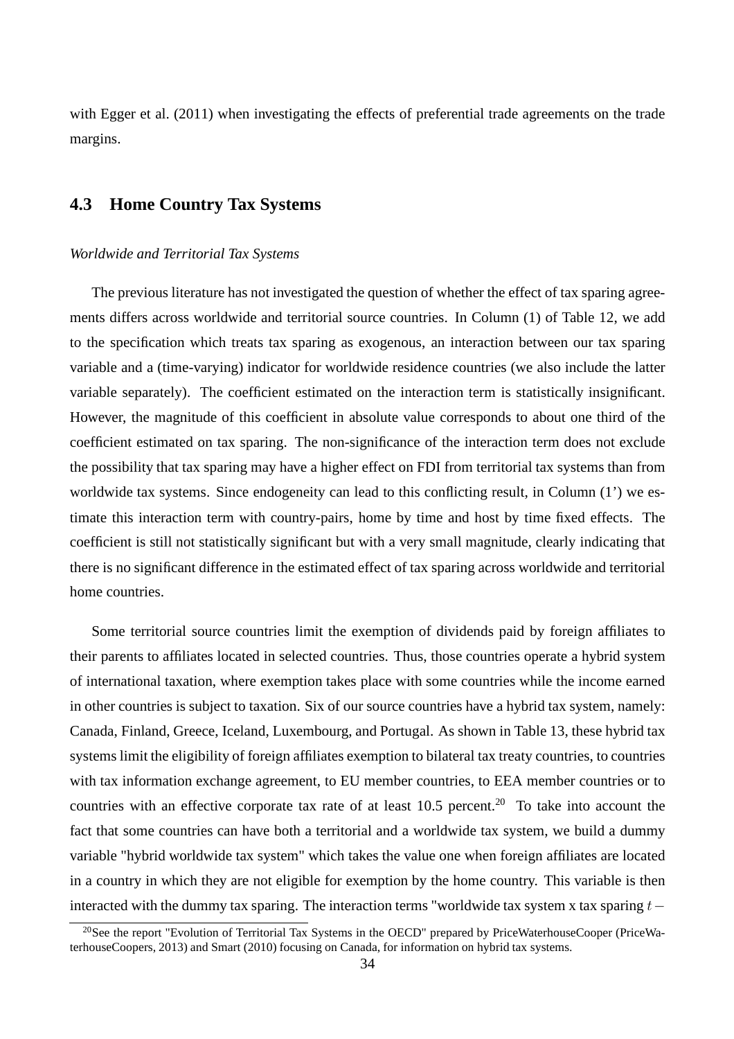with Egger et al. (2011) when investigating the effects of preferential trade agreements on the trade margins.

## 4.3 Home Country Tax Systems

*Worldwide and Territorial Tax Systems*

The previous literature has not investigated the question of whether the effect of tax sparing agreements differs across worldwide and territorial source countries. In Column (1) of Table 12, we add to the specification which treats tax sparing as exogenous, an interaction between our tax sparing variable and a (time-varying) indicator for worldwide residence countries (we also include the latter variable separately). The coefficient estimated on the interaction term is statistically insignificant. However, the magnitude of this coefficient in absolute value corresponds to about one third of the coefficient estimated on tax sparing. The non-significance of the interaction term does not exclude the possibility that tax sparing may have a higher effect on FDI from territorial tax systems than from worldwide tax systems. Since endogeneity can lead to this conflicting result, in Column (1') we estimate this interaction term with country-pairs, home by time and host by time fixed effects. The coefficient is still not statistically significant but with a very small magnitude, clearly indicating that there is no significant difference in the estimated effect of tax sparing across worldwide and territorial home countries.

Some territorial source countries limit the exemption of dividends paid by foreign affiliates to their parents to affiliates located in selected countries. Thus, those countries operate a hybrid system of international taxation, where exemption takes place with some countries while the income earned in other countries is subject to taxation. Six of our source countries have a hybrid tax system, namely: Canada, Finland, Greece, Iceland, Luxembourg, and Portugal. As shown in Table 13, these hybrid tax systems limit the eligibility of foreign affiliates exemption to bilateral tax treaty countries, to countries with tax information exchange agreement, to EU member countries, to EEA member countries or to countries with an effective corporate tax rate of at least 10.5 percent.[20] To take into account the fact that some countries can have both a territorial and a worldwide tax system, we build a dummy variable "hybrid worldwide tax system" which takes the value one when foreign affiliates are located in a country in which they are not eligible for exemption by the home country. This variable is then interacted with the dummy tax sparing. The interaction terms "worldwide tax system x tax sparing $t-$

[20] See the report "Evolution of Territorial Tax Systems in the OECD" prepared by PriceWaterhouseCooper (PriceWaterhouseCoopers, 2013) and Smart (2010) focusing on Canada, for information on hybrid tax systems.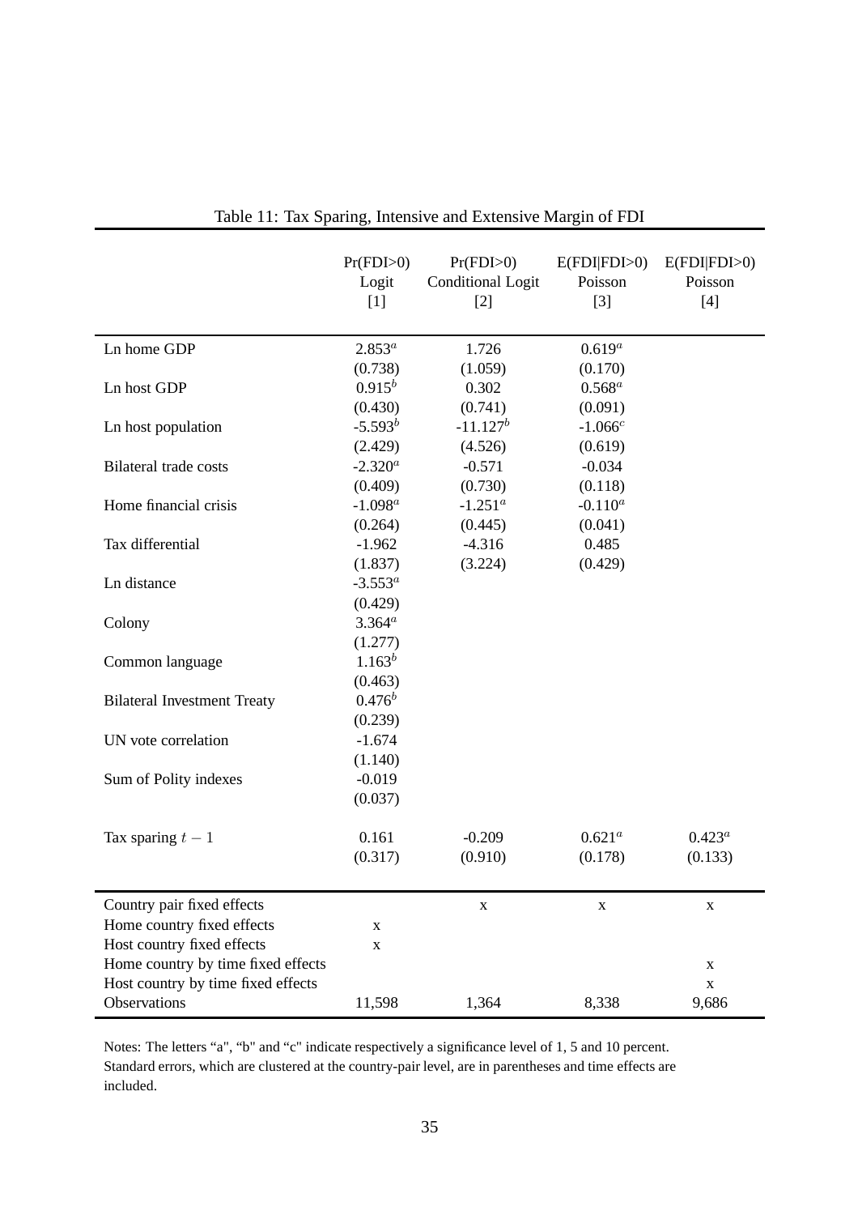Table 11: Tax Sparing, Intensive and Extensive Margin of FDI

| | Pr(FDI>0) Logit [1] | Pr(FDI>0) Conditional Logit [2] | E(FDI\|FDI>0) Poisson [3] | E(FDI\|FDI>0) Poisson [4] |
|---|---|---|---|---|
| Ln home GDP | $2.853^a$ | 1.726 | $0.619^a$ | |
| | (0.738) | (1.059) | (0.170) | |
| Ln host GDP | $0.915^b$ | 0.302 | $0.568^a$ | |
| | (0.430) | (0.741) | (0.091) | |
| Ln host population | $-5.593^b$ | $-11.127^b$ | $-1.066^c$ | |
| | (2.429) | (4.526) | (0.619) | |
| Bilateral trade costs | $-2.320^a$ | -0.571 | -0.034 | |
| | (0.409) | (0.730) | (0.118) | |
| Home financial crisis | $-1.098^a$ | $-1.251^a$ | $-0.110^a$ | |
| | (0.264) | (0.445) | (0.041) | |
| Tax differential | -1.962 | -4.316 | 0.485 | |
| | (1.837) | (3.224) | (0.429) | |
| Ln distance | $-3.553^a$ | | | |
| | (0.429) | | | |
| Colony | $3.364^a$ | | | |
| | (1.277) | | | |
| Common language | $1.163^b$ | | | |
| | (0.463) | | | |
| Bilateral Investment Treaty | $0.476^b$ | | | |
| | (0.239) | | | |
| UN vote correlation | -1.674 | | | |
| | (1.140) | | | |
| Sum of Polity indexes | -0.019 | | | |
| | (0.037) | | | |
| Tax sparing $t-1$ | 0.161 | -0.209 | $0.621^a$ | $0.423^a$ |
| | (0.317) | (0.910) | (0.178) | (0.133) |
| Country pair fixed effects | | x | x | x |
| Home country fixed effects | x | | | |
| Host country fixed effects | x | | | |
| Home country by time fixed effects | | | | x |
| Host country by time fixed effects | | | | x |
| Observations | 11,598 | 1,364 | 8,338 | 9,686 |

Notes: The letters "a", "b" and "c" indicate respectively a significance level of 1, 5 and 10 percent. Standard errors, which are clustered at the country-pair level, are in parentheses and time effects are included.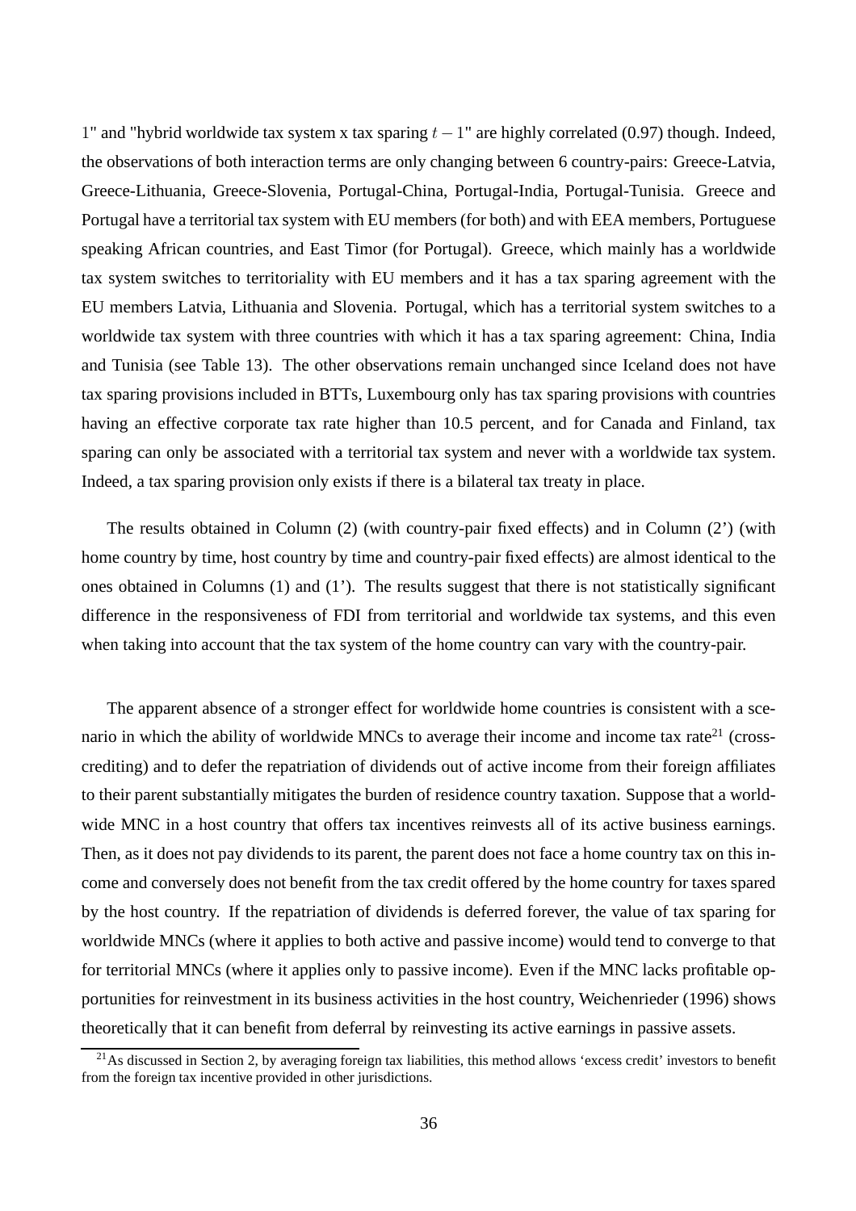1" and "hybrid worldwide tax system x tax sparing $t-1$" are highly correlated (0.97) though. Indeed, the observations of both interaction terms are only changing between 6 country-pairs: Greece-Latvia, Greece-Lithuania, Greece-Slovenia, Portugal-China, Portugal-India, Portugal-Tunisia. Greece and Portugal have a territorial tax system with EU members (for both) and with EEA members, Portuguese speaking African countries, and East Timor (for Portugal). Greece, which mainly has a worldwide tax system switches to territoriality with EU members and it has a tax sparing agreement with the EU members Latvia, Lithuania and Slovenia. Portugal, which has a territorial system switches to a worldwide tax system with three countries with which it has a tax sparing agreement: China, India and Tunisia (see Table 13). The other observations remain unchanged since Iceland does not have tax sparing provisions included in BTTs, Luxembourg only has tax sparing provisions with countries having an effective corporate tax rate higher than 10.5 percent, and for Canada and Finland, tax sparing can only be associated with a territorial tax system and never with a worldwide tax system. Indeed, a tax sparing provision only exists if there is a bilateral tax treaty in place.

The results obtained in Column (2) (with country-pair fixed effects) and in Column (2') (with home country by time, host country by time and country-pair fixed effects) are almost identical to the ones obtained in Columns (1) and (1'). The results suggest that there is not statistically significant difference in the responsiveness of FDI from territorial and worldwide tax systems, and this even when taking into account that the tax system of the home country can vary with the country-pair.

The apparent absence of a stronger effect for worldwide home countries is consistent with a scenario in which the ability of worldwide MNCs to average their income and income tax rate[21] (cross-crediting) and to defer the repatriation of dividends out of active income from their foreign affiliates to their parent substantially mitigates the burden of residence country taxation. Suppose that a worldwide MNC in a host country that offers tax incentives reinvests all of its active business earnings. Then, as it does not pay dividends to its parent, the parent does not face a home country tax on this income and conversely does not benefit from the tax credit offered by the home country for taxes spared by the host country. If the repatriation of dividends is deferred forever, the value of tax sparing for worldwide MNCs (where it applies to both active and passive income) would tend to converge to that for territorial MNCs (where it applies only to passive income). Even if the MNC lacks profitable opportunities for reinvestment in its business activities in the host country, Weichenrieder (1996) shows theoretically that it can benefit from deferral by reinvesting its active earnings in passive assets.

[21] As discussed in Section 2, by averaging foreign tax liabilities, this method allows 'excess credit' investors to benefit from the foreign tax incentive provided in other jurisdictions.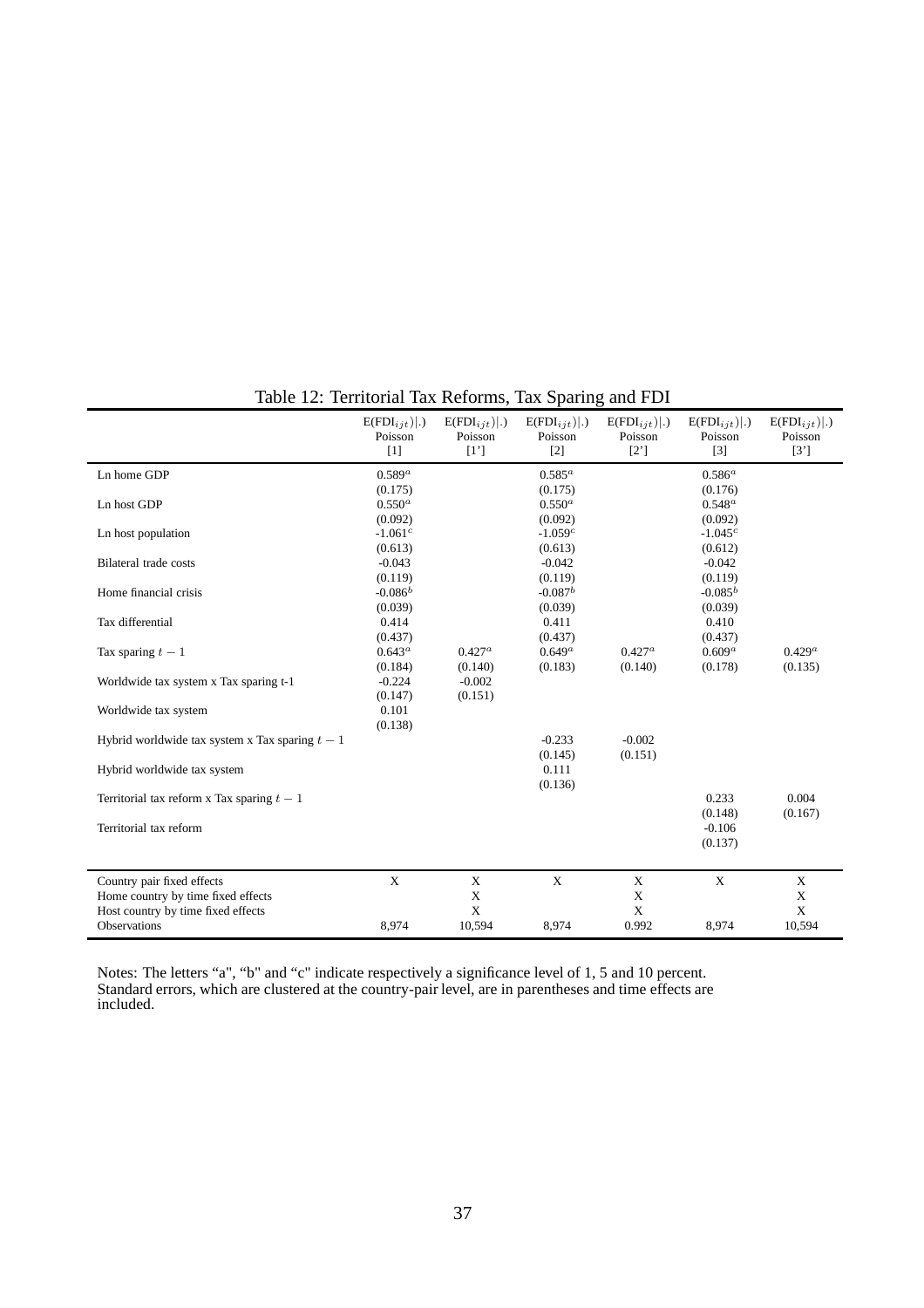Table 12: Territorial Tax Reforms, Tax Sparing and FDI

| | $E(FDI_{ijt}\|.)$ Poisson [1] | $E(FDI_{ijt}\|.)$ Poisson [1'] | $E(FDI_{ijt}\|.)$ Poisson [2] | $E(FDI_{ijt}\|.)$ Poisson [2'] | $E(FDI_{ijt}\|.)$ Poisson [3] | $E(FDI_{ijt}\|.)$ Poisson [3'] |
|---|---|---|---|---|---|---|
| Ln home GDP | $0.589^a$ | | $0.585^a$ | | $0.586^a$ | |
| | (0.175) | | (0.175) | | (0.176) | |
| Ln host GDP | $0.550^a$ | | $0.550^a$ | | $0.548^a$ | |
| | (0.092) | | (0.092) | | (0.092) | |
| Ln host population | $-1.061^c$ | | $-1.059^c$ | | $-1.045^c$ | |
| | (0.613) | | (0.613) | | (0.612) | |
| Bilateral trade costs | -0.043 | | -0.042 | | -0.042 | |
| | (0.119) | | (0.119) | | (0.119) | |
| Home financial crisis | $-0.086^b$ | | $-0.087^b$ | | $-0.085^b$ | |
| | (0.039) | | (0.039) | | (0.039) | |
| Tax differential | 0.414 | | 0.411 | | 0.410 | |
| | (0.437) | | (0.437) | | (0.437) | |
| Tax sparing $t-1$ | $0.643^a$ | $0.427^a$ | $0.649^a$ | $0.427^a$ | $0.609^a$ | $0.429^a$ |
| | (0.184) | (0.140) | (0.183) | (0.140) | (0.178) | (0.135) |
| Worldwide tax system x Tax sparing t-1 | -0.224 | -0.002 | | | | |
| | (0.147) | (0.151) | | | | |
| Worldwide tax system | 0.101 | | | | | |
| | (0.138) | | | | | |
| Hybrid worldwide tax system x Tax sparing $t-1$ | | | -0.233 | -0.002 | | |
| | | | (0.145) | (0.151) | | |
| Hybrid worldwide tax system | | | 0.111 | | | |
| | | | (0.136) | | | |
| Territorial tax reform x Tax sparing $t-1$ | | | | | 0.233 | 0.004 |
| | | | | | (0.148) | (0.167) |
| Territorial tax reform | | | | | -0.106 | |
| | | | | | (0.137) | |
| Country pair fixed effects | X | X | X | X | X | X |
| Home country by time fixed effects | | X | | X | | X |
| Host country by time fixed effects | | X | | X | | X |
| Observations | 8,974 | 10,594 | 8,974 | 0.992 | 8,974 | 10,594 |

Notes: The letters "a", "b" and "c" indicate respectively a significance level of 1, 5 and 10 percent. Standard errors, which are clustered at the country-pair level, are in parentheses and time effects are included.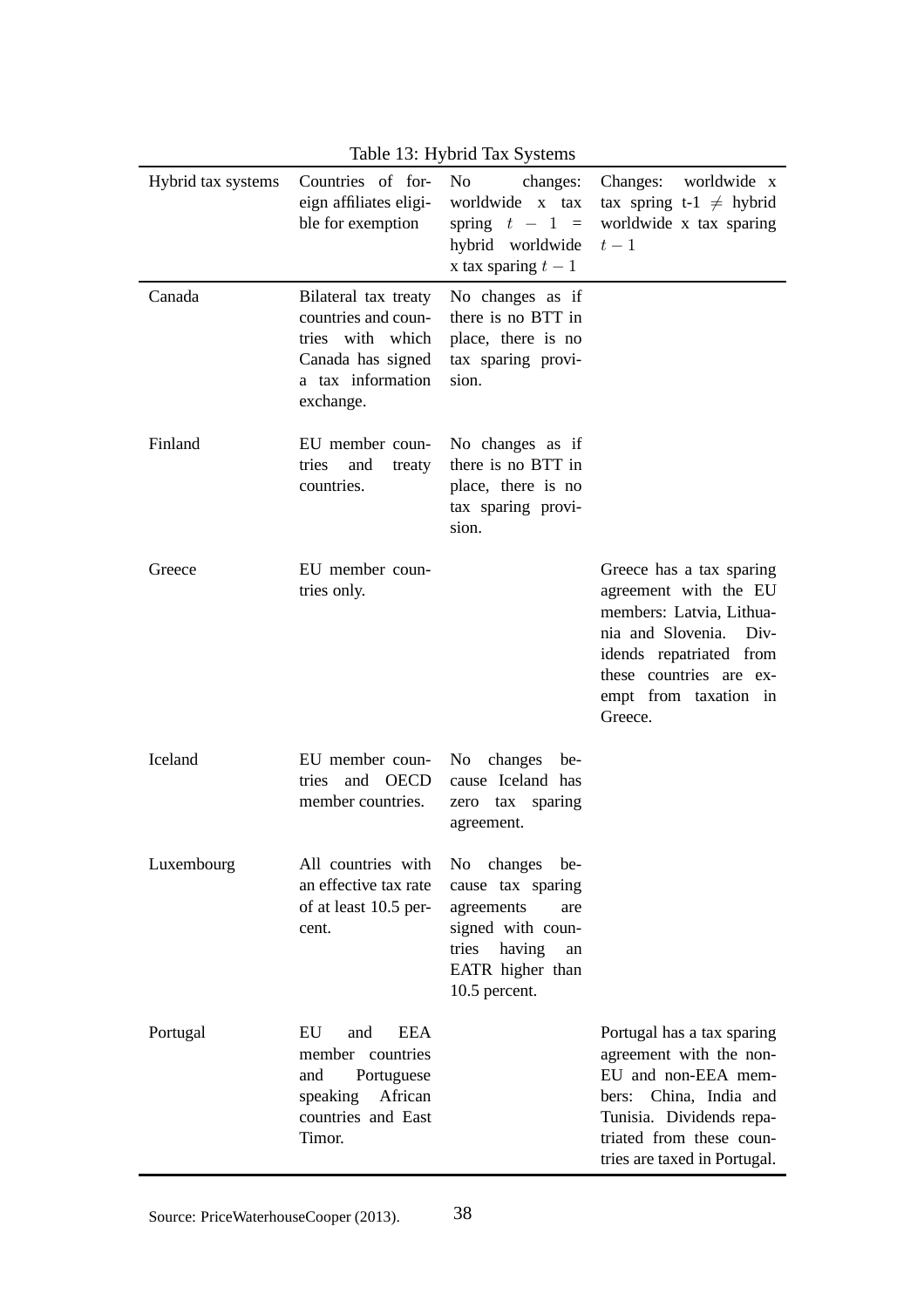Table 13: Hybrid Tax Systems

| Hybrid tax systems | Countries of foreign affiliates eligible for exemption | No changes: worldwide x tax spring $t-1$ = hybrid worldwide x tax sparing $t-1$ | Changes: worldwide x tax spring t-1 $\neq$ hybrid worldwide x tax sparing $t-1$ |
|---|---|---|---|
| Canada | Bilateral tax treaty countries and countries with which Canada has signed a tax information exchange. | No changes as if there is no BTT in place, there is no tax sparing provision. | |
| Finland | EU member countries and treaty countries. | No changes as if there is no BTT in place, there is no tax sparing provision. | |
| Greece | EU member countries only. | | Greece has a tax sparing agreement with the EU members: Latvia, Lithuania and Slovenia. Dividends repatriated from these countries are exempt from taxation in Greece. |
| Iceland | EU member countries and OECD member countries. | No changes because Iceland has zero tax sparing agreement. | |
| Luxembourg | All countries with an effective tax rate of at least 10.5 percent. | No changes because tax sparing agreements are signed with countries having an EATR higher than 10.5 percent. | |
| Portugal | EU and EEA member countries and Portuguese speaking African countries and East Timor. | | Portugal has a tax sparing agreement with the non-EU and non-EEA members: China, India and Tunisia. Dividends repatriated from these countries are taxed in Portugal. |

Source: PriceWaterhouseCooper (2013).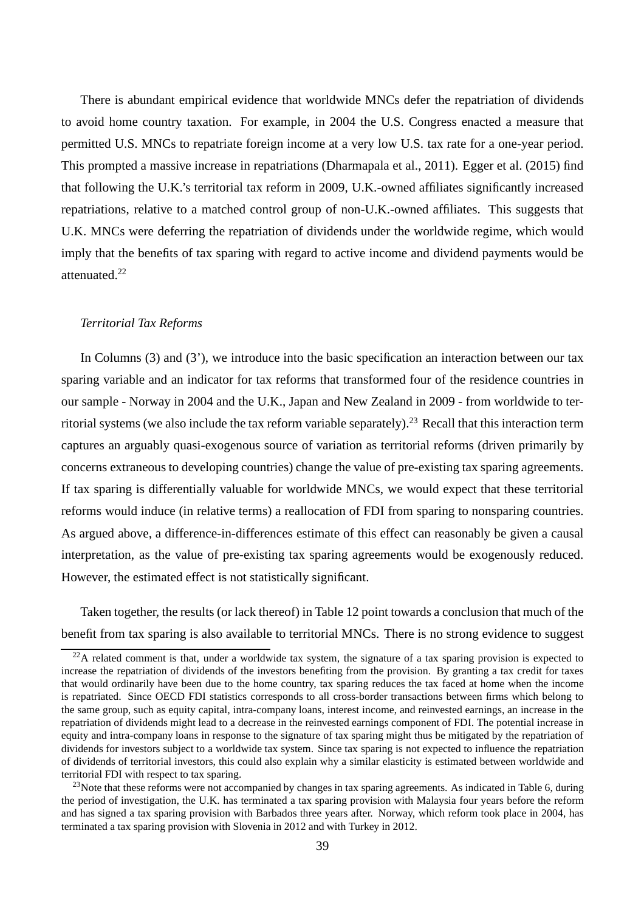There is abundant empirical evidence that worldwide MNCs defer the repatriation of dividends to avoid home country taxation. For example, in 2004 the U.S. Congress enacted a measure that permitted U.S. MNCs to repatriate foreign income at a very low U.S. tax rate for a one-year period. This prompted a massive increase in repatriations (Dharmapala et al., 2011). Egger et al. (2015) find that following the U.K.'s territorial tax reform in 2009, U.K.-owned affiliates significantly increased repatriations, relative to a matched control group of non-U.K.-owned affiliates. This suggests that U.K. MNCs were deferring the repatriation of dividends under the worldwide regime, which would imply that the benefits of tax sparing with regard to active income and dividend payments would be attenuated.[22]

*Territorial Tax Reforms*

In Columns (3) and (3'), we introduce into the basic specification an interaction between our tax sparing variable and an indicator for tax reforms that transformed four of the residence countries in our sample - Norway in 2004 and the U.K., Japan and New Zealand in 2009 - from worldwide to territorial systems (we also include the tax reform variable separately).[23] Recall that this interaction term captures an arguably quasi-exogenous source of variation as territorial reforms (driven primarily by concerns extraneous to developing countries) change the value of pre-existing tax sparing agreements. If tax sparing is differentially valuable for worldwide MNCs, we would expect that these territorial reforms would induce (in relative terms) a reallocation of FDI from sparing to nonsparing countries. As argued above, a difference-in-differences estimate of this effect can reasonably be given a causal interpretation, as the value of pre-existing tax sparing agreements would be exogenously reduced. However, the estimated effect is not statistically significant.

Taken together, the results (or lack thereof) in Table 12 point towards a conclusion that much of the benefit from tax sparing is also available to territorial MNCs. There is no strong evidence to suggest

[22] A related comment is that, under a worldwide tax system, the signature of a tax sparing provision is expected to increase the repatriation of dividends of the investors benefiting from the provision. By granting a tax credit for taxes that would ordinarily have been due to the home country, tax sparing reduces the tax faced at home when the income is repatriated. Since OECD FDI statistics corresponds to all cross-border transactions between firms which belong to the same group, such as equity capital, intra-company loans, interest income, and reinvested earnings, an increase in the repatriation of dividends might lead to a decrease in the reinvested earnings component of FDI. The potential increase in equity and intra-company loans in response to the signature of tax sparing might thus be mitigated by the repatriation of dividends for investors subject to a worldwide tax system. Since tax sparing is not expected to influence the repatriation of dividends of territorial investors, this could also explain why a similar elasticity is estimated between worldwide and territorial FDI with respect to tax sparing.

[23] Note that these reforms were not accompanied by changes in tax sparing agreements. As indicated in Table 6, during the period of investigation, the U.K. has terminated a tax sparing provision with Malaysia four years before the reform and has signed a tax sparing provision with Barbados three years after. Norway, which reform took place in 2004, has terminated a tax sparing provision with Slovenia in 2012 and with Turkey in 2012.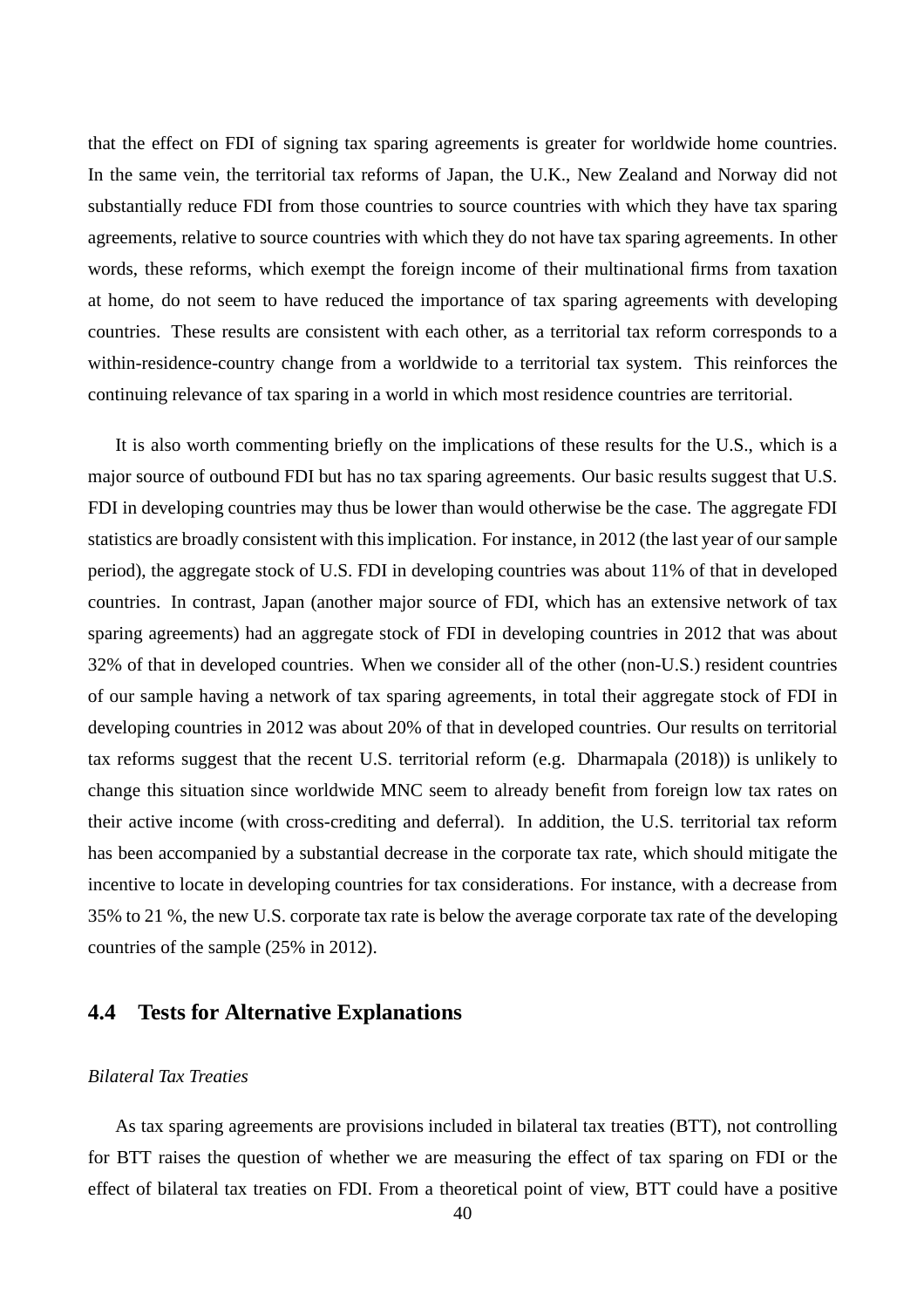that the effect on FDI of signing tax sparing agreements is greater for worldwide home countries. In the same vein, the territorial tax reforms of Japan, the U.K., New Zealand and Norway did not substantially reduce FDI from those countries to source countries with which they have tax sparing agreements, relative to source countries with which they do not have tax sparing agreements. In other words, these reforms, which exempt the foreign income of their multinational firms from taxation at home, do not seem to have reduced the importance of tax sparing agreements with developing countries. These results are consistent with each other, as a territorial tax reform corresponds to a within-residence-country change from a worldwide to a territorial tax system. This reinforces the continuing relevance of tax sparing in a world in which most residence countries are territorial.

It is also worth commenting briefly on the implications of these results for the U.S., which is a major source of outbound FDI but has no tax sparing agreements. Our basic results suggest that U.S. FDI in developing countries may thus be lower than would otherwise be the case. The aggregate FDI statistics are broadly consistent with this implication. For instance, in 2012 (the last year of our sample period), the aggregate stock of U.S. FDI in developing countries was about 11% of that in developed countries. In contrast, Japan (another major source of FDI, which has an extensive network of tax sparing agreements) had an aggregate stock of FDI in developing countries in 2012 that was about 32% of that in developed countries. When we consider all of the other (non-U.S.) resident countries of our sample having a network of tax sparing agreements, in total their aggregate stock of FDI in developing countries in 2012 was about 20% of that in developed countries. Our results on territorial tax reforms suggest that the recent U.S. territorial reform (e.g. Dharmapala (2018)) is unlikely to change this situation since worldwide MNC seem to already benefit from foreign low tax rates on their active income (with cross-crediting and deferral). In addition, the U.S. territorial tax reform has been accompanied by a substantial decrease in the corporate tax rate, which should mitigate the incentive to locate in developing countries for tax considerations. For instance, with a decrease from 35% to 21 %, the new U.S. corporate tax rate is below the average corporate tax rate of the developing countries of the sample (25% in 2012).

## 4.4 Tests for Alternative Explanations

*Bilateral Tax Treaties*

As tax sparing agreements are provisions included in bilateral tax treaties (BTT), not controlling for BTT raises the question of whether we are measuring the effect of tax sparing on FDI or the effect of bilateral tax treaties on FDI. From a theoretical point of view, BTT could have a positive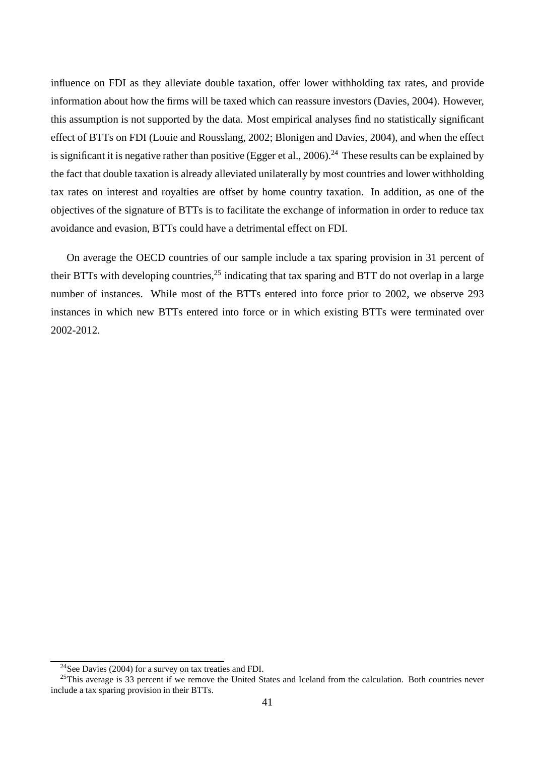influence on FDI as they alleviate double taxation, offer lower withholding tax rates, and provide information about how the firms will be taxed which can reassure investors (Davies, 2004). However, this assumption is not supported by the data. Most empirical analyses find no statistically significant effect of BTTs on FDI (Louie and Rousslang, 2002; Blonigen and Davies, 2004), and when the effect is significant it is negative rather than positive (Egger et al., 2006).[24] These results can be explained by the fact that double taxation is already alleviated unilaterally by most countries and lower withholding tax rates on interest and royalties are offset by home country taxation. In addition, as one of the objectives of the signature of BTTs is to facilitate the exchange of information in order to reduce tax avoidance and evasion, BTTs could have a detrimental effect on FDI.

On average the OECD countries of our sample include a tax sparing provision in 31 percent of their BTTs with developing countries,[25] indicating that tax sparing and BTT do not overlap in a large number of instances. While most of the BTTs entered into force prior to 2002, we observe 293 instances in which new BTTs entered into force or in which existing BTTs were terminated over 2002-2012.

[24] See Davies (2004) for a survey on tax treaties and FDI.

[25] This average is 33 percent if we remove the United States and Iceland from the calculation. Both countries never include a tax sparing provision in their BTTs.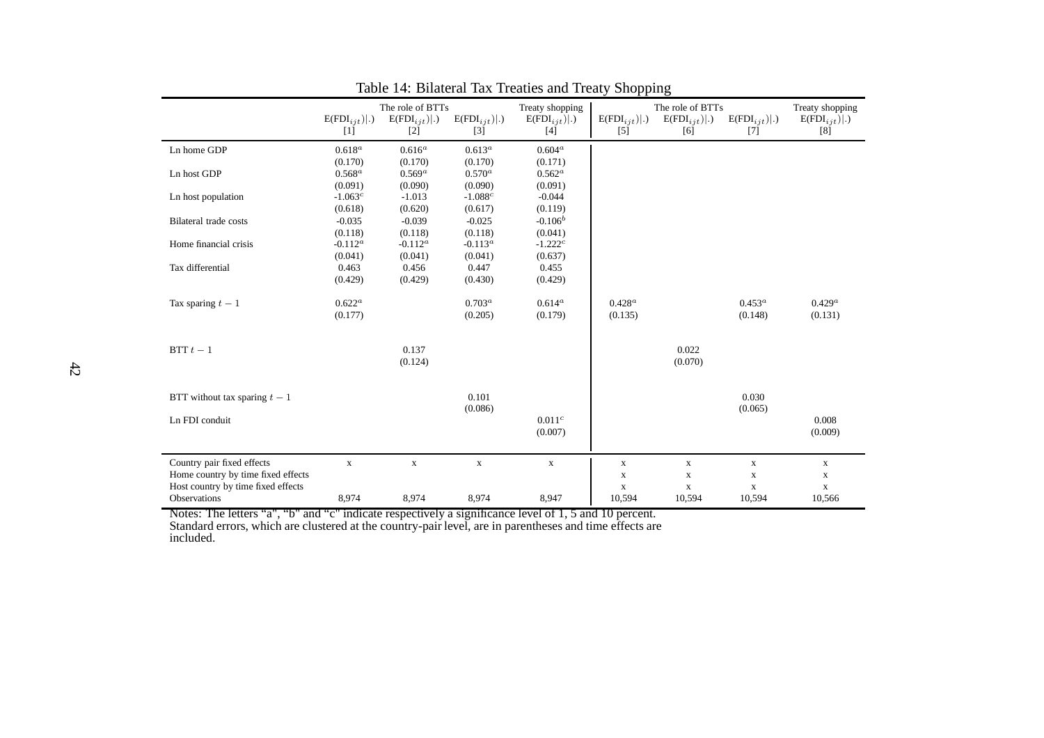Table 14: Bilateral Tax Treaties and Treaty Shopping

| | The role of BTTs | | | Treaty shopping | The role of BTTs | | | Treaty shopping |
|---|---|---|---|---|---|---|---|---|
| | $E(FDI_{ijt})\|.)$ | $E(FDI_{ijt})\|.)$ | $E(FDI_{ijt})\|.)$ | $E(FDI_{ijt})\|.)$ | $E(FDI_{ijt})\|.)$ | $E(FDI_{ijt})\|.)$ | $E(FDI_{ijt})\|.)$ | $E(FDI_{ijt})\|.)$ |
| | [1] | [2] | [3] | [4] | [5] | [6] | [7] | [8] |
| Ln home GDP | 0.618[a] | 0.616[a] | 0.613[a] | 0.604[a] | | | | |
| | (0.170) | (0.170) | (0.170) | (0.171) | | | | |
| Ln host GDP | 0.568[a] | 0.569[a] | 0.570[a] | 0.562[a] | | | | |
| | (0.091) | (0.090) | (0.090) | (0.091) | | | | |
| Ln host population | -1.063[c] | -1.013 | -1.088[c] | -0.044 | | | | |
| | (0.618) | (0.620) | (0.617) | (0.119) | | | | |
| Bilateral trade costs | -0.035 | -0.039 | -0.025 | -0.106[b] | | | | |
| | (0.118) | (0.118) | (0.118) | (0.041) | | | | |
| Home financial crisis | -0.112[a] | -0.112[a] | -0.113[a] | -1.222[c] | | | | |
| | (0.041) | (0.041) | (0.041) | (0.637) | | | | |
| Tax differential | 0.463 | 0.456 | 0.447 | 0.455 | | | | |
| | (0.429) | (0.429) | (0.430) | (0.429) | | | | |
| Tax sparing $t-1$ | 0.622[a] | | 0.703[a] | 0.614[a] | 0.428[a] | | 0.453[a] | 0.429[a] |
| | (0.177) | | (0.205) | (0.179) | (0.135) | | (0.148) | (0.131) |
| BTT $t-1$ | | 0.137 | | | | 0.022 | | |
| | | (0.124) | | | | (0.070) | | |
| BTT without tax sparing $t-1$ | | | 0.101 | | | | 0.030 | |
| | | | (0.086) | | | | (0.065) | |
| Ln FDI conduit | | | | 0.011[c] | | | | 0.008 |
| | | | | (0.007) | | | | (0.009) |
| Country pair fixed effects | x | x | x | x | x | x | x | x |
| Home country by time fixed effects | | | | | x | x | x | x |
| Host country by time fixed effects | | | | | x | x | x | x |
| Observations | 8,974 | 8,974 | 8,974 | 8,947 | 10,594 | 10,594 | 10,594 | 10,566 |

Notes: The letters "a", "b" and "c" indicate respectively a significance level of 1, 5 and 10 percent. Standard errors, which are clustered at the country-pair level, are in parentheses and time effects are included.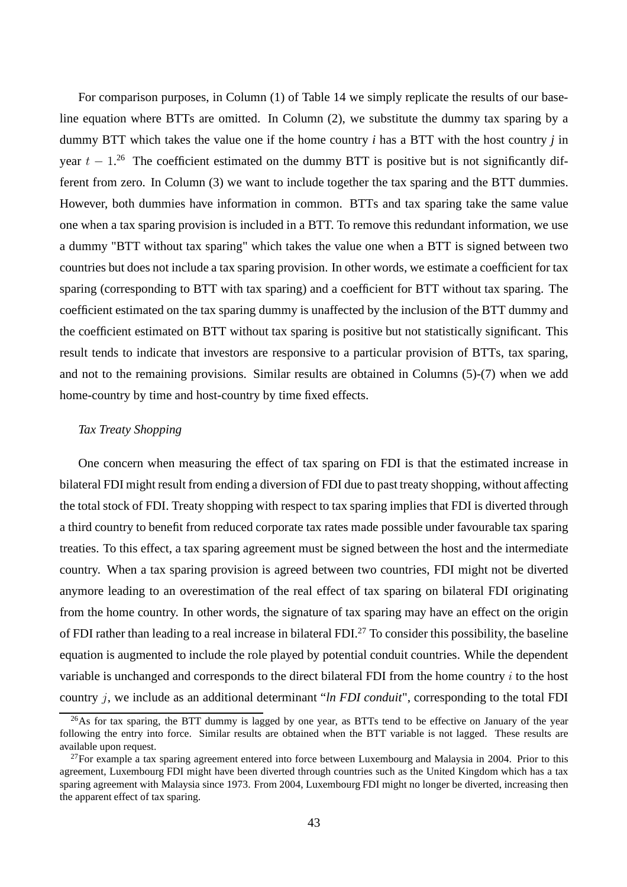For comparison purposes, in Column (1) of Table 14 we simply replicate the results of our baseline equation where BTTs are omitted. In Column (2), we substitute the dummy tax sparing by a dummy BTT which takes the value one if the home country *i* has a BTT with the host country *j* in year $t-1$.[26] The coefficient estimated on the dummy BTT is positive but is not significantly different from zero. In Column (3) we want to include together the tax sparing and the BTT dummies. However, both dummies have information in common. BTTs and tax sparing take the same value one when a tax sparing provision is included in a BTT. To remove this redundant information, we use a dummy "BTT without tax sparing" which takes the value one when a BTT is signed between two countries but does not include a tax sparing provision. In other words, we estimate a coefficient for tax sparing (corresponding to BTT with tax sparing) and a coefficient for BTT without tax sparing. The coefficient estimated on the tax sparing dummy is unaffected by the inclusion of the BTT dummy and the coefficient estimated on BTT without tax sparing is positive but not statistically significant. This result tends to indicate that investors are responsive to a particular provision of BTTs, tax sparing, and not to the remaining provisions. Similar results are obtained in Columns (5)-(7) when we add home-country by time and host-country by time fixed effects.

*Tax Treaty Shopping*

One concern when measuring the effect of tax sparing on FDI is that the estimated increase in bilateral FDI might result from ending a diversion of FDI due to past treaty shopping, without affecting the total stock of FDI. Treaty shopping with respect to tax sparing implies that FDI is diverted through a third country to benefit from reduced corporate tax rates made possible under favourable tax sparing treaties. To this effect, a tax sparing agreement must be signed between the host and the intermediate country. When a tax sparing provision is agreed between two countries, FDI might not be diverted anymore leading to an overestimation of the real effect of tax sparing on bilateral FDI originating from the home country. In other words, the signature of tax sparing may have an effect on the origin of FDI rather than leading to a real increase in bilateral FDI.[27] To consider this possibility, the baseline equation is augmented to include the role played by potential conduit countries. While the dependent variable is unchanged and corresponds to the direct bilateral FDI from the home country $i$ to the host country $j$, we include as an additional determinant "*ln FDI conduit*", corresponding to the total FDI

[26] As for tax sparing, the BTT dummy is lagged by one year, as BTTs tend to be effective on January of the year following the entry into force. Similar results are obtained when the BTT variable is not lagged. These results are available upon request.

[27] For example a tax sparing agreement entered into force between Luxembourg and Malaysia in 2004. Prior to this agreement, Luxembourg FDI might have been diverted through countries such as the United Kingdom which has a tax sparing agreement with Malaysia since 1973. From 2004, Luxembourg FDI might no longer be diverted, increasing then the apparent effect of tax sparing.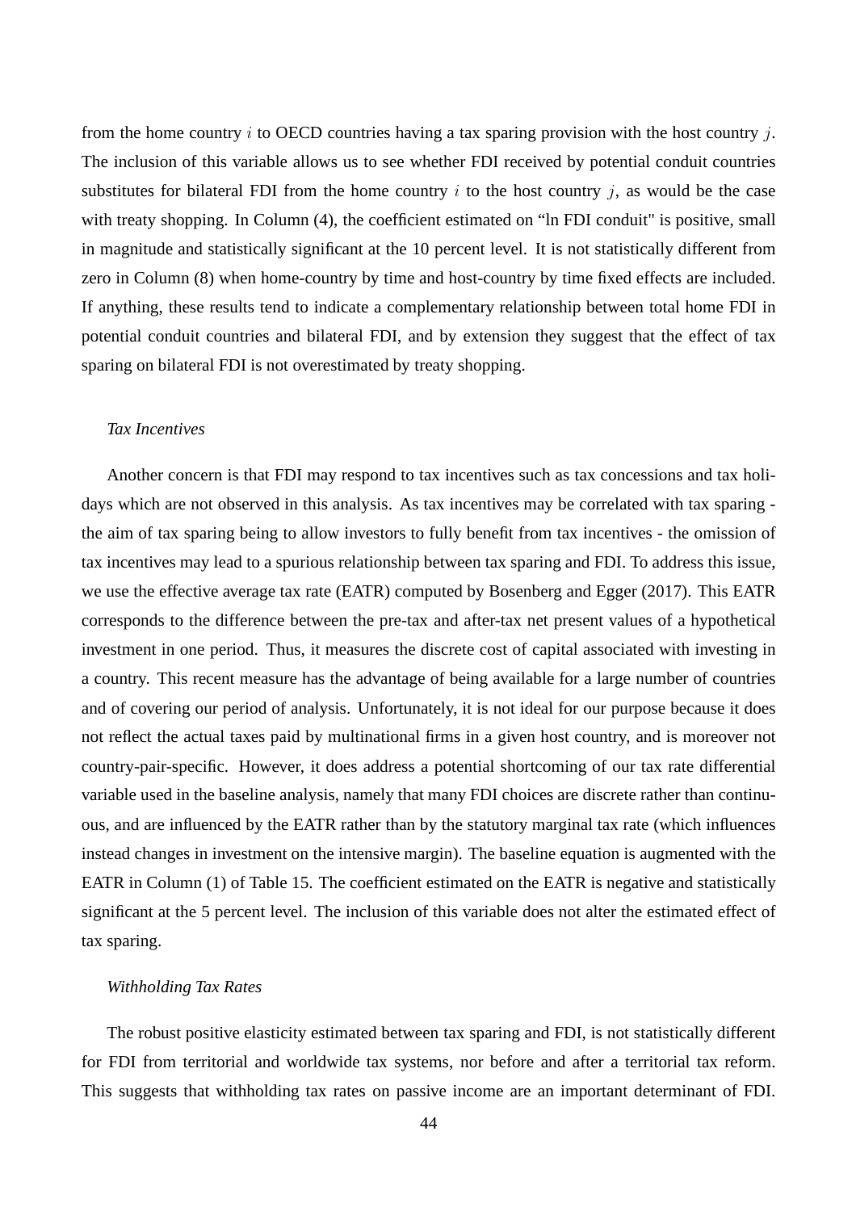from the home country $i$ to OECD countries having a tax sparing provision with the host country $j$. The inclusion of this variable allows us to see whether FDI received by potential conduit countries substitutes for bilateral FDI from the home country $i$ to the host country $j$, as would be the case with treaty shopping. In Column (4), the coefficient estimated on "ln FDI conduit" is positive, small in magnitude and statistically significant at the 10 percent level. It is not statistically different from zero in Column (8) when home-country by time and host-country by time fixed effects are included. If anything, these results tend to indicate a complementary relationship between total home FDI in potential conduit countries and bilateral FDI, and by extension they suggest that the effect of tax sparing on bilateral FDI is not overestimated by treaty shopping.

*Tax Incentives*

Another concern is that FDI may respond to tax incentives such as tax concessions and tax holidays which are not observed in this analysis. As tax incentives may be correlated with tax sparing - the aim of tax sparing being to allow investors to fully benefit from tax incentives - the omission of tax incentives may lead to a spurious relationship between tax sparing and FDI. To address this issue, we use the effective average tax rate (EATR) computed by Bosenberg and Egger (2017). This EATR corresponds to the difference between the pre-tax and after-tax net present values of a hypothetical investment in one period. Thus, it measures the discrete cost of capital associated with investing in a country. This recent measure has the advantage of being available for a large number of countries and of covering our period of analysis. Unfortunately, it is not ideal for our purpose because it does not reflect the actual taxes paid by multinational firms in a given host country, and is moreover not country-pair-specific. However, it does address a potential shortcoming of our tax rate differential variable used in the baseline analysis, namely that many FDI choices are discrete rather than continuous, and are influenced by the EATR rather than by the statutory marginal tax rate (which influences instead changes in investment on the intensive margin). The baseline equation is augmented with the EATR in Column (1) of Table 15. The coefficient estimated on the EATR is negative and statistically significant at the 5 percent level. The inclusion of this variable does not alter the estimated effect of tax sparing.

*Withholding Tax Rates*

The robust positive elasticity estimated between tax sparing and FDI, is not statistically different for FDI from territorial and worldwide tax systems, nor before and after a territorial tax reform. This suggests that withholding tax rates on passive income are an important determinant of FDI.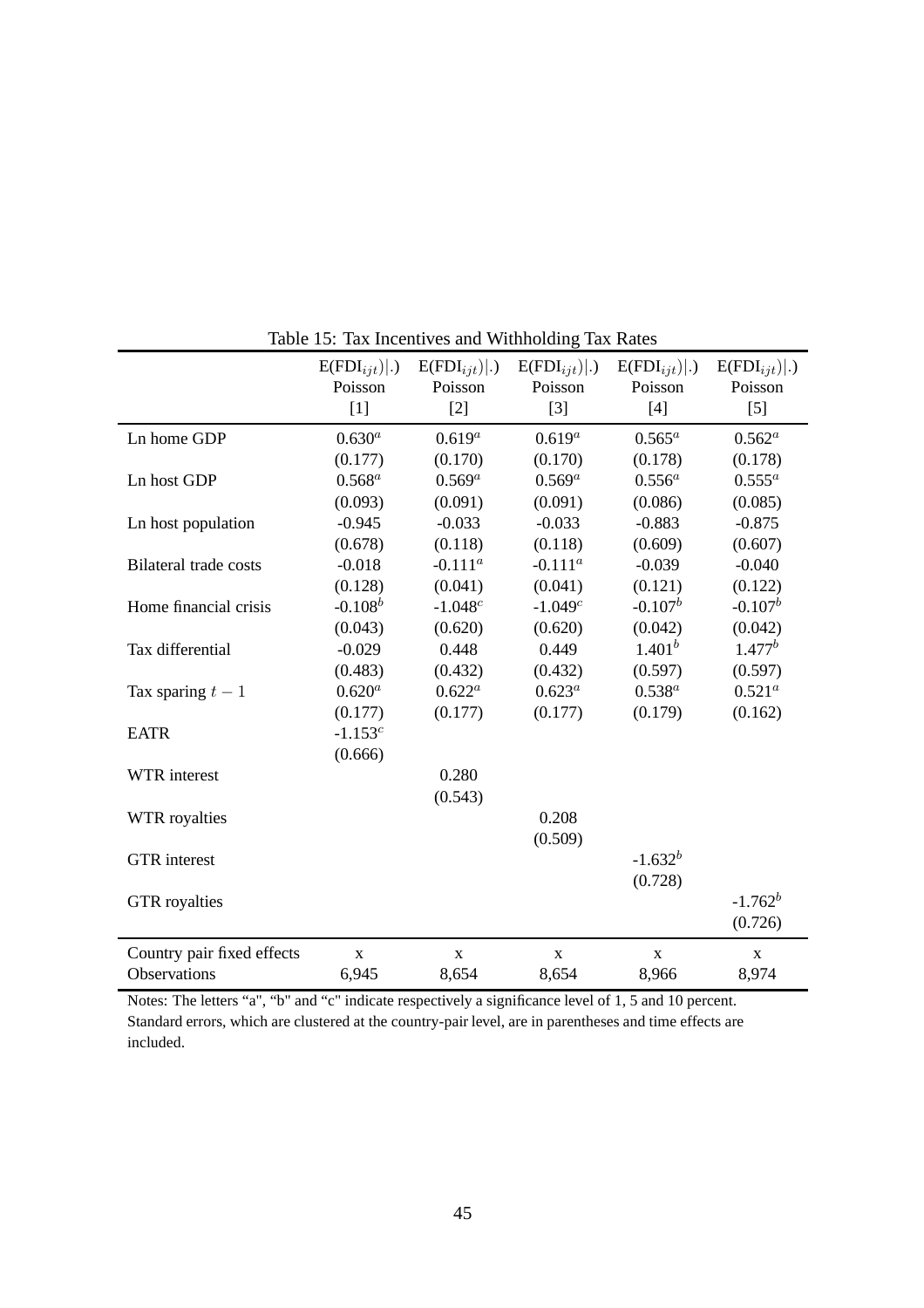Table 15: Tax Incentives and Withholding Tax Rates

| | $E(FDI_{ijt})\|.)$ | $E(FDI_{ijt})\|.)$ | $E(FDI_{ijt})\|.)$ | $E(FDI_{ijt})\|.)$ | $E(FDI_{ijt})\|.)$ |
|---|---|---|---|---|---|
| | Poisson | Poisson | Poisson | Poisson | Poisson |
| | [1] | [2] | [3] | [4] | [5] |
| Ln home GDP | $0.630^a$ | $0.619^a$ | $0.619^a$ | $0.565^a$ | $0.562^a$ |
| | (0.177) | (0.170) | (0.170) | (0.178) | (0.178) |
| Ln host GDP | $0.568^a$ | $0.569^a$ | $0.569^a$ | $0.556^a$ | $0.555^a$ |
| | (0.093) | (0.091) | (0.091) | (0.086) | (0.085) |
| Ln host population | -0.945 | -0.033 | -0.033 | -0.883 | -0.875 |
| | (0.678) | (0.118) | (0.118) | (0.609) | (0.607) |
| Bilateral trade costs | -0.018 | $-0.111^a$ | $-0.111^a$ | -0.039 | -0.040 |
| | (0.128) | (0.041) | (0.041) | (0.121) | (0.122) |
| Home financial crisis | $-0.108^b$ | $-1.048^c$ | $-1.049^c$ | $-0.107^b$ | $-0.107^b$ |
| | (0.043) | (0.620) | (0.620) | (0.042) | (0.042) |
| Tax differential | -0.029 | 0.448 | 0.449 | $1.401^b$ | $1.477^b$ |
| | (0.483) | (0.432) | (0.432) | (0.597) | (0.597) |
| Tax sparing $t-1$ | $0.620^a$ | $0.622^a$ | $0.623^a$ | $0.538^a$ | $0.521^a$ |
| | (0.177) | (0.177) | (0.177) | (0.179) | (0.162) |
| EATR | $-1.153^c$ | | | | |
| | (0.666) | | | | |
| WTR interest | | 0.280 | | | |
| | | (0.543) | | | |
| WTR royalties | | | 0.208 | | |
| | | | (0.509) | | |
| GTR interest | | | | $-1.632^b$ | |
| | | | | (0.728) | |
| GTR royalties | | | | | $-1.762^b$ |
| | | | | | (0.726) |
| Country pair fixed effects | x | x | x | x | x |
| Observations | 6,945 | 8,654 | 8,654 | 8,966 | 8,974 |

Notes: The letters "a", "b" and "c" indicate respectively a significance level of 1, 5 and 10 percent. Standard errors, which are clustered at the country-pair level, are in parentheses and time effects are included.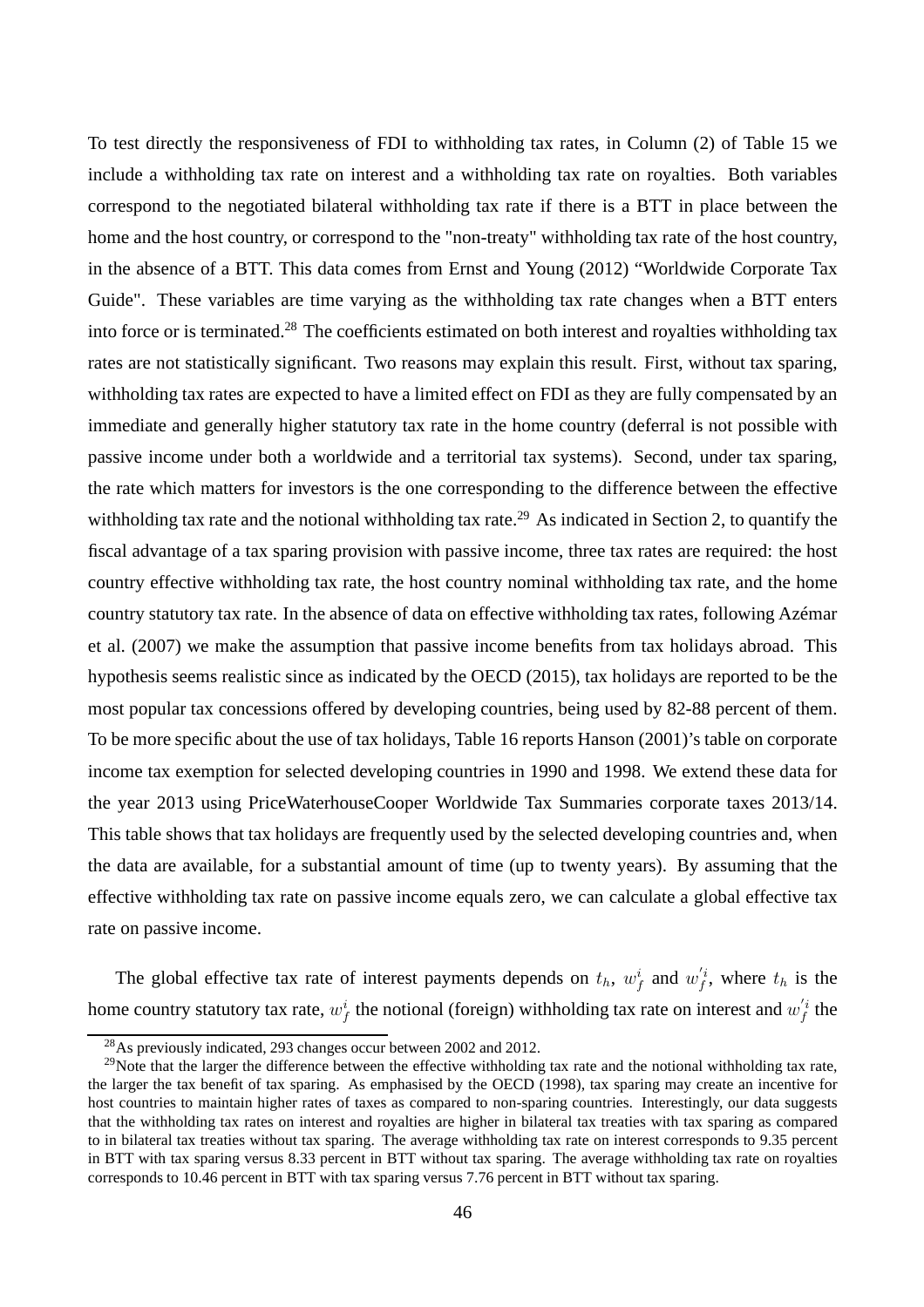To test directly the responsiveness of FDI to withholding tax rates, in Column (2) of Table 15 we include a withholding tax rate on interest and a withholding tax rate on royalties. Both variables correspond to the negotiated bilateral withholding tax rate if there is a BTT in place between the home and the host country, or correspond to the "non-treaty" withholding tax rate of the host country, in the absence of a BTT. This data comes from Ernst and Young (2012) "Worldwide Corporate Tax Guide". These variables are time varying as the withholding tax rate changes when a BTT enters into force or is terminated.[28] The coefficients estimated on both interest and royalties withholding tax rates are not statistically significant. Two reasons may explain this result. First, without tax sparing, withholding tax rates are expected to have a limited effect on FDI as they are fully compensated by an immediate and generally higher statutory tax rate in the home country (deferral is not possible with passive income under both a worldwide and a territorial tax systems). Second, under tax sparing, the rate which matters for investors is the one corresponding to the difference between the effective withholding tax rate and the notional withholding tax rate.[29] As indicated in Section 2, to quantify the fiscal advantage of a tax sparing provision with passive income, three tax rates are required: the host country effective withholding tax rate, the host country nominal withholding tax rate, and the home country statutory tax rate. In the absence of data on effective withholding tax rates, following Azémar et al. (2007) we make the assumption that passive income benefits from tax holidays abroad. This hypothesis seems realistic since as indicated by the OECD (2015), tax holidays are reported to be the most popular tax concessions offered by developing countries, being used by 82-88 percent of them. To be more specific about the use of tax holidays, Table 16 reports Hanson (2001)'s table on corporate income tax exemption for selected developing countries in 1990 and 1998. We extend these data for the year 2013 using PriceWaterhouseCooper Worldwide Tax Summaries corporate taxes 2013/14. This table shows that tax holidays are frequently used by the selected developing countries and, when the data are available, for a substantial amount of time (up to twenty years). By assuming that the effective withholding tax rate on passive income equals zero, we can calculate a global effective tax rate on passive income.

The global effective tax rate of interest payments depends on $t_h$, $w_f^i$ and $w_f^{'i}$, where $t_h$ is the home country statutory tax rate, $w_f^i$ the notional (foreign) withholding tax rate on interest and $w_f^{'i}$ the

[28] As previously indicated, 293 changes occur between 2002 and 2012.

[29] Note that the larger the difference between the effective withholding tax rate and the notional withholding tax rate, the larger the tax benefit of tax sparing. As emphasised by the OECD (1998), tax sparing may create an incentive for host countries to maintain higher rates of taxes as compared to non-sparing countries. Interestingly, our data suggests that the withholding tax rates on interest and royalties are higher in bilateral tax treaties with tax sparing as compared to in bilateral tax treaties without tax sparing. The average withholding tax rate on interest corresponds to 9.35 percent in BTT with tax sparing versus 8.33 percent in BTT without tax sparing. The average withholding tax rate on royalties corresponds to 10.46 percent in BTT with tax sparing versus 7.76 percent in BTT without tax sparing.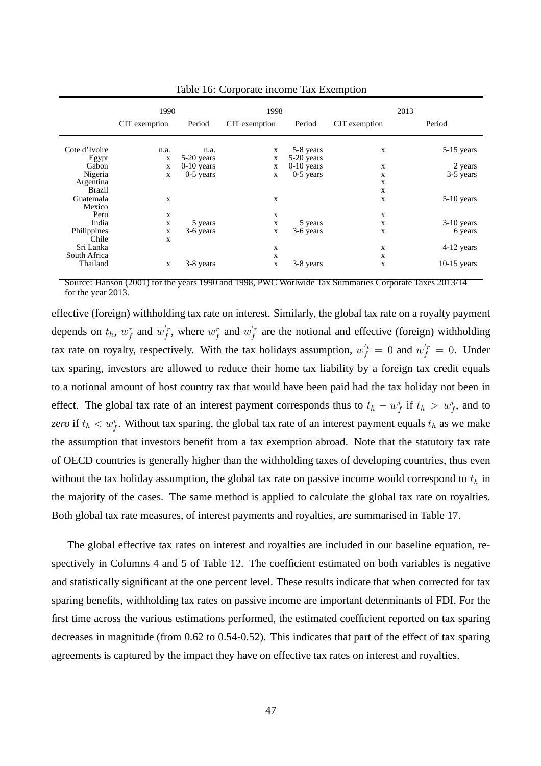Table 16: Corporate income Tax Exemption

| | 1990 | | 1998 | | 2013 | |
|---|---|---|---|---|---|---|
| | CIT exemption | Period | CIT exemption | Period | CIT exemption | Period |
| Cote d'Ivoire | n.a. | n.a. | x | 5-8 years | x | 5-15 years |
| Egypt | x | 5-20 years | x | 5-20 years | | |
| Gabon | x | 0-10 years | x | 0-10 years | x | 2 years |
| Nigeria | x | 0-5 years | x | 0-5 years | x | 3-5 years |
| Argentina | | | | | x | |
| Brazil | | | | | x | |
| Guatemala | x | | x | | x | 5-10 years |
| Mexico | | | | | | |
| Peru | x | | x | | x | |
| India | x | 5 years | x | 5 years | x | 3-10 years |
| Philippines | x | 3-6 years | x | 3-6 years | x | 6 years |
| Chile | x | | | | | |
| Sri Lanka | | | x | | x | 4-12 years |
| South Africa | | | x | | x | |
| Thailand | x | 3-8 years | x | 3-8 years | x | 10-15 years |

Source: Hanson (2001) for the years 1990 and 1998, PWC Worlwide Tax Summaries Corporate Taxes 2013/14 for the year 2013.

effective (foreign) withholding tax rate on interest. Similarly, the global tax rate on a royalty payment depends on $t_h$, $w_f^r$ and $w_f^{'r}$, where $w_f^r$ and $w_f^{'r}$ are the notional and effective (foreign) withholding tax rate on royalty, respectively. With the tax holidays assumption, $w_f^{'i} = 0$ and $w_f^{'r} = 0$. Under tax sparing, investors are allowed to reduce their home tax liability by a foreign tax credit equals to a notional amount of host country tax that would have been paid had the tax holiday not been in effect. The global tax rate of an interest payment corresponds thus to $t_h - w_f^i$ if $t_h > w_f^i$, and to *zero* if $t_h < w_f^i$. Without tax sparing, the global tax rate of an interest payment equals $t_h$ as we make the assumption that investors benefit from a tax exemption abroad. Note that the statutory tax rate of OECD countries is generally higher than the withholding taxes of developing countries, thus even without the tax holiday assumption, the global tax rate on passive income would correspond to $t_h$ in the majority of the cases. The same method is applied to calculate the global tax rate on royalties. Both global tax rate measures, of interest payments and royalties, are summarised in Table 17.

The global effective tax rates on interest and royalties are included in our baseline equation, respectively in Columns 4 and 5 of Table 12. The coefficient estimated on both variables is negative and statistically significant at the one percent level. These results indicate that when corrected for tax sparing benefits, withholding tax rates on passive income are important determinants of FDI. For the first time across the various estimations performed, the estimated coefficient reported on tax sparing decreases in magnitude (from 0.62 to 0.54-0.52). This indicates that part of the effect of tax sparing agreements is captured by the impact they have on effective tax rates on interest and royalties.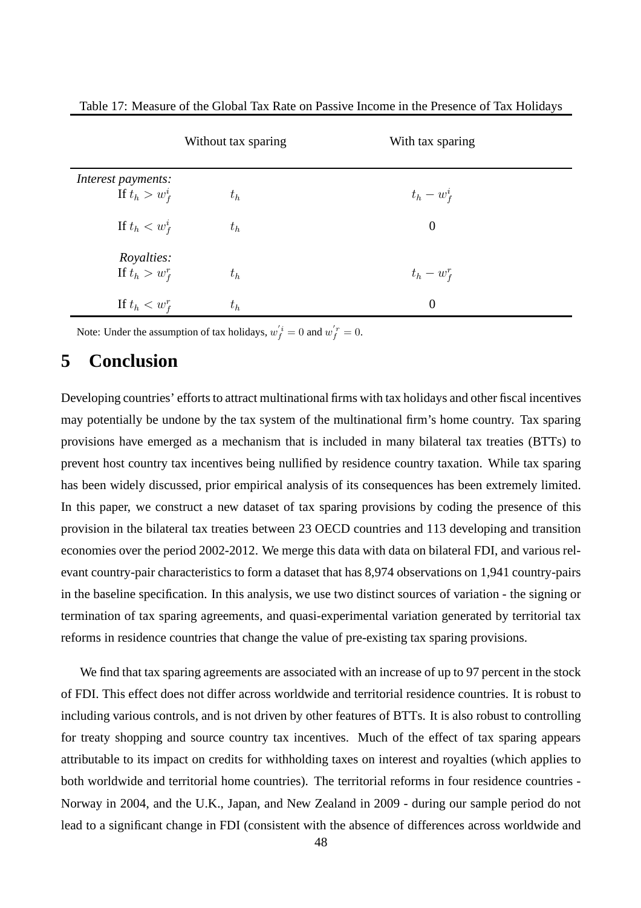Table 17: Measure of the Global Tax Rate on Passive Income in the Presence of Tax Holidays

| | Without tax sparing | With tax sparing |
|---|---|---|
| *Interest payments:* | | |
| If $t_h > w_f^i$ | $t_h$ | $t_h - w_f^i$ |
| If $t_h < w_f^i$ | $t_h$ | 0 |
| *Royalties:* | | |
| If $t_h > w_f^r$ | $t_h$ | $t_h - w_f^r$ |
| If $t_h < w_f^r$ | $t_h$ | 0 |

Note: Under the assumption of tax holidays, $w_f^{'i} = 0$ and $w_f^{'r} = 0$.

# 5 Conclusion

Developing countries' efforts to attract multinational firms with tax holidays and other fiscal incentives may potentially be undone by the tax system of the multinational firm's home country. Tax sparing provisions have emerged as a mechanism that is included in many bilateral tax treaties (BTTs) to prevent host country tax incentives being nullified by residence country taxation. While tax sparing has been widely discussed, prior empirical analysis of its consequences has been extremely limited. In this paper, we construct a new dataset of tax sparing provisions by coding the presence of this provision in the bilateral tax treaties between 23 OECD countries and 113 developing and transition economies over the period 2002-2012. We merge this data with data on bilateral FDI, and various relevant country-pair characteristics to form a dataset that has 8,974 observations on 1,941 country-pairs in the baseline specification. In this analysis, we use two distinct sources of variation - the signing or termination of tax sparing agreements, and quasi-experimental variation generated by territorial tax reforms in residence countries that change the value of pre-existing tax sparing provisions.

We find that tax sparing agreements are associated with an increase of up to 97 percent in the stock of FDI. This effect does not differ across worldwide and territorial residence countries. It is robust to including various controls, and is not driven by other features of BTTs. It is also robust to controlling for treaty shopping and source country tax incentives. Much of the effect of tax sparing appears attributable to its impact on credits for withholding taxes on interest and royalties (which applies to both worldwide and territorial home countries). The territorial reforms in four residence countries - Norway in 2004, and the U.K., Japan, and New Zealand in 2009 - during our sample period do not lead to a significant change in FDI (consistent with the absence of differences across worldwide and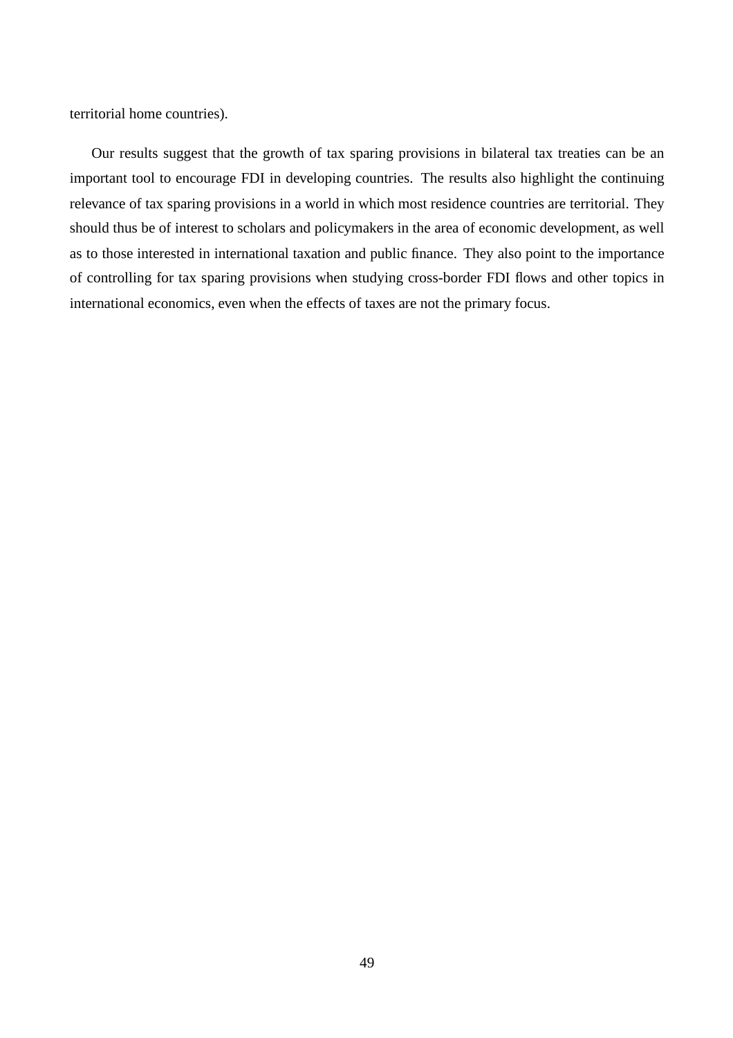territorial home countries).

Our results suggest that the growth of tax sparing provisions in bilateral tax treaties can be an important tool to encourage FDI in developing countries. The results also highlight the continuing relevance of tax sparing provisions in a world in which most residence countries are territorial. They should thus be of interest to scholars and policymakers in the area of economic development, as well as to those interested in international taxation and public finance. They also point to the importance of controlling for tax sparing provisions when studying cross-border FDI flows and other topics in international economics, even when the effects of taxes are not the primary focus.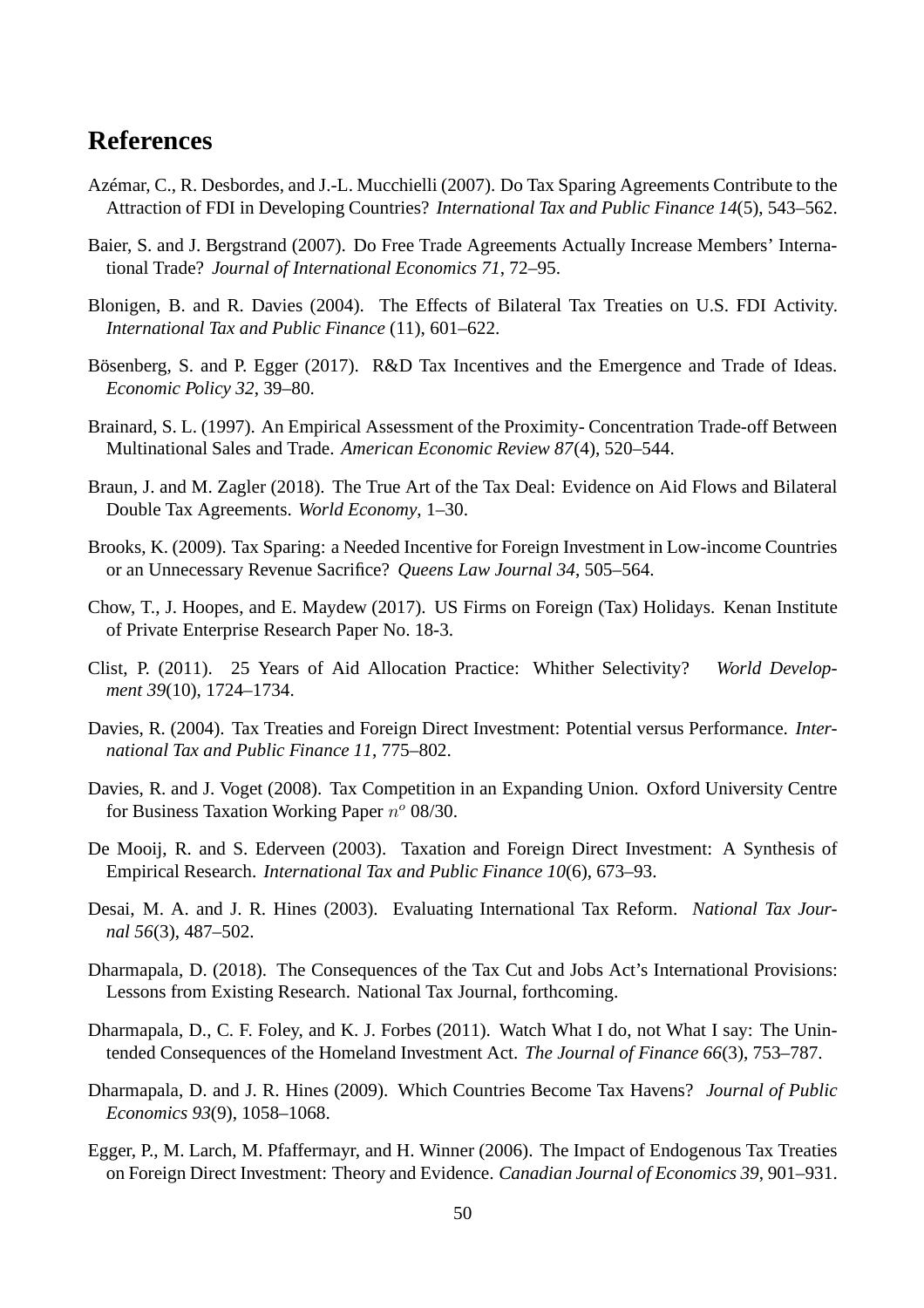## References

Azémar, C., R. Desbordes, and J.-L. Mucchielli (2007). Do Tax Sparing Agreements Contribute to the Attraction of FDI in Developing Countries? *International Tax and Public Finance 14*(5), 543–562.

Baier, S. and J. Bergstrand (2007). Do Free Trade Agreements Actually Increase Members' International Trade? *Journal of International Economics 71*, 72–95.

Blonigen, B. and R. Davies (2004). The Effects of Bilateral Tax Treaties on U.S. FDI Activity. *International Tax and Public Finance* (11), 601–622.

Bösenberg, S. and P. Egger (2017). R&D Tax Incentives and the Emergence and Trade of Ideas. *Economic Policy 32*, 39–80.

Brainard, S. L. (1997). An Empirical Assessment of the Proximity- Concentration Trade-off Between Multinational Sales and Trade. *American Economic Review 87*(4), 520–544.

Braun, J. and M. Zagler (2018). The True Art of the Tax Deal: Evidence on Aid Flows and Bilateral Double Tax Agreements. *World Economy*, 1–30.

Brooks, K. (2009). Tax Sparing: a Needed Incentive for Foreign Investment in Low-income Countries or an Unnecessary Revenue Sacrifice? *Queens Law Journal 34*, 505–564.

Chow, T., J. Hoopes, and E. Maydew (2017). US Firms on Foreign (Tax) Holidays. Kenan Institute of Private Enterprise Research Paper No. 18-3.

Clist, P. (2011). 25 Years of Aid Allocation Practice: Whither Selectivity? *World Development 39*(10), 1724–1734.

Davies, R. (2004). Tax Treaties and Foreign Direct Investment: Potential versus Performance. *International Tax and Public Finance 11*, 775–802.

Davies, R. and J. Voget (2008). Tax Competition in an Expanding Union. Oxford University Centre for Business Taxation Working Paper $n^o$ 08/30.

De Mooij, R. and S. Ederveen (2003). Taxation and Foreign Direct Investment: A Synthesis of Empirical Research. *International Tax and Public Finance 10*(6), 673–93.

Desai, M. A. and J. R. Hines (2003). Evaluating International Tax Reform. *National Tax Journal 56*(3), 487–502.

Dharmapala, D. (2018). The Consequences of the Tax Cut and Jobs Act's International Provisions: Lessons from Existing Research. National Tax Journal, forthcoming.

Dharmapala, D., C. F. Foley, and K. J. Forbes (2011). Watch What I do, not What I say: The Unintended Consequences of the Homeland Investment Act. *The Journal of Finance 66*(3), 753–787.

Dharmapala, D. and J. R. Hines (2009). Which Countries Become Tax Havens? *Journal of Public Economics 93*(9), 1058–1068.

Egger, P., M. Larch, M. Pfaffermayr, and H. Winner (2006). The Impact of Endogenous Tax Treaties on Foreign Direct Investment: Theory and Evidence. *Canadian Journal of Economics 39*, 901–931.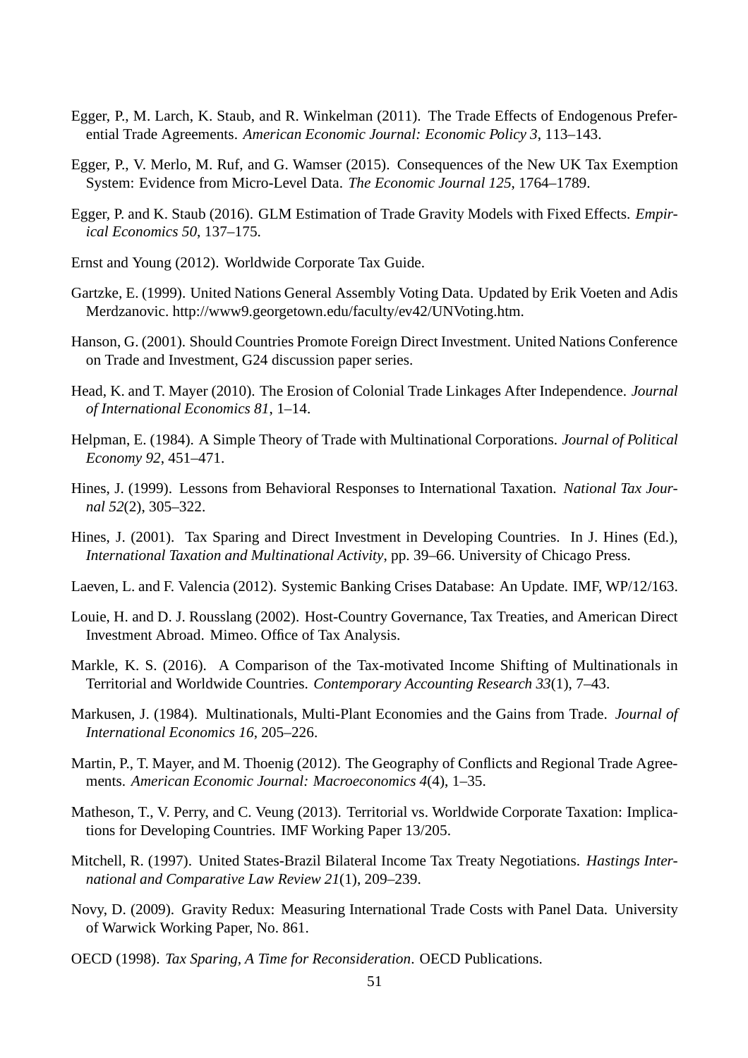Egger, P., M. Larch, K. Staub, and R. Winkelman (2011). The Trade Effects of Endogenous Preferential Trade Agreements. *American Economic Journal: Economic Policy 3*, 113–143.

Egger, P., V. Merlo, M. Ruf, and G. Wamser (2015). Consequences of the New UK Tax Exemption System: Evidence from Micro-Level Data. *The Economic Journal 125*, 1764–1789.

Egger, P. and K. Staub (2016). GLM Estimation of Trade Gravity Models with Fixed Effects. *Empirical Economics 50*, 137–175.

Ernst and Young (2012). Worldwide Corporate Tax Guide.

Gartzke, E. (1999). United Nations General Assembly Voting Data. Updated by Erik Voeten and Adis Merdzanovic. http://www9.georgetown.edu/faculty/ev42/UNVoting.htm.

Hanson, G. (2001). Should Countries Promote Foreign Direct Investment. United Nations Conference on Trade and Investment, G24 discussion paper series.

Head, K. and T. Mayer (2010). The Erosion of Colonial Trade Linkages After Independence. *Journal of International Economics 81*, 1–14.

Helpman, E. (1984). A Simple Theory of Trade with Multinational Corporations. *Journal of Political Economy 92*, 451–471.

Hines, J. (1999). Lessons from Behavioral Responses to International Taxation. *National Tax Journal 52*(2), 305–322.

Hines, J. (2001). Tax Sparing and Direct Investment in Developing Countries. In J. Hines (Ed.), *International Taxation and Multinational Activity*, pp. 39–66. University of Chicago Press.

Laeven, L. and F. Valencia (2012). Systemic Banking Crises Database: An Update. IMF, WP/12/163.

Louie, H. and D. J. Rousslang (2002). Host-Country Governance, Tax Treaties, and American Direct Investment Abroad. Mimeo. Office of Tax Analysis.

Markle, K. S. (2016). A Comparison of the Tax-motivated Income Shifting of Multinationals in Territorial and Worldwide Countries. *Contemporary Accounting Research 33*(1), 7–43.

Markusen, J. (1984). Multinationals, Multi-Plant Economies and the Gains from Trade. *Journal of International Economics 16*, 205–226.

Martin, P., T. Mayer, and M. Thoenig (2012). The Geography of Conflicts and Regional Trade Agreements. *American Economic Journal: Macroeconomics 4*(4), 1–35.

Matheson, T., V. Perry, and C. Veung (2013). Territorial vs. Worldwide Corporate Taxation: Implications for Developing Countries. IMF Working Paper 13/205.

Mitchell, R. (1997). United States-Brazil Bilateral Income Tax Treaty Negotiations. *Hastings International and Comparative Law Review 21*(1), 209–239.

Novy, D. (2009). Gravity Redux: Measuring International Trade Costs with Panel Data. University of Warwick Working Paper, No. 861.

OECD (1998). *Tax Sparing, A Time for Reconsideration*. OECD Publications.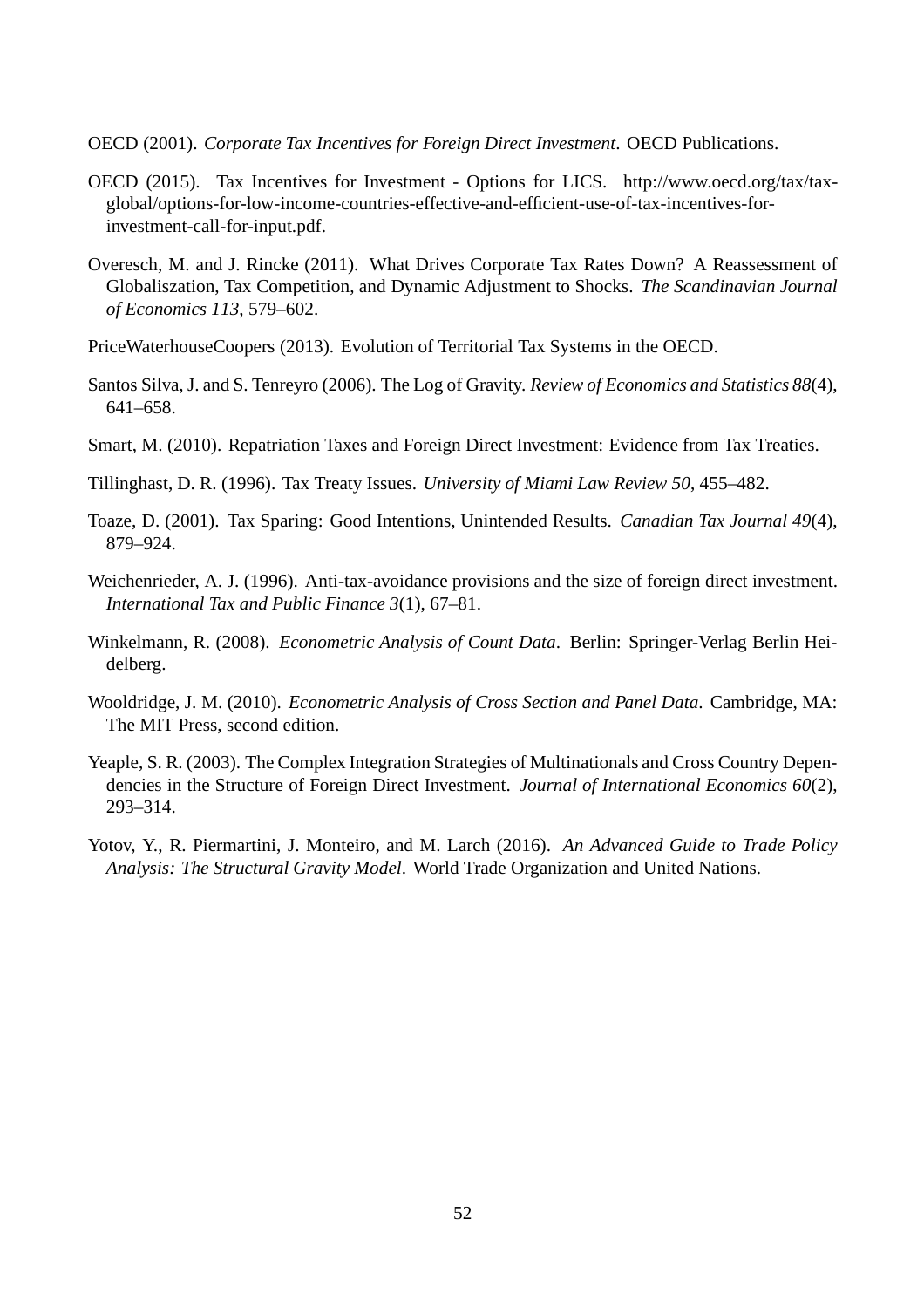OECD (2001). *Corporate Tax Incentives for Foreign Direct Investment*. OECD Publications.

OECD (2015). Tax Incentives for Investment - Options for LICS. http://www.oecd.org/tax/tax-global/options-for-low-income-countries-effective-and-efficient-use-of-tax-incentives-for-investment-call-for-input.pdf.

Overesch, M. and J. Rincke (2011). What Drives Corporate Tax Rates Down? A Reassessment of Globaliszation, Tax Competition, and Dynamic Adjustment to Shocks. *The Scandinavian Journal of Economics 113*, 579–602.

PriceWaterhouseCoopers (2013). Evolution of Territorial Tax Systems in the OECD.

Santos Silva, J. and S. Tenreyro (2006). The Log of Gravity. *Review of Economics and Statistics 88*(4), 641–658.

Smart, M. (2010). Repatriation Taxes and Foreign Direct Investment: Evidence from Tax Treaties.

Tillinghast, D. R. (1996). Tax Treaty Issues. *University of Miami Law Review 50*, 455–482.

Toaze, D. (2001). Tax Sparing: Good Intentions, Unintended Results. *Canadian Tax Journal 49*(4), 879–924.

Weichenrieder, A. J. (1996). Anti-tax-avoidance provisions and the size of foreign direct investment. *International Tax and Public Finance 3*(1), 67–81.

Winkelmann, R. (2008). *Econometric Analysis of Count Data*. Berlin: Springer-Verlag Berlin Heidelberg.

Wooldridge, J. M. (2010). *Econometric Analysis of Cross Section and Panel Data*. Cambridge, MA: The MIT Press, second edition.

Yeaple, S. R. (2003). The Complex Integration Strategies of Multinationals and Cross Country Dependencies in the Structure of Foreign Direct Investment. *Journal of International Economics 60*(2), 293–314.

Yotov, Y., R. Piermartini, J. Monteiro, and M. Larch (2016). *An Advanced Guide to Trade Policy Analysis: The Structural Gravity Model*. World Trade Organization and United Nations.